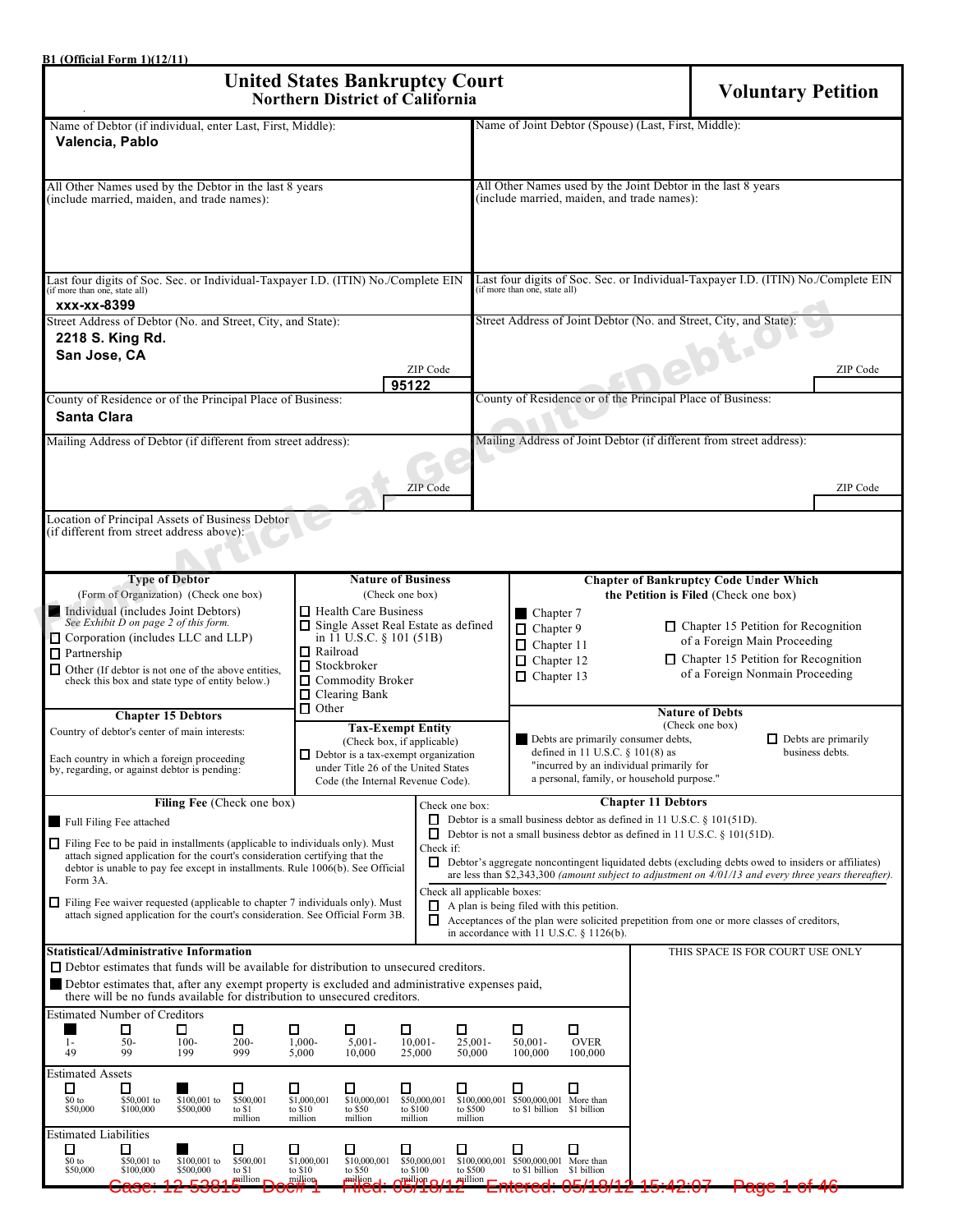B1 (Official Form 1)(12/11)

# United States Bankruptcy Court
## Northern District of California

# Voluntary Petition

| Debtor | Joint Debtor (Spouse) |
|---|---|
| Name of Debtor (if individual, enter Last, First, Middle): **Valencia, Pablo** | Name of Joint Debtor (Spouse) (Last, First, Middle): |
| All Other Names used by the Debtor in the last 8 years (include married, maiden, and trade names): | All Other Names used by the Joint Debtor in the last 8 years (include married, maiden, and trade names): |
| Last four digits of Soc. Sec. or Individual-Taxpayer I.D. (ITIN) No./Complete EIN (if more than one, state all): **xxx-xx-8399** | Last four digits of Soc. Sec. or Individual-Taxpayer I.D. (ITIN) No./Complete EIN (if more than one, state all): |
| Street Address of Debtor (No. and Street, City, and State): **2218 S. King Rd. San Jose, CA** ZIP Code **95122** | Street Address of Joint Debtor (No. and Street, City, and State): ZIP Code |
| County of Residence or of the Principal Place of Business: **Santa Clara** | County of Residence or of the Principal Place of Business: |
| Mailing Address of Debtor (if different from street address): ZIP Code | Mailing Address of Joint Debtor (if different from street address): ZIP Code |

Location of Principal Assets of Business Debtor (if different from street address above):

**Type of Debtor** (Form of Organization) (Check one box)
- ■ Individual (includes Joint Debtors) *See Exhibit D on page 2 of this form.*
- ☐ Corporation (includes LLC and LLP)
- ☐ Partnership
- ☐ Other (If debtor is not one of the above entities, check this box and state type of entity below.)

**Chapter 15 Debtors**
Country of debtor's center of main interests:
Each country in which a foreign proceeding by, regarding, or against debtor is pending:

**Nature of Business** (Check one box)
- ☐ Health Care Business
- ☐ Single Asset Real Estate as defined in 11 U.S.C. § 101 (51B)
- ☐ Railroad
- ☐ Stockbroker
- ☐ Commodity Broker
- ☐ Clearing Bank
- ☐ Other

**Tax-Exempt Entity** (Check box, if applicable)
- ☐ Debtor is a tax-exempt organization under Title 26 of the United States Code (the Internal Revenue Code).

**Chapter of Bankruptcy Code Under Which the Petition is Filed** (Check one box)
- ■ Chapter 7
- ☐ Chapter 9
- ☐ Chapter 11
- ☐ Chapter 12
- ☐ Chapter 13
- ☐ Chapter 15 Petition for Recognition of a Foreign Main Proceeding
- ☐ Chapter 15 Petition for Recognition of a Foreign Nonmain Proceeding

**Nature of Debts** (Check one box)
- ■ Debts are primarily consumer debts, defined in 11 U.S.C. § 101(8) as "incurred by an individual primarily for a personal, family, or household purpose."
- ☐ Debts are primarily business debts.

**Filing Fee** (Check one box)
- ■ Full Filing Fee attached
- ☐ Filing Fee to be paid in installments (applicable to individuals only). Must attach signed application for the court's consideration certifying that the debtor is unable to pay fee except in installments. Rule 1006(b). See Official Form 3A.
- ☐ Filing Fee waiver requested (applicable to chapter 7 individuals only). Must attach signed application for the court's consideration. See Official Form 3B.

**Chapter 11 Debtors**

Check one box:
- ☐ Debtor is a small business debtor as defined in 11 U.S.C. § 101(51D).
- ☐ Debtor is not a small business debtor as defined in 11 U.S.C. § 101(51D).

Check if:
- ☐ Debtor's aggregate noncontingent liquidated debts (excluding debts owed to insiders or affiliates) are less than $2,343,300 *(amount subject to adjustment on 4/01/13 and every three years thereafter).*

Check all applicable boxes:
- ☐ A plan is being filed with this petition.
- ☐ Acceptances of the plan were solicited prepetition from one or more classes of creditors, in accordance with 11 U.S.C. § 1126(b).

**Statistical/Administrative Information**

THIS SPACE IS FOR COURT USE ONLY

- ☐ Debtor estimates that funds will be available for distribution to unsecured creditors.
- ■ Debtor estimates that, after any exempt property is excluded and administrative expenses paid, there will be no funds available for distribution to unsecured creditors.

Estimated Number of Creditors

| ■ 1-49 | ☐ 50-99 | ☐ 100-199 | ☐ 200-999 | ☐ 1,000-5,000 | ☐ 5,001-10,000 | ☐ 10,001-25,000 | ☐ 25,001-50,000 | ☐ 50,001-100,000 | ☐ OVER 100,000 |
|---|---|---|---|---|---|---|---|---|---|

Estimated Assets

| ☐ $0 to $50,000 | ☐ $50,001 to $100,000 | ■ $100,001 to $500,000 | ☐ $500,001 to $1 million | ☐ $1,000,001 to $10 million | ☐ $10,000,001 to $50 million | ☐ $50,000,001 to $100 million | ☐ $100,000,001 to $500 million | ☐ $500,000,001 to $1 billion | ☐ More than $1 billion |
|---|---|---|---|---|---|---|---|---|---|

Estimated Liabilities

| ☐ $0 to $50,000 | ☐ $50,001 to $100,000 | ■ $100,001 to $500,000 | ☐ $500,001 to $1 million | ☐ $1,000,001 to $10 million | ☐ $10,000,001 to $50 million | ☐ $50,000,001 to $100 million | ☐ $100,000,001 to $500 million | ☐ $500,000,001 to $1 billion | ☐ More than $1 billion |
|---|---|---|---|---|---|---|---|---|---|

Case: 12-53815 Doc# 1 Filed: 05/18/12 Entered: 05/18/12 15:42:07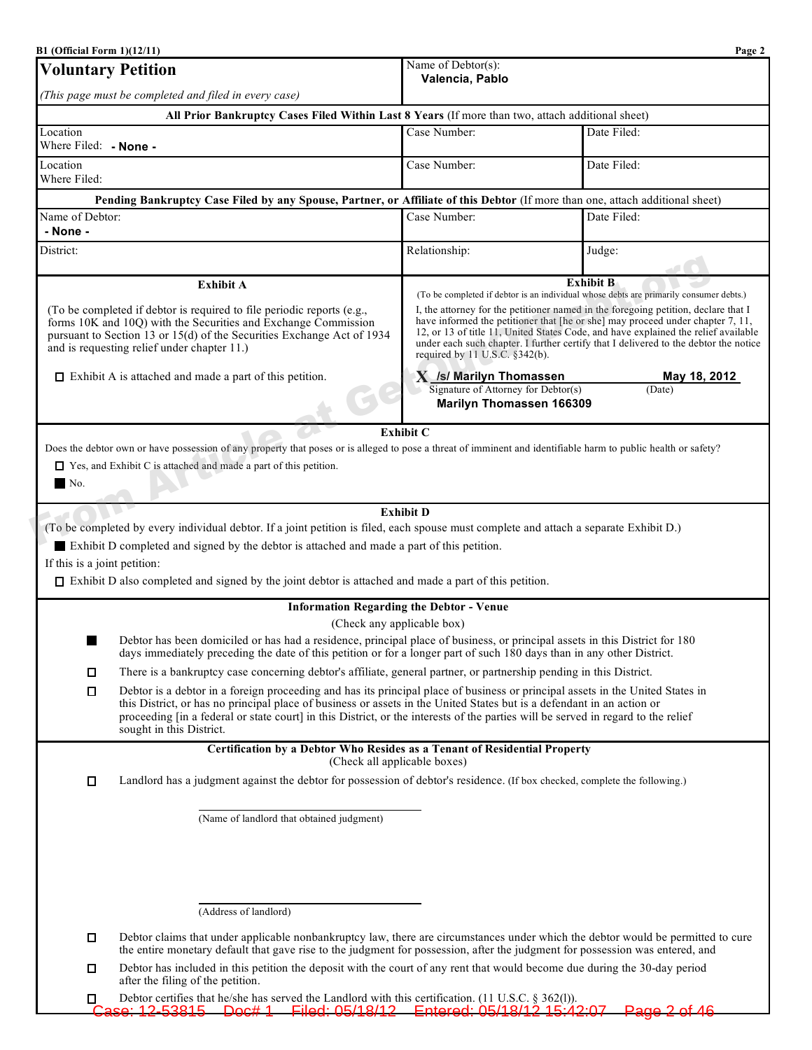B1 (Official Form 1)(12/11)

| **Voluntary Petition** | Name of Debtor(s): |
|---|---|
| *(This page must be completed and filed in every case)* | **Valencia, Pablo** |

**All Prior Bankruptcy Cases Filed Within Last 8 Years** (If more than two, attach additional sheet)

| Location Where Filed: | Case Number: | Date Filed: |
|---|---|---|
| **- None -** | | |
| Location Where Filed: | Case Number: | Date Filed: |

**Pending Bankruptcy Case Filed by any Spouse, Partner, or Affiliate of this Debtor** (If more than one, attach additional sheet)

| Name of Debtor: | Case Number: | Date Filed: |
|---|---|---|
| **- None -** | | |
| District: | Relationship: | Judge: |

**Exhibit A**

(To be completed if debtor is required to file periodic reports (e.g., forms 10K and 10Q) with the Securities and Exchange Commission pursuant to Section 13 or 15(d) of the Securities Exchange Act of 1934 and is requesting relief under chapter 11.)

☐ Exhibit A is attached and made a part of this petition.

**Exhibit B**

(To be completed if debtor is an individual whose debts are primarily consumer debts.)

I, the attorney for the petitioner named in the foregoing petition, declare that I have informed the petitioner that [he or she] may proceed under chapter 7, 11, 12, or 13 of title 11, United States Code, and have explained the relief available under each such chapter. I further certify that I delivered to the debtor the notice required by 11 U.S.C. §342(b).

X **/s/ Marilyn Thomassen** — **May 18, 2012**

Signature of Attorney for Debtor(s) — (Date)

**Marilyn Thomassen 166309**

**Exhibit C**

Does the debtor own or have possession of any property that poses or is alleged to pose a threat of imminent and identifiable harm to public health or safety?

☐ Yes, and Exhibit C is attached and made a part of this petition.

■ No.

**Exhibit D**

(To be completed by every individual debtor. If a joint petition is filed, each spouse must complete and attach a separate Exhibit D.)

■ Exhibit D completed and signed by the debtor is attached and made a part of this petition.

If this is a joint petition:

☐ Exhibit D also completed and signed by the joint debtor is attached and made a part of this petition.

**Information Regarding the Debtor - Venue**

(Check any applicable box)

■ Debtor has been domiciled or has had a residence, principal place of business, or principal assets in this District for 180 days immediately preceding the date of this petition or for a longer part of such 180 days than in any other District.

☐ There is a bankruptcy case concerning debtor's affiliate, general partner, or partnership pending in this District.

☐ Debtor is a debtor in a foreign proceeding and has its principal place of business or principal assets in the United States in this District, or has no principal place of business or assets in the United States but is a defendant in an action or proceeding [in a federal or state court] in this District, or the interests of the parties will be served in regard to the relief sought in this District.

**Certification by a Debtor Who Resides as a Tenant of Residential Property**

(Check all applicable boxes)

☐ Landlord has a judgment against the debtor for possession of debtor's residence. (If box checked, complete the following.)

(Name of landlord that obtained judgment)

(Address of landlord)

☐ Debtor claims that under applicable nonbankruptcy law, there are circumstances under which the debtor would be permitted to cure the entire monetary default that gave rise to the judgment for possession, after the judgment for possession was entered, and

☐ Debtor has included in this petition the deposit with the court of any rent that would become due during the 30-day period after the filing of the petition.

☐ Debtor certifies that he/she has served the Landlord with this certification. (11 U.S.C. § 362(l)).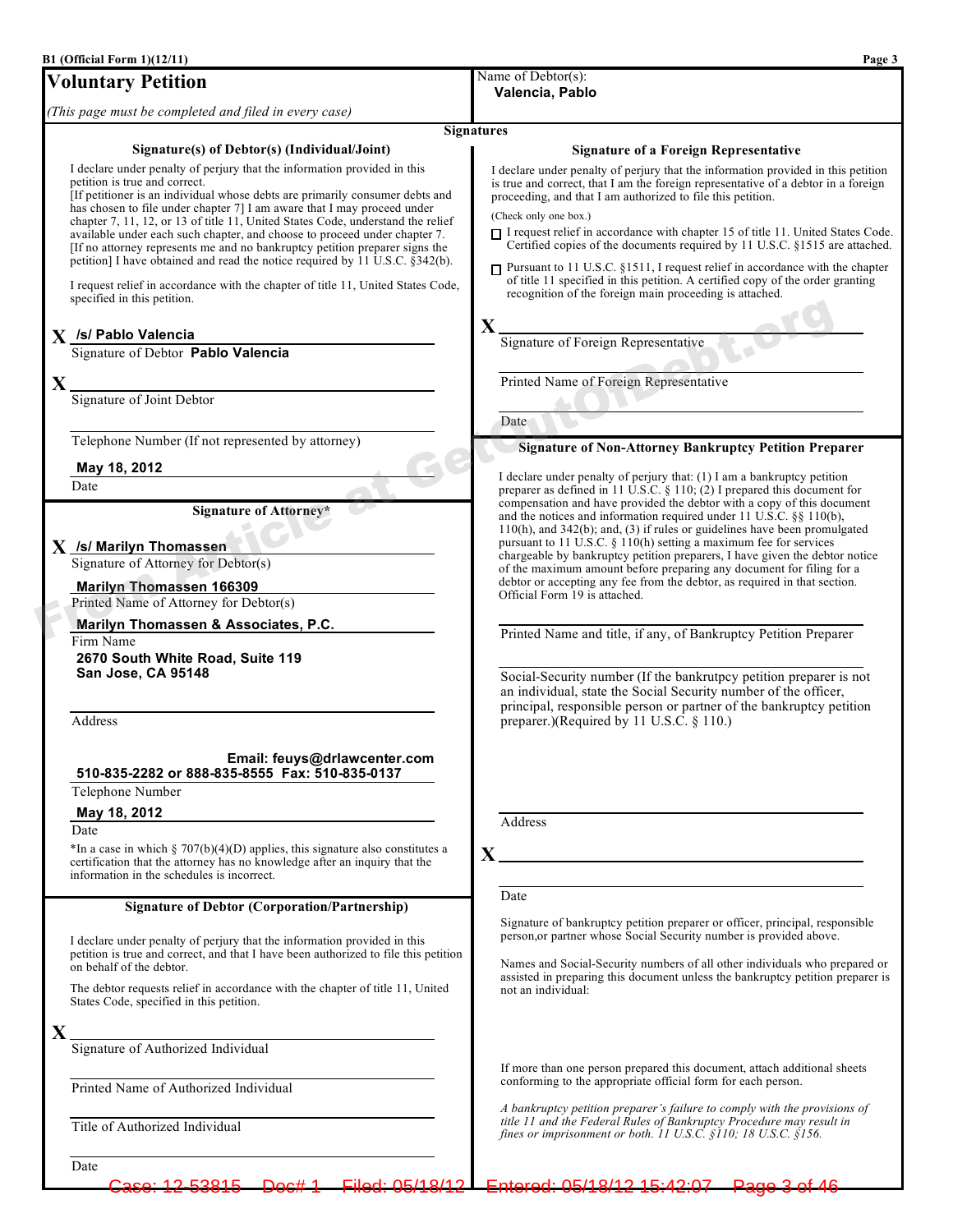B1 (Official Form 1)(12/11)

## Voluntary Petition

*(This page must be completed and filed in every case)*

Name of Debtor(s):
**Valencia, Pablo**

### Signatures

#### Signature(s) of Debtor(s) (Individual/Joint)

I declare under penalty of perjury that the information provided in this petition is true and correct.
[If petitioner is an individual whose debts are primarily consumer debts and has chosen to file under chapter 7] I am aware that I may proceed under chapter 7, 11, 12, or 13 of title 11, United States Code, understand the relief available under each such chapter, and choose to proceed under chapter 7.
[If no attorney represents me and no bankruptcy petition preparer signs the petition] I have obtained and read the notice required by 11 U.S.C. §342(b).

I request relief in accordance with the chapter of title 11, United States Code, specified in this petition.

X **/s/ Pablo Valencia**
Signature of Debtor **Pablo Valencia**

X ______________________
Signature of Joint Debtor

______________________
Telephone Number (If not represented by attorney)

**May 18, 2012**
Date

#### Signature of Attorney*

X **/s/ Marilyn Thomassen**
Signature of Attorney for Debtor(s)

**Marilyn Thomassen 166309**
Printed Name of Attorney for Debtor(s)

**Marilyn Thomassen & Associates, P.C.**
Firm Name

**2670 South White Road, Suite 119**
**San Jose, CA 95148**

Address

**Email: feuys@drlawcenter.com**
**510-835-2282 or 888-835-8555 Fax: 510-835-0137**
Telephone Number

**May 18, 2012**
Date

*In a case in which § 707(b)(4)(D) applies, this signature also constitutes a certification that the attorney has no knowledge after an inquiry that the information in the schedules is incorrect.

#### Signature of Debtor (Corporation/Partnership)

I declare under penalty of perjury that the information provided in this petition is true and correct, and that I have been authorized to file this petition on behalf of the debtor.

The debtor requests relief in accordance with the chapter of title 11, United States Code, specified in this petition.

X ______________________
Signature of Authorized Individual

______________________
Printed Name of Authorized Individual

______________________
Title of Authorized Individual

______________________
Date

#### Signature of a Foreign Representative

I declare under penalty of perjury that the information provided in this petition is true and correct, that I am the foreign representative of a debtor in a foreign proceeding, and that I am authorized to file this petition.

(Check only one box.)

☐ I request relief in accordance with chapter 15 of title 11. United States Code. Certified copies of the documents required by 11 U.S.C. §1515 are attached.

☐ Pursuant to 11 U.S.C. §1511, I request relief in accordance with the chapter of title 11 specified in this petition. A certified copy of the order granting recognition of the foreign main proceeding is attached.

X ______________________
Signature of Foreign Representative

______________________
Printed Name of Foreign Representative

______________________
Date

#### Signature of Non-Attorney Bankruptcy Petition Preparer

I declare under penalty of perjury that: (1) I am a bankruptcy petition preparer as defined in 11 U.S.C. § 110; (2) I prepared this document for compensation and have provided the debtor with a copy of this document and the notices and information required under 11 U.S.C. §§ 110(b), 110(h), and 342(b); and, (3) if rules or guidelines have been promulgated pursuant to 11 U.S.C. § 110(h) setting a maximum fee for services chargeable by bankruptcy petition preparers, I have given the debtor notice of the maximum amount before preparing any document for filing for a debtor or accepting any fee from the debtor, as required in that section. Official Form 19 is attached.

______________________
Printed Name and title, if any, of Bankruptcy Petition Preparer

______________________
Social-Security number (If the bankrutpcy petition preparer is not an individual, state the Social Security number of the officer, principal, responsible person or partner of the bankruptcy petition preparer.)(Required by 11 U.S.C. § 110.)

______________________
Address

X ______________________

______________________
Date

Signature of bankruptcy petition preparer or officer, principal, responsible person,or partner whose Social Security number is provided above.

Names and Social-Security numbers of all other individuals who prepared or assisted in preparing this document unless the bankruptcy petition preparer is not an individual:

If more than one person prepared this document, attach additional sheets conforming to the appropriate official form for each person.

*A bankruptcy petition preparer's failure to comply with the provisions of title 11 and the Federal Rules of Bankruptcy Procedure may result in fines or imprisonment or both. 11 U.S.C. §110; 18 U.S.C. §156.*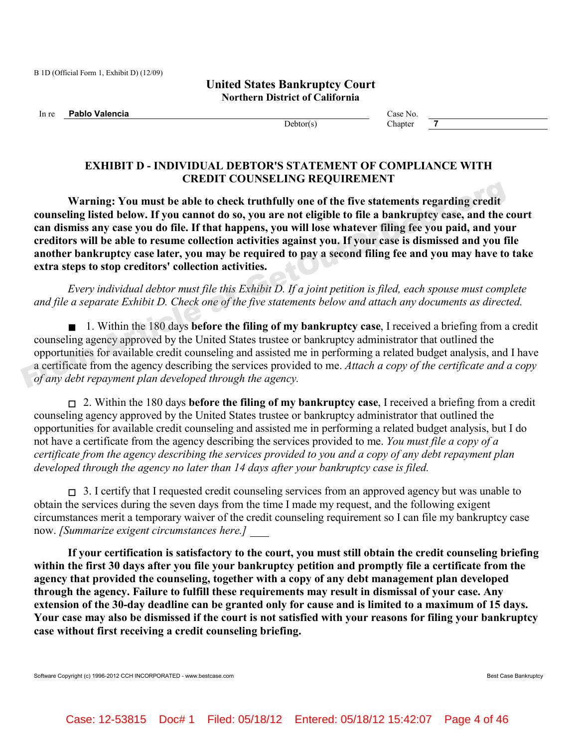B 1D (Official Form 1, Exhibit D) (12/09)

**United States Bankruptcy Court**
**Northern District of California**

In re **Pablo Valencia** Debtor(s)

Case No.
Chapter **7**

## EXHIBIT D - INDIVIDUAL DEBTOR'S STATEMENT OF COMPLIANCE WITH CREDIT COUNSELING REQUIREMENT

**Warning: You must be able to check truthfully one of the five statements regarding credit counseling listed below. If you cannot do so, you are not eligible to file a bankruptcy case, and the court can dismiss any case you do file. If that happens, you will lose whatever filing fee you paid, and your creditors will be able to resume collection activities against you. If your case is dismissed and you file another bankruptcy case later, you may be required to pay a second filing fee and you may have to take extra steps to stop creditors' collection activities.**

*Every individual debtor must file this Exhibit D. If a joint petition is filed, each spouse must complete and file a separate Exhibit D. Check one of the five statements below and attach any documents as directed.*

■ 1. Within the 180 days **before the filing of my bankruptcy case**, I received a briefing from a credit counseling agency approved by the United States trustee or bankruptcy administrator that outlined the opportunities for available credit counseling and assisted me in performing a related budget analysis, and I have a certificate from the agency describing the services provided to me. *Attach a copy of the certificate and a copy of any debt repayment plan developed through the agency.*

□ 2. Within the 180 days **before the filing of my bankruptcy case**, I received a briefing from a credit counseling agency approved by the United States trustee or bankruptcy administrator that outlined the opportunities for available credit counseling and assisted me in performing a related budget analysis, but I do not have a certificate from the agency describing the services provided to me. *You must file a copy of a certificate from the agency describing the services provided to you and a copy of any debt repayment plan developed through the agency no later than 14 days after your bankruptcy case is filed.*

□ 3. I certify that I requested credit counseling services from an approved agency but was unable to obtain the services during the seven days from the time I made my request, and the following exigent circumstances merit a temporary waiver of the credit counseling requirement so I can file my bankruptcy case now. *[Summarize exigent circumstances here.]* ___

**If your certification is satisfactory to the court, you must still obtain the credit counseling briefing within the first 30 days after you file your bankruptcy petition and promptly file a certificate from the agency that provided the counseling, together with a copy of any debt management plan developed through the agency. Failure to fulfill these requirements may result in dismissal of your case. Any extension of the 30-day deadline can be granted only for cause and is limited to a maximum of 15 days. Your case may also be dismissed if the court is not satisfied with your reasons for filing your bankruptcy case without first receiving a credit counseling briefing.**

Software Copyright (c) 1996-2012 CCH INCORPORATED - www.bestcase.com Best Case Bankruptcy

Case: 12-53815 Doc# 1 Filed: 05/18/12 Entered: 05/18/12 15:42:07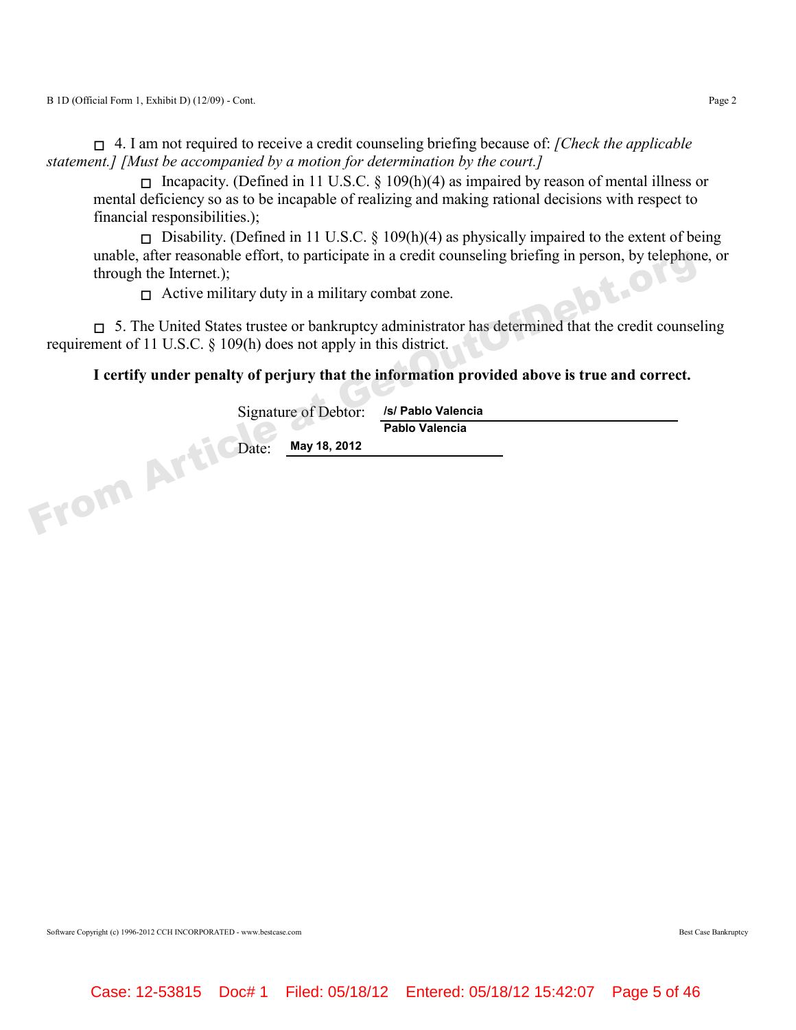☐ 4. I am not required to receive a credit counseling briefing because of: *[Check the applicable statement.] [Must be accompanied by a motion for determination by the court.]*

☐ Incapacity. (Defined in 11 U.S.C. § 109(h)(4) as impaired by reason of mental illness or mental deficiency so as to be incapable of realizing and making rational decisions with respect to financial responsibilities.);

☐ Disability. (Defined in 11 U.S.C. § 109(h)(4) as physically impaired to the extent of being unable, after reasonable effort, to participate in a credit counseling briefing in person, by telephone, or through the Internet.);

☐ Active military duty in a military combat zone.

☐ 5. The United States trustee or bankruptcy administrator has determined that the credit counseling requirement of 11 U.S.C. § 109(h) does not apply in this district.

**I certify under penalty of perjury that the information provided above is true and correct.**

Signature of Debtor: **/s/ Pablo Valencia**
**Pablo Valencia**

Date: **May 18, 2012**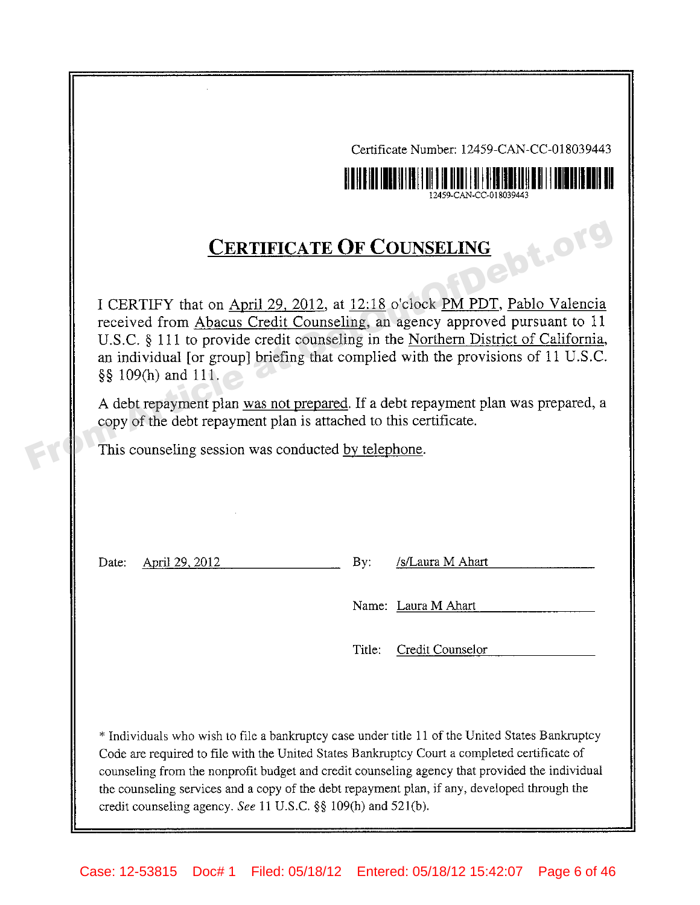Certificate Number: 12459-CAN-CC-018039443

12459-CAN-CC-018039443

# CERTIFICATE OF COUNSELING

I CERTIFY that on April 29, 2012, at 12:18 o'clock PM PDT, Pablo Valencia received from Abacus Credit Counseling, an agency approved pursuant to 11 U.S.C. § 111 to provide credit counseling in the Northern District of California, an individual [or group] briefing that complied with the provisions of 11 U.S.C. §§ 109(h) and 111.

A debt repayment plan was not prepared. If a debt repayment plan was prepared, a copy of the debt repayment plan is attached to this certificate.

This counseling session was conducted by telephone.

Date: April 29, 2012

By: /s/Laura M Ahart

Name: Laura M Ahart

Title: Credit Counselor

\* Individuals who wish to file a bankruptcy case under title 11 of the United States Bankruptcy Code are required to file with the United States Bankruptcy Court a completed certificate of counseling from the nonprofit budget and credit counseling agency that provided the individual the counseling services and a copy of the debt repayment plan, if any, developed through the credit counseling agency. *See* 11 U.S.C. §§ 109(h) and 521(b).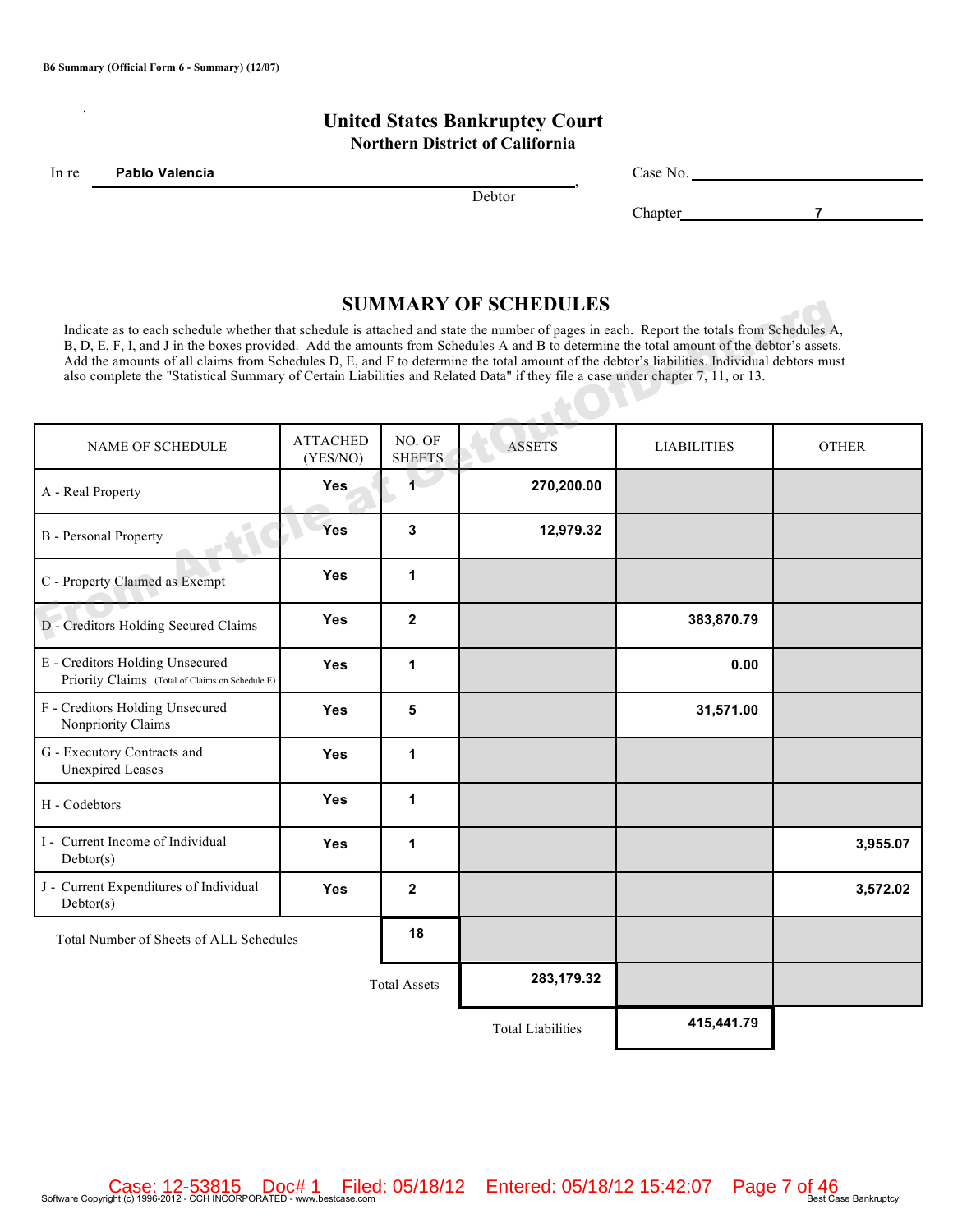B6 Summary (Official Form 6 - Summary) (12/07)

# United States Bankruptcy Court
## Northern District of California

In re **Pablo Valencia**, Debtor

Case No. ______

Chapter **7**

## SUMMARY OF SCHEDULES

Indicate as to each schedule whether that schedule is attached and state the number of pages in each. Report the totals from Schedules A, B, D, E, F, I, and J in the boxes provided. Add the amounts from Schedules A and B to determine the total amount of the debtor's assets. Add the amounts of all claims from Schedules D, E, and F to determine the total amount of the debtor's liabilities. Individual debtors must also complete the "Statistical Summary of Certain Liabilities and Related Data" if they file a case under chapter 7, 11, or 13.

| NAME OF SCHEDULE | ATTACHED (YES/NO) | NO. OF SHEETS | ASSETS | LIABILITIES | OTHER |
|---|---|---|---|---|---|
| A - Real Property | Yes | 1 | 270,200.00 | | |
| B - Personal Property | Yes | 3 | 12,979.32 | | |
| C - Property Claimed as Exempt | Yes | 1 | | | |
| D - Creditors Holding Secured Claims | Yes | 2 | | 383,870.79 | |
| E - Creditors Holding Unsecured Priority Claims (Total of Claims on Schedule E) | Yes | 1 | | 0.00 | |
| F - Creditors Holding Unsecured Nonpriority Claims | Yes | 5 | | 31,571.00 | |
| G - Executory Contracts and Unexpired Leases | Yes | 1 | | | |
| H - Codebtors | Yes | 1 | | | |
| I - Current Income of Individual Debtor(s) | Yes | 1 | | | 3,955.07 |
| J - Current Expenditures of Individual Debtor(s) | Yes | 2 | | | 3,572.02 |
| Total Number of Sheets of ALL Schedules | | 18 | | | |
| | | Total Assets | 283,179.32 | | |
| | | | Total Liabilities | 415,441.79 | |

Software Copyright (c) 1996-2012 - CCH INCORPORATED - www.bestcase.com Best Case Bankruptcy

Case: 12-53815 Doc# 1 Filed: 05/18/12 Entered: 05/18/12 15:42:07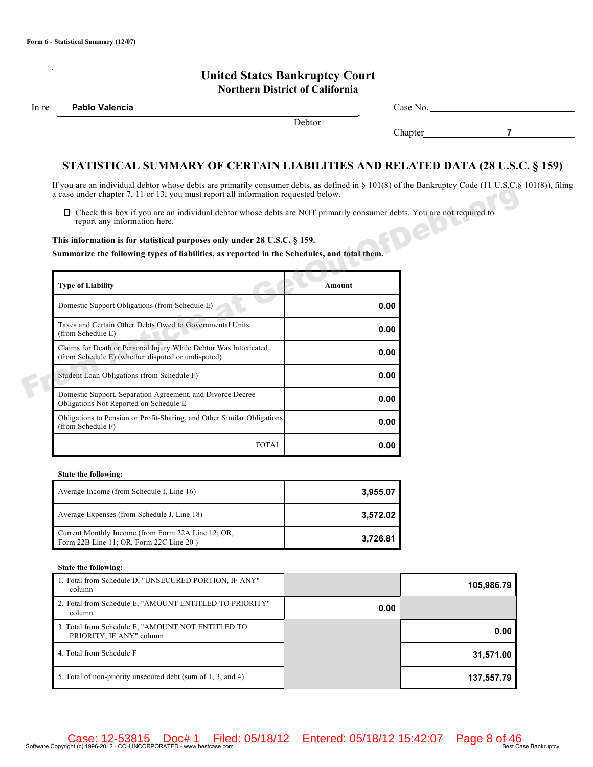Form 6 - Statistical Summary (12/07)

# United States Bankruptcy Court
## Northern District of California

In re **Pablo Valencia**, Debtor

Case No. ______________________

Chapter **7**

## STATISTICAL SUMMARY OF CERTAIN LIABILITIES AND RELATED DATA (28 U.S.C. § 159)

If you are an individual debtor whose debts are primarily consumer debts, as defined in § 101(8) of the Bankruptcy Code (11 U.S.C.§ 101(8)), filing a case under chapter 7, 11 or 13, you must report all information requested below.

☐ Check this box if you are an individual debtor whose debts are NOT primarily consumer debts. You are not required to report any information here.

**This information is for statistical purposes only under 28 U.S.C. § 159.**

**Summarize the following types of liabilities, as reported in the Schedules, and total them.**

| Type of Liability | Amount |
|---|---|
| Domestic Support Obligations (from Schedule E) | 0.00 |
| Taxes and Certain Other Debts Owed to Governmental Units (from Schedule E) | 0.00 |
| Claims for Death or Personal Injury While Debtor Was Intoxicated (from Schedule E) (whether disputed or undisputed) | 0.00 |
| Student Loan Obligations (from Schedule F) | 0.00 |
| Domestic Support, Separation Agreement, and Divorce Decree Obligations Not Reported on Schedule E | 0.00 |
| Obligations to Pension or Profit-Sharing, and Other Similar Obligations (from Schedule F) | 0.00 |
| TOTAL | 0.00 |

**State the following:**

| | |
|---|---|
| Average Income (from Schedule I, Line 16) | 3,955.07 |
| Average Expenses (from Schedule J, Line 18) | 3,572.02 |
| Current Monthly Income (from Form 22A Line 12; OR, Form 22B Line 11; OR, Form 22C Line 20 ) | 3,726.81 |

**State the following:**

| | | |
|---|---|---|
| 1. Total from Schedule D, "UNSECURED PORTION, IF ANY" column | | 105,986.79 |
| 2. Total from Schedule E, "AMOUNT ENTITLED TO PRIORITY" column | 0.00 | |
| 3. Total from Schedule E, "AMOUNT NOT ENTITLED TO PRIORITY, IF ANY" column | | 0.00 |
| 4. Total from Schedule F | | 31,571.00 |
| 5. Total of non-priority unsecured debt (sum of 1, 3, and 4) | | 137,557.79 |

Case: 12-53815 Doc# 1 Filed: 05/18/12 Entered: 05/18/12 15:42:07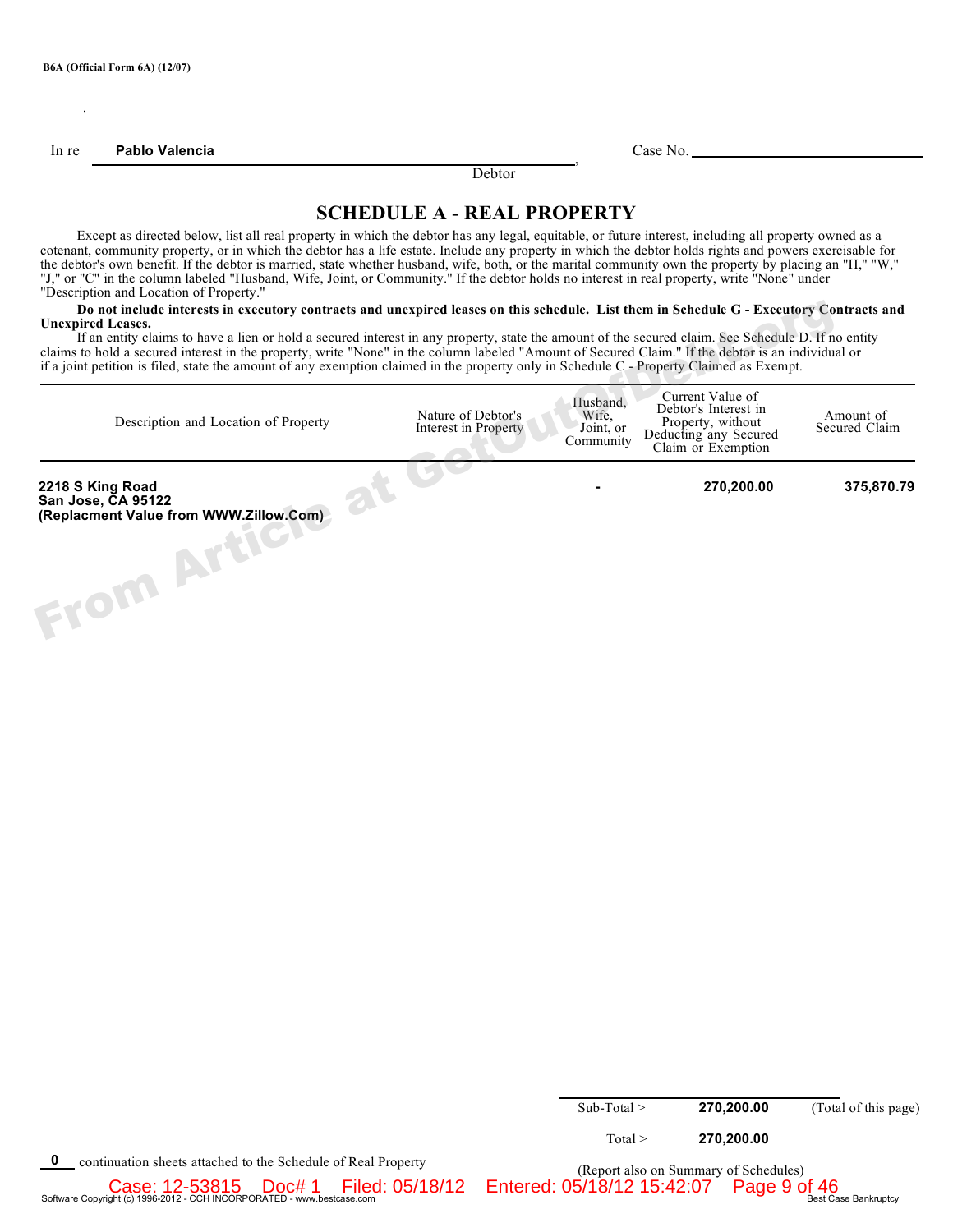B6A (Official Form 6A) (12/07)

In re **Pablo Valencia**, Debtor

Case No. ____________

# SCHEDULE A - REAL PROPERTY

Except as directed below, list all real property in which the debtor has any legal, equitable, or future interest, including all property owned as a cotenant, community property, or in which the debtor has a life estate. Include any property in which the debtor holds rights and powers exercisable for the debtor's own benefit. If the debtor is married, state whether husband, wife, both, or the marital community own the property by placing an "H," "W," "J," or "C" in the column labeled "Husband, Wife, Joint, or Community." If the debtor holds no interest in real property, write "None" under "Description and Location of Property."

**Do not include interests in executory contracts and unexpired leases on this schedule. List them in Schedule G - Executory Contracts and Unexpired Leases.**

If an entity claims to have a lien or hold a secured interest in any property, state the amount of the secured claim. See Schedule D. If no entity claims to hold a secured interest in the property, write "None" in the column labeled "Amount of Secured Claim." If the debtor is an individual or if a joint petition is filed, state the amount of any exemption claimed in the property only in Schedule C - Property Claimed as Exempt.

| Description and Location of Property | Nature of Debtor's Interest in Property | Husband, Wife, Joint, or Community | Current Value of Debtor's Interest in Property, without Deducting any Secured Claim or Exemption | Amount of Secured Claim |
|---|---|---|---|---|
| **2218 S King Road San Jose, CA 95122 (Replacment Value from WWW.Zillow.Com)** | | **-** | **270,200.00** | **375,870.79** |

| | | |
|---|---|---|
| Sub-Total > | **270,200.00** | (Total of this page) |
| Total > | **270,200.00** | |

**0** continuation sheets attached to the Schedule of Real Property

(Report also on Summary of Schedules)

Case: 12-53815 Doc# 1 Filed: 05/18/12 Entered: 05/18/12 15:42:07

Software Copyright (c) 1996-2012 - CCH INCORPORATED - www.bestcase.com Best Case Bankruptcy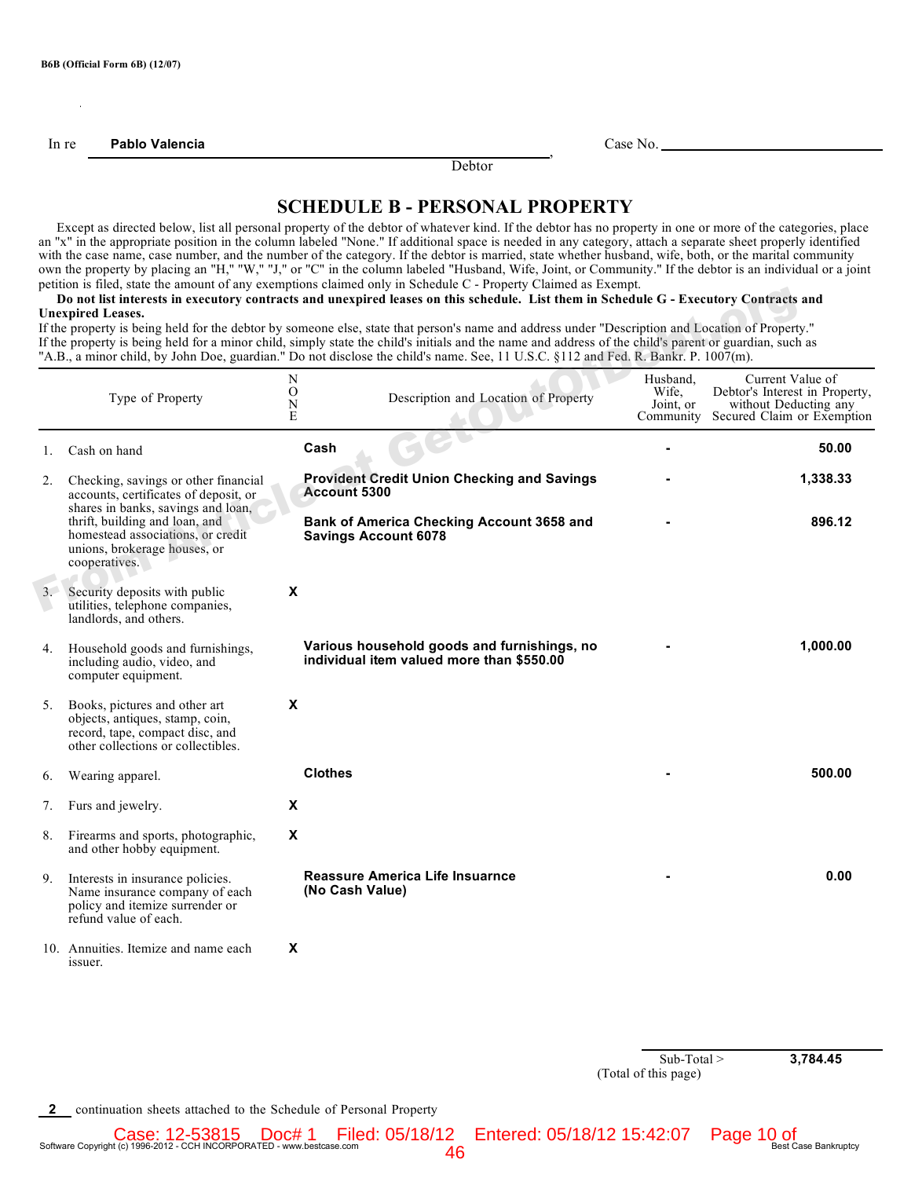B6B (Official Form 6B) (12/07)

In re **Pablo Valencia**, Debtor

Case No. \_\_\_\_\_\_\_\_\_\_\_\_\_\_\_\_\_\_\_\_

# SCHEDULE B - PERSONAL PROPERTY

Except as directed below, list all personal property of the debtor of whatever kind. If the debtor has no property in one or more of the categories, place an "x" in the appropriate position in the column labeled "None." If additional space is needed in any category, attach a separate sheet properly identified with the case name, case number, and the number of the category. If the debtor is married, state whether husband, wife, both, or the marital community own the property by placing an "H," "W," "J," or "C" in the column labeled "Husband, Wife, Joint, or Community." If the debtor is an individual or a joint petition is filed, state the amount of any exemptions claimed only in Schedule C - Property Claimed as Exempt.

**Do not list interests in executory contracts and unexpired leases on this schedule. List them in Schedule G - Executory Contracts and Unexpired Leases.**

If the property is being held for the debtor by someone else, state that person's name and address under "Description and Location of Property." If the property is being held for a minor child, simply state the child's initials and the name and address of the child's parent or guardian, such as "A.B., a minor child, by John Doe, guardian." Do not disclose the child's name. See, 11 U.S.C. §112 and Fed. R. Bankr. P. 1007(m).

| Type of Property | NONE | Description and Location of Property | Husband, Wife, Joint, or Community | Current Value of Debtor's Interest in Property, without Deducting any Secured Claim or Exemption |
|---|---|---|---|---|
| 1. Cash on hand | | **Cash** | - | **50.00** |
| 2. Checking, savings or other financial accounts, certificates of deposit, or shares in banks, savings and loan, thrift, building and loan, and homestead associations, or credit unions, brokerage houses, or cooperatives. | | **Provident Credit Union Checking and Savings Account 5300** | - | **1,338.33** |
| | | **Bank of America Checking Account 3658 and Savings Account 6078** | - | **896.12** |
| 3. Security deposits with public utilities, telephone companies, landlords, and others. | X | | | |
| 4. Household goods and furnishings, including audio, video, and computer equipment. | | **Various household goods and furnishings, no individual item valued more than $550.00** | - | **1,000.00** |
| 5. Books, pictures and other art objects, antiques, stamp, coin, record, tape, compact disc, and other collections or collectibles. | X | | | |
| 6. Wearing apparel. | | **Clothes** | - | **500.00** |
| 7. Furs and jewelry. | X | | | |
| 8. Firearms and sports, photographic, and other hobby equipment. | X | | | |
| 9. Interests in insurance policies. Name insurance company of each policy and itemize surrender or refund value of each. | | **Reassure America Life Insuarnce (No Cash Value)** | - | **0.00** |
| 10. Annuities. Itemize and name each issuer. | X | | | |

Sub-Total > **3,784.45**
(Total of this page)

**2** continuation sheets attached to the Schedule of Personal Property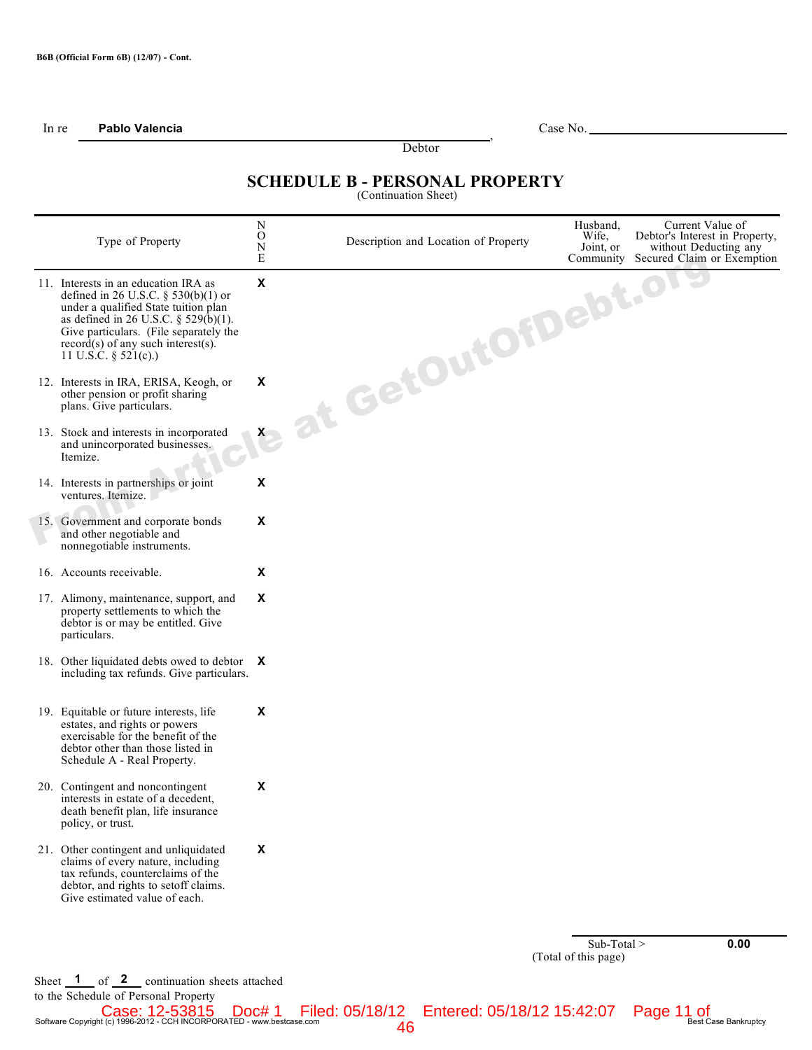B6B (Official Form 6B) (12/07) - Cont.

In re **Pablo Valencia** , Debtor

Case No. ______________________

# SCHEDULE B - PERSONAL PROPERTY

(Continuation Sheet)

| Type of Property | NONE | Description and Location of Property | Husband, Wife, Joint, or Community | Current Value of Debtor's Interest in Property, without Deducting any Secured Claim or Exemption |
|---|---|---|---|---|
| 11. Interests in an education IRA as defined in 26 U.S.C. § 530(b)(1) or under a qualified State tuition plan as defined in 26 U.S.C. § 529(b)(1). Give particulars. (File separately the record(s) of any such interest(s). 11 U.S.C. § 521(c).) | X | | | |
| 12. Interests in IRA, ERISA, Keogh, or other pension or profit sharing plans. Give particulars. | X | | | |
| 13. Stock and interests in incorporated and unincorporated businesses. Itemize. | X | | | |
| 14. Interests in partnerships or joint ventures. Itemize. | X | | | |
| 15. Government and corporate bonds and other negotiable and nonnegotiable instruments. | X | | | |
| 16. Accounts receivable. | X | | | |
| 17. Alimony, maintenance, support, and property settlements to which the debtor is or may be entitled. Give particulars. | X | | | |
| 18. Other liquidated debts owed to debtor including tax refunds. Give particulars. | X | | | |
| 19. Equitable or future interests, life estates, and rights or powers exercisable for the benefit of the debtor other than those listed in Schedule A - Real Property. | X | | | |
| 20. Contingent and noncontingent interests in estate of a decedent, death benefit plan, life insurance policy, or trust. | X | | | |
| 21. Other contingent and unliquidated claims of every nature, including tax refunds, counterclaims of the debtor, and rights to setoff claims. Give estimated value of each. | X | | | |

Sub-Total > **0.00**
(Total of this page)

Sheet **1** of **2** continuation sheets attached to the Schedule of Personal Property

Case: 12-53815 Doc# 1 Filed: 05/18/12 Entered: 05/18/12 15:42:07 Page 11 of 46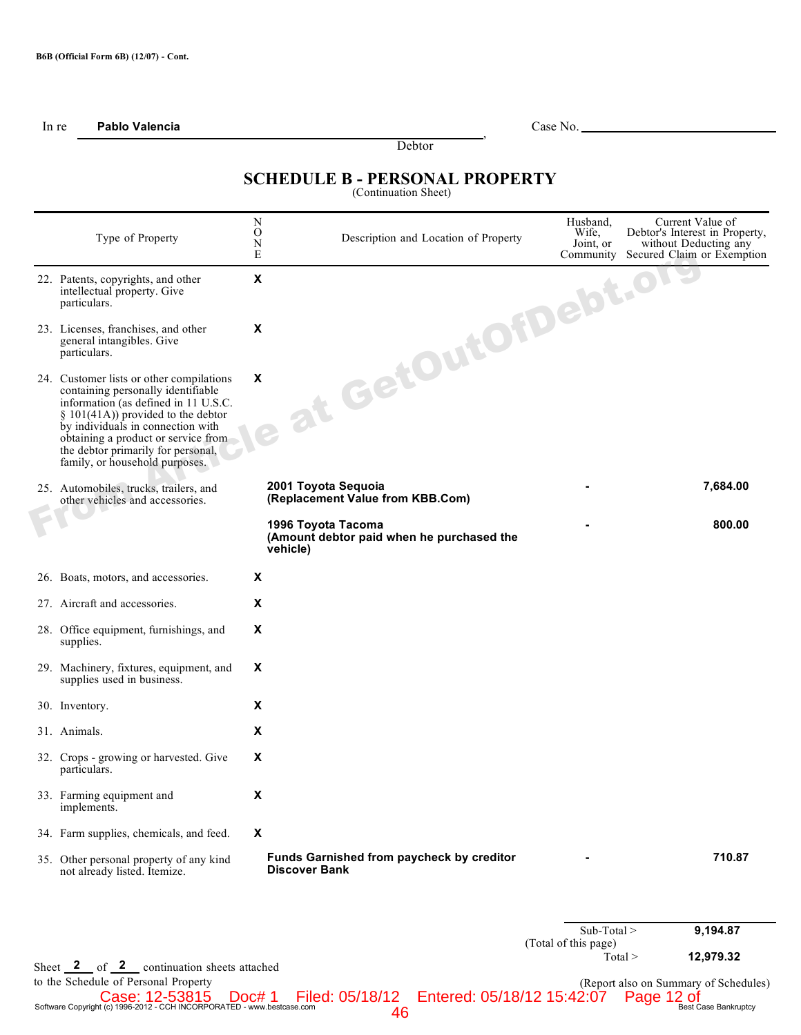B6B (Official Form 6B) (12/07) - Cont.

In re **Pablo Valencia**, Debtor

Case No. ______________________

# SCHEDULE B - PERSONAL PROPERTY

(Continuation Sheet)

| Type of Property | N O N E | Description and Location of Property | Husband, Wife, Joint, or Community | Current Value of Debtor's Interest in Property, without Deducting any Secured Claim or Exemption |
|---|---|---|---|---|
| 22. Patents, copyrights, and other intellectual property. Give particulars. | X | | | |
| 23. Licenses, franchises, and other general intangibles. Give particulars. | X | | | |
| 24. Customer lists or other compilations containing personally identifiable information (as defined in 11 U.S.C. § 101(41A)) provided to the debtor by individuals in connection with obtaining a product or service from the debtor primarily for personal, family, or household purposes. | X | | | |
| 25. Automobiles, trucks, trailers, and other vehicles and accessories. | | **2001 Toyota Sequoia (Replacement Value from KBB.Com)** | - | **7,684.00** |
| | | **1996 Toyota Tacoma (Amount debtor paid when he purchased the vehicle)** | - | **800.00** |
| 26. Boats, motors, and accessories. | X | | | |
| 27. Aircraft and accessories. | X | | | |
| 28. Office equipment, furnishings, and supplies. | X | | | |
| 29. Machinery, fixtures, equipment, and supplies used in business. | X | | | |
| 30. Inventory. | X | | | |
| 31. Animals. | X | | | |
| 32. Crops - growing or harvested. Give particulars. | X | | | |
| 33. Farming equipment and implements. | X | | | |
| 34. Farm supplies, chemicals, and feed. | X | | | |
| 35. Other personal property of any kind not already listed. Itemize. | | **Funds Garnished from paycheck by creditor Discover Bank** | - | **710.87** |

Sub-Total > **9,194.87**
(Total of this page)

Total > **12,979.32**

(Report also on Summary of Schedules)

Sheet **2** of **2** continuation sheets attached to the Schedule of Personal Property

Case: 12-53815 Doc# 1 Filed: 05/18/12 Entered: 05/18/12 15:42:07 Page 12 of 46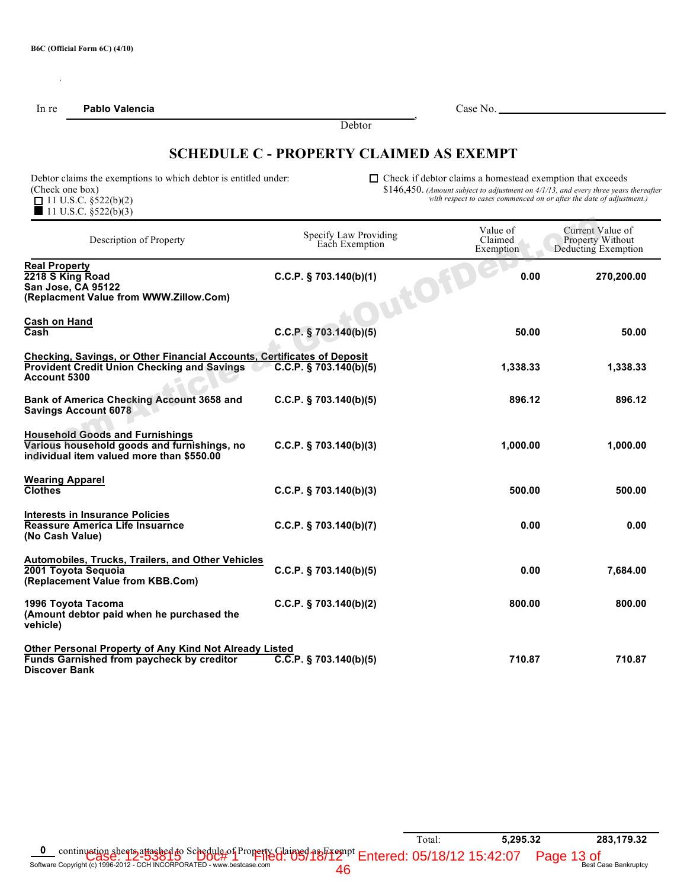B6C (Official Form 6C) (4/10)

In re **Pablo Valencia**, Debtor

Case No. ______________________

## SCHEDULE C - PROPERTY CLAIMED AS EXEMPT

Debtor claims the exemptions to which debtor is entitled under:
(Check one box)
☐ 11 U.S.C. §522(b)(2)
■ 11 U.S.C. §522(b)(3)

☐ Check if debtor claims a homestead exemption that exceeds $146,450. *(Amount subject to adjustment on 4/1/13, and every three years thereafter with respect to cases commenced on or after the date of adjustment.)*

| Description of Property | Specify Law Providing Each Exemption | Value of Claimed Exemption | Current Value of Property Without Deducting Exemption |
|---|---|---|---|
| **Real Property**<br>**2218 S King Road**<br>**San Jose, CA 95122**<br>**(Replacment Value from WWW.Zillow.Com)** | **C.C.P. § 703.140(b)(1)** | **0.00** | **270,200.00** |
| **Cash on Hand**<br>**Cash** | **C.C.P. § 703.140(b)(5)** | **50.00** | **50.00** |
| **Checking, Savings, or Other Financial Accounts, Certificates of Deposit**<br>**Provident Credit Union Checking and Savings Account 5300** | **C.C.P. § 703.140(b)(5)** | **1,338.33** | **1,338.33** |
| **Bank of America Checking Account 3658 and Savings Account 6078** | **C.C.P. § 703.140(b)(5)** | **896.12** | **896.12** |
| **Household Goods and Furnishings**<br>**Various household goods and furnishings, no individual item valued more than $550.00** | **C.C.P. § 703.140(b)(3)** | **1,000.00** | **1,000.00** |
| **Wearing Apparel**<br>**Clothes** | **C.C.P. § 703.140(b)(3)** | **500.00** | **500.00** |
| **Interests in Insurance Policies**<br>**Reassure America Life Insuarnce**<br>**(No Cash Value)** | **C.C.P. § 703.140(b)(7)** | **0.00** | **0.00** |
| **Automobiles, Trucks, Trailers, and Other Vehicles**<br>**2001 Toyota Sequoia**<br>**(Replacement Value from KBB.Com)** | **C.C.P. § 703.140(b)(5)** | **0.00** | **7,684.00** |
| **1996 Toyota Tacoma**<br>**(Amount debtor paid when he purchased the vehicle)** | **C.C.P. § 703.140(b)(2)** | **800.00** | **800.00** |
| **Other Personal Property of Any Kind Not Already Listed**<br>**Funds Garnished from paycheck by creditor Discover Bank** | **C.C.P. § 703.140(b)(5)** | **710.87** | **710.87** |
| | Total: | **5,295.32** | **283,179.32** |

**0** continuation sheets attached to Schedule of Property Claimed as Exempt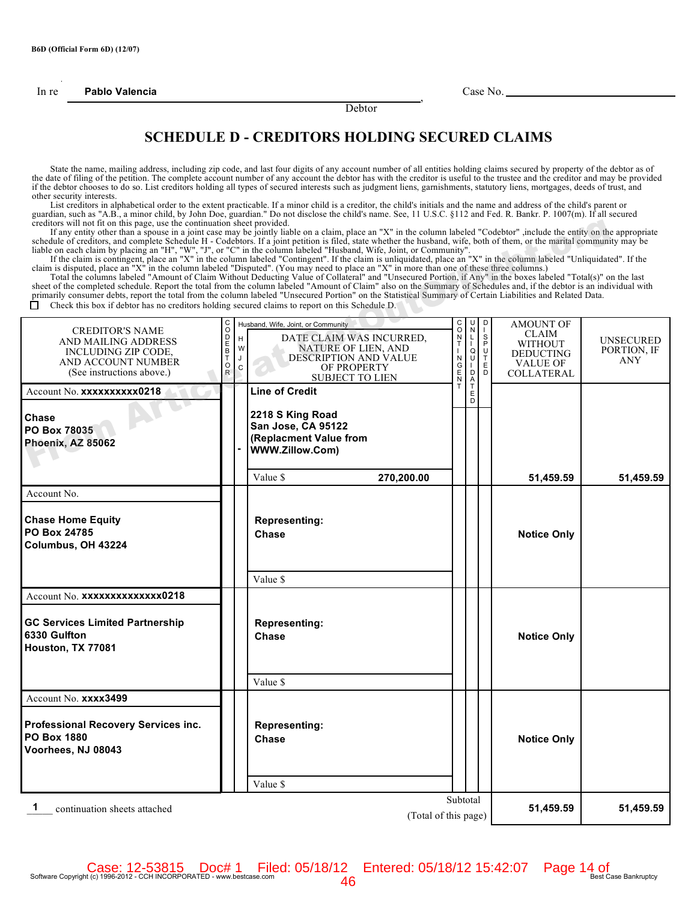B6D (Official Form 6D) (12/07)

In re **Pablo Valencia** , Debtor

Case No. \_\_\_\_\_\_\_\_\_\_\_\_\_\_\_\_\_\_\_\_

# SCHEDULE D - CREDITORS HOLDING SECURED CLAIMS

State the name, mailing address, including zip code, and last four digits of any account number of all entities holding claims secured by property of the debtor as of the date of filing of the petition. The complete account number of any account the debtor has with the creditor is useful to the trustee and the creditor and may be provided if the debtor chooses to do so. List creditors holding all types of secured interests such as judgment liens, garnishments, statutory liens, mortgages, deeds of trust, and other security interests.

List creditors in alphabetical order to the extent practicable. If a minor child is a creditor, the child's initials and the name and address of the child's parent or guardian, such as "A.B., a minor child, by John Doe, guardian." Do not disclose the child's name. See, 11 U.S.C. §112 and Fed. R. Bankr. P. 1007(m). If all secured creditors will not fit on this page, use the continuation sheet provided.

If any entity other than a spouse in a joint case may be jointly liable on a claim, place an "X" in the column labeled "Codebtor" ,include the entity on the appropriate schedule of creditors, and complete Schedule H - Codebtors. If a joint petition is filed, state whether the husband, wife, both of them, or the marital community may be liable on each claim by placing an "H", "W", "J", or "C" in the column labeled "Husband, Wife, Joint, or Community".

If the claim is contingent, place an "X" in the column labeled "Contingent". If the claim is unliquidated, place an "X" in the column labeled "Unliquidated". If the claim is disputed, place an "X" in the column labeled "Disputed". (You may need to place an "X" in more than one of these three columns.)

Total the columns labeled "Amount of Claim Without Deducting Value of Collateral" and "Unsecured Portion, if Any" in the boxes labeled "Total(s)" on the last sheet of the completed schedule. Report the total from the column labeled "Amount of Claim" also on the Summary of Schedules and, if the debtor is an individual with primarily consumer debts, report the total from the column labeled "Unsecured Portion" on the Statistical Summary of Certain Liabilities and Related Data.

☐ Check this box if debtor has no creditors holding secured claims to report on this Schedule D.

| CREDITOR'S NAME AND MAILING ADDRESS INCLUDING ZIP CODE, AND ACCOUNT NUMBER (See instructions above.) | CODEBTOR | Husband, Wife, Joint, or Community (H W J C) | DATE CLAIM WAS INCURRED, NATURE OF LIEN, AND DESCRIPTION AND VALUE OF PROPERTY SUBJECT TO LIEN | CONTINGENT | UNLIQUIDATED | DISPUTED | AMOUNT OF CLAIM WITHOUT DEDUCTING VALUE OF COLLATERAL | UNSECURED PORTION, IF ANY |
|---|---|---|---|---|---|---|---|---|
| Account No. **xxxxxxxxxx0218**<br><br>**Chase**<br>**PO Box 78035**<br>**Phoenix, AZ 85062** | | - | **Line of Credit**<br><br>**2218 S King Road**<br>**San Jose, CA 95122**<br>**(Replacment Value from WWW.Zillow.Com)**<br><br>Value $ **270,200.00** | | | | **51,459.59** | **51,459.59** |
| Account No.<br><br>**Chase Home Equity**<br>**PO Box 24785**<br>**Columbus, OH 43224** | | | **Representing:**<br>**Chase**<br><br>Value $ | | | | **Notice Only** | |
| Account No. **xxxxxxxxxxxxxx0218**<br><br>**GC Services Limited Partnership**<br>**6330 Gulfton**<br>**Houston, TX 77081** | | | **Representing:**<br>**Chase**<br><br>Value $ | | | | **Notice Only** | |
| Account No. **xxxx3499**<br><br>**Professional Recovery Services inc.**<br>**PO Box 1880**<br>**Voorhees, NJ 08043** | | | **Representing:**<br>**Chase**<br><br>Value $ | | | | **Notice Only** | |
| **1** continuation sheets attached | | | Subtotal (Total of this page) | | | | **51,459.59** | **51,459.59** |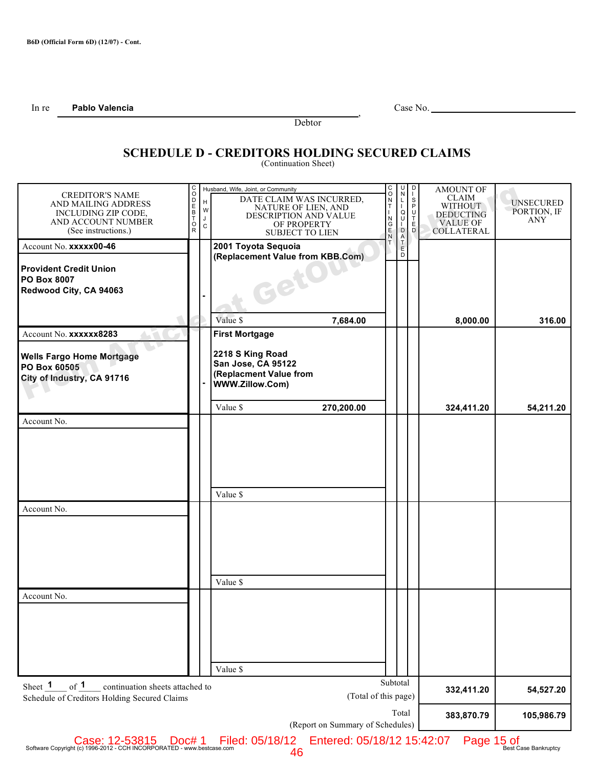B6D (Official Form 6D) (12/07) - Cont.

In re **Pablo Valencia**, Debtor

Case No. ______________________

# SCHEDULE D - CREDITORS HOLDING SECURED CLAIMS

(Continuation Sheet)

| CREDITOR'S NAME AND MAILING ADDRESS INCLUDING ZIP CODE, AND ACCOUNT NUMBER (See instructions.) | CODEBTOR | Husband, Wife, Joint, or Community (H W J C) | DATE CLAIM WAS INCURRED, NATURE OF LIEN, AND DESCRIPTION AND VALUE OF PROPERTY SUBJECT TO LIEN | CONTINGENT | UNLIQUIDATED | DISPUTED | AMOUNT OF CLAIM WITHOUT DEDUCTING VALUE OF COLLATERAL | UNSECURED PORTION, IF ANY |
|---|---|---|---|---|---|---|---|---|
| Account No. **xxxxx00-46**<br><br>**Provident Credit Union**<br>**PO Box 8007**<br>**Redwood City, CA 94063** | | - | **2001 Toyota Sequoia**<br>**(Replacement Value from KBB.Com)**<br><br>Value $ **7,684.00** | | | | **8,000.00** | **316.00** |
| Account No. **xxxxxx8283**<br><br>**Wells Fargo Home Mortgage**<br>**PO Box 60505**<br>**City of Industry, CA 91716** | | - | **First Mortgage**<br><br>**2218 S King Road**<br>**San Jose, CA 95122**<br>**(Replacment Value from WWW.Zillow.Com)**<br><br>Value $ **270,200.00** | | | | **324,411.20** | **54,211.20** |
| Account No. | | | Value $ | | | | | |
| Account No. | | | Value $ | | | | | |
| Account No. | | | Value $ | | | | | |

Sheet **1** of **1** continuation sheets attached to Schedule of Creditors Holding Secured Claims

| | Amount of Claim | Unsecured Portion |
|---|---|---|
| Subtotal (Total of this page) | **332,411.20** | **54,527.20** |
| Total (Report on Summary of Schedules) | **383,870.79** | **105,986.79** |

Case: 12-53815 Doc# 1 Filed: 05/18/12 Entered: 05/18/12 15:42:07

Software Copyright (c) 1996-2012 - CCH INCORPORATED - www.bestcase.com Best Case Bankruptcy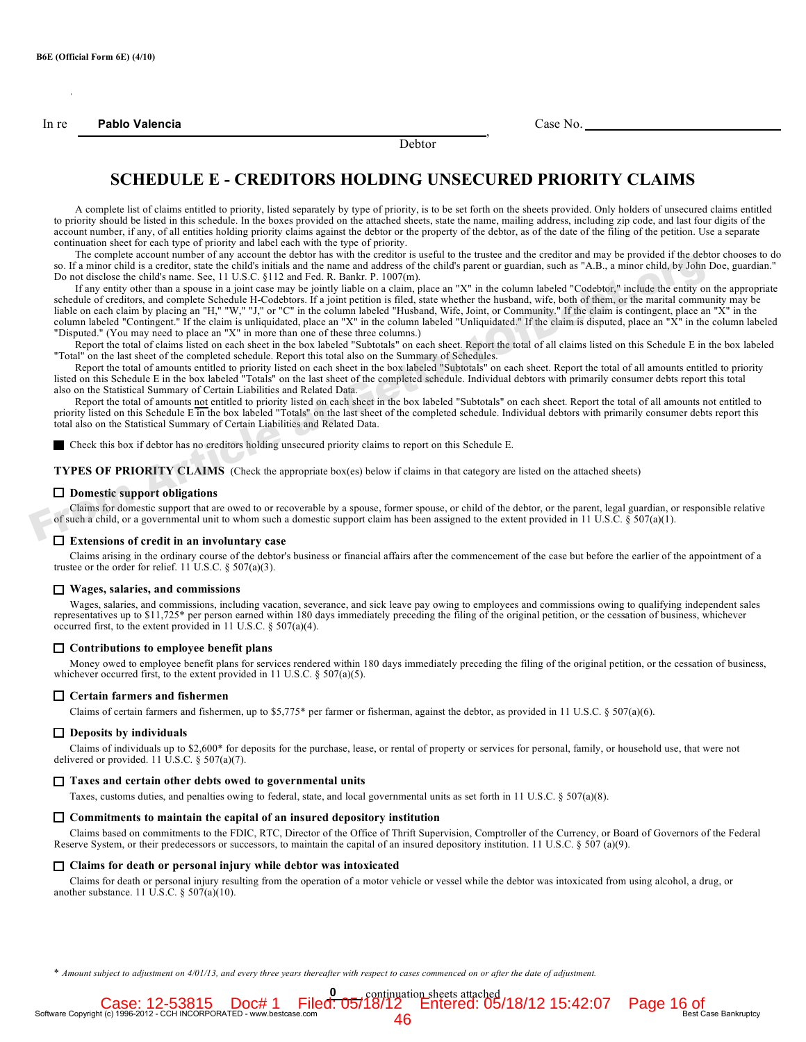B6E (Official Form 6E) (4/10)

In re **Pablo Valencia**, Debtor                                                                 Case No. ______________________

# SCHEDULE E - CREDITORS HOLDING UNSECURED PRIORITY CLAIMS

A complete list of claims entitled to priority, listed separately by type of priority, is to be set forth on the sheets provided. Only holders of unsecured claims entitled to priority should be listed in this schedule. In the boxes provided on the attached sheets, state the name, mailing address, including zip code, and last four digits of the account number, if any, of all entities holding priority claims against the debtor or the property of the debtor, as of the date of the filing of the petition. Use a separate continuation sheet for each type of priority and label each with the type of priority.

The complete account number of any account the debtor has with the creditor is useful to the trustee and the creditor and may be provided if the debtor chooses to do so. If a minor child is a creditor, state the child's initials and the name and address of the child's parent or guardian, such as "A.B., a minor child, by John Doe, guardian." Do not disclose the child's name. See, 11 U.S.C. §112 and Fed. R. Bankr. P. 1007(m).

If any entity other than a spouse in a joint case may be jointly liable on a claim, place an "X" in the column labeled "Codebtor," include the entity on the appropriate schedule of creditors, and complete Schedule H-Codebtors. If a joint petition is filed, state whether the husband, wife, both of them, or the marital community may be liable on each claim by placing an "H," "W," "J," or "C" in the column labeled "Husband, Wife, Joint, or Community." If the claim is contingent, place an "X" in the column labeled "Contingent." If the claim is unliquidated, place an "X" in the column labeled "Unliquidated." If the claim is disputed, place an "X" in the column labeled "Disputed." (You may need to place an "X" in more than one of these three columns.)

Report the total of claims listed on each sheet in the box labeled "Subtotals" on each sheet. Report the total of all claims listed on this Schedule E in the box labeled "Total" on the last sheet of the completed schedule. Report this total also on the Summary of Schedules.

Report the total of amounts entitled to priority listed on each sheet in the box labeled "Subtotals" on each sheet. Report the total of all amounts entitled to priority listed on this Schedule E in the box labeled "Totals" on the last sheet of the completed schedule. Individual debtors with primarily consumer debts report this total also on the Statistical Summary of Certain Liabilities and Related Data.

Report the total of amounts not entitled to priority listed on each sheet in the box labeled "Subtotals" on each sheet. Report the total of all amounts not entitled to priority listed on this Schedule E in the box labeled "Totals" on the last sheet of the completed schedule. Individual debtors with primarily consumer debts report this total also on the Statistical Summary of Certain Liabilities and Related Data.

■ Check this box if debtor has no creditors holding unsecured priority claims to report on this Schedule E.

**TYPES OF PRIORITY CLAIMS** (Check the appropriate box(es) below if claims in that category are listed on the attached sheets)

☐ **Domestic support obligations**

Claims for domestic support that are owed to or recoverable by a spouse, former spouse, or child of the debtor, or the parent, legal guardian, or responsible relative of such a child, or a governmental unit to whom such a domestic support claim has been assigned to the extent provided in 11 U.S.C. § 507(a)(1).

☐ **Extensions of credit in an involuntary case**

Claims arising in the ordinary course of the debtor's business or financial affairs after the commencement of the case but before the earlier of the appointment of a trustee or the order for relief. 11 U.S.C. § 507(a)(3).

☐ **Wages, salaries, and commissions**

Wages, salaries, and commissions, including vacation, severance, and sick leave pay owing to employees and commissions owing to qualifying independent sales representatives up to $11,725* per person earned within 180 days immediately preceding the filing of the original petition, or the cessation of business, whichever occurred first, to the extent provided in 11 U.S.C. § 507(a)(4).

☐ **Contributions to employee benefit plans**

Money owed to employee benefit plans for services rendered within 180 days immediately preceding the filing of the original petition, or the cessation of business, whichever occurred first, to the extent provided in 11 U.S.C. § 507(a)(5).

☐ **Certain farmers and fishermen**

Claims of certain farmers and fishermen, up to $5,775* per farmer or fisherman, against the debtor, as provided in 11 U.S.C. § 507(a)(6).

☐ **Deposits by individuals**

Claims of individuals up to $2,600* for deposits for the purchase, lease, or rental of property or services for personal, family, or household use, that were not delivered or provided. 11 U.S.C. § 507(a)(7).

☐ **Taxes and certain other debts owed to governmental units**

Taxes, customs duties, and penalties owing to federal, state, and local governmental units as set forth in 11 U.S.C. § 507(a)(8).

☐ **Commitments to maintain the capital of an insured depository institution**

Claims based on commitments to the FDIC, RTC, Director of the Office of Thrift Supervision, Comptroller of the Currency, or Board of Governors of the Federal Reserve System, or their predecessors or successors, to maintain the capital of an insured depository institution. 11 U.S.C. § 507 (a)(9).

☐ **Claims for death or personal injury while debtor was intoxicated**

Claims for death or personal injury resulting from the operation of a motor vehicle or vessel while the debtor was intoxicated from using alcohol, a drug, or another substance. 11 U.S.C. § 507(a)(10).

\* *Amount subject to adjustment on 4/01/13, and every three years thereafter with respect to cases commenced on or after the date of adjustment.*

__0__ continuation sheets attached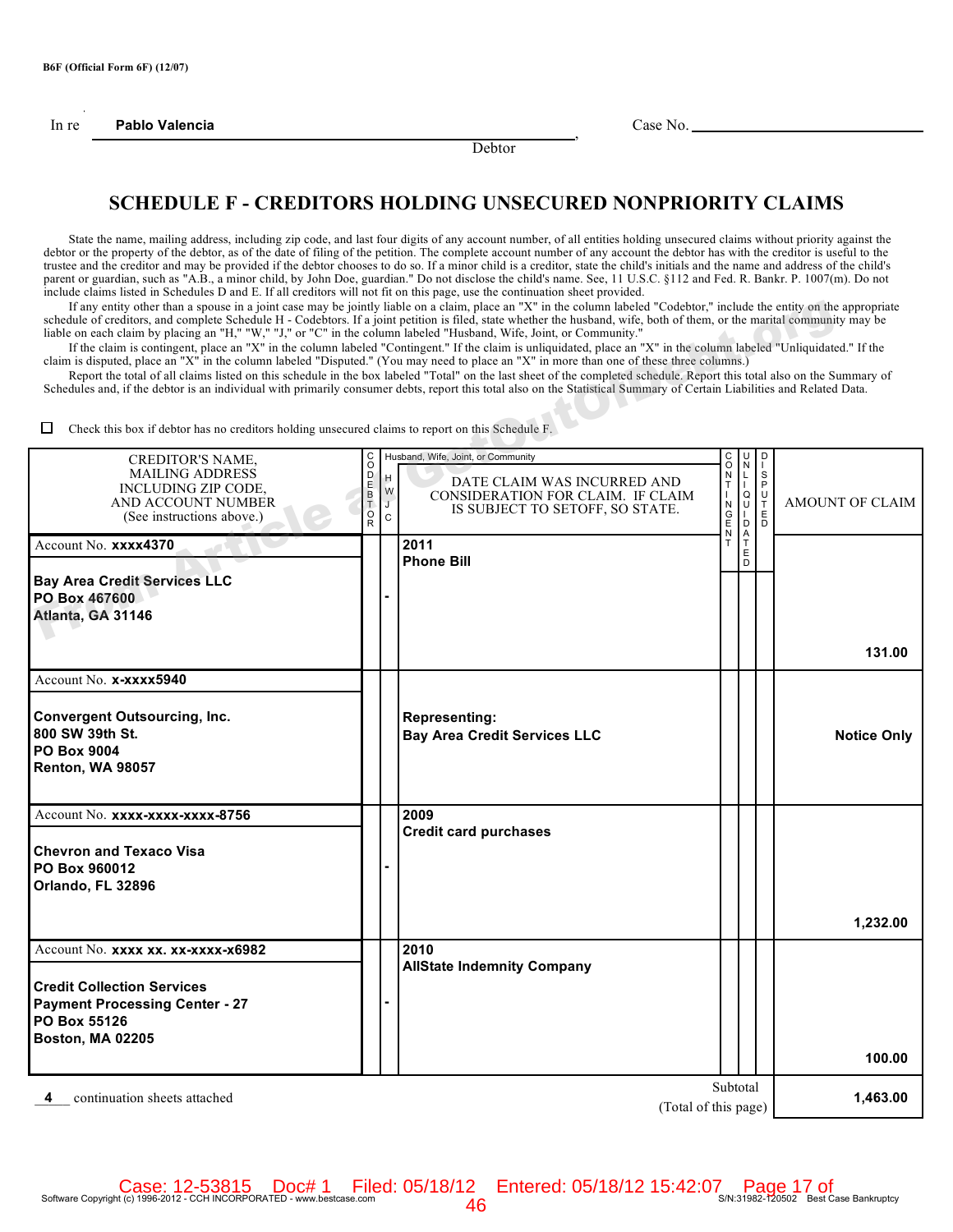B6F (Official Form 6F) (12/07)

In re **Pablo Valencia**, Debtor

Case No. \_\_\_\_\_\_\_\_\_\_\_\_\_\_\_\_\_\_\_\_

# SCHEDULE F - CREDITORS HOLDING UNSECURED NONPRIORITY CLAIMS

State the name, mailing address, including zip code, and last four digits of any account number, of all entities holding unsecured claims without priority against the debtor or the property of the debtor, as of the date of filing of the petition. The complete account number of any account the debtor has with the creditor is useful to the trustee and the creditor and may be provided if the debtor chooses to do so. If a minor child is a creditor, state the child's initials and the name and address of the child's parent or guardian, such as "A.B., a minor child, by John Doe, guardian." Do not disclose the child's name. See, 11 U.S.C. §112 and Fed. R. Bankr. P. 1007(m). Do not include claims listed in Schedules D and E. If all creditors will not fit on this page, use the continuation sheet provided.

If any entity other than a spouse in a joint case may be jointly liable on a claim, place an "X" in the column labeled "Codebtor," include the entity on the appropriate schedule of creditors, and complete Schedule H - Codebtors. If a joint petition is filed, state whether the husband, wife, both of them, or the marital community may be liable on each claim by placing an "H," "W," "J," or "C" in the column labeled "Husband, Wife, Joint, or Community."

If the claim is contingent, place an "X" in the column labeled "Contingent." If the claim is unliquidated, place an "X" in the column labeled "Unliquidated." If the claim is disputed, place an "X" in the column labeled "Disputed." (You may need to place an "X" in more than one of these three columns.)

Report the total of all claims listed on this schedule in the box labeled "Total" on the last sheet of the completed schedule. Report this total also on the Summary of Schedules and, if the debtor is an individual with primarily consumer debts, report this total also on the Statistical Summary of Certain Liabilities and Related Data.

☐ Check this box if debtor has no creditors holding unsecured claims to report on this Schedule F.

| CREDITOR'S NAME, MAILING ADDRESS INCLUDING ZIP CODE, AND ACCOUNT NUMBER (See instructions above.) | CODEBTOR | Husband, Wife, Joint, or Community (H W J C) | DATE CLAIM WAS INCURRED AND CONSIDERATION FOR CLAIM. IF CLAIM IS SUBJECT TO SETOFF, SO STATE. | CONTINGENT | UNLIQUIDATED | DISPUTED | AMOUNT OF CLAIM |
|---|---|---|---|---|---|---|---|
| Account No. **xxxx4370**<br><br>**Bay Area Credit Services LLC**<br>**PO Box 467600**<br>**Atlanta, GA 31146** | | - | **2011**<br>**Phone Bill** | | | | **131.00** |
| Account No. **x-xxxx5940**<br><br>**Convergent Outsourcing, Inc.**<br>**800 SW 39th St.**<br>**PO Box 9004**<br>**Renton, WA 98057** | | | **Representing:**<br>**Bay Area Credit Services LLC** | | | | **Notice Only** |
| Account No. **xxxx-xxxx-xxxx-8756**<br><br>**Chevron and Texaco Visa**<br>**PO Box 960012**<br>**Orlando, FL 32896** | | - | **2009**<br>**Credit card purchases** | | | | **1,232.00** |
| Account No. **xxxx xx. xx-xxxx-x6982**<br><br>**Credit Collection Services**<br>**Payment Processing Center - 27**<br>**PO Box 55126**<br>**Boston, MA 02205** | | - | **2010**<br>**AllState Indemnity Company** | | | | **100.00** |

**4** continuation sheets attached

Subtotal (Total of this page): **1,463.00**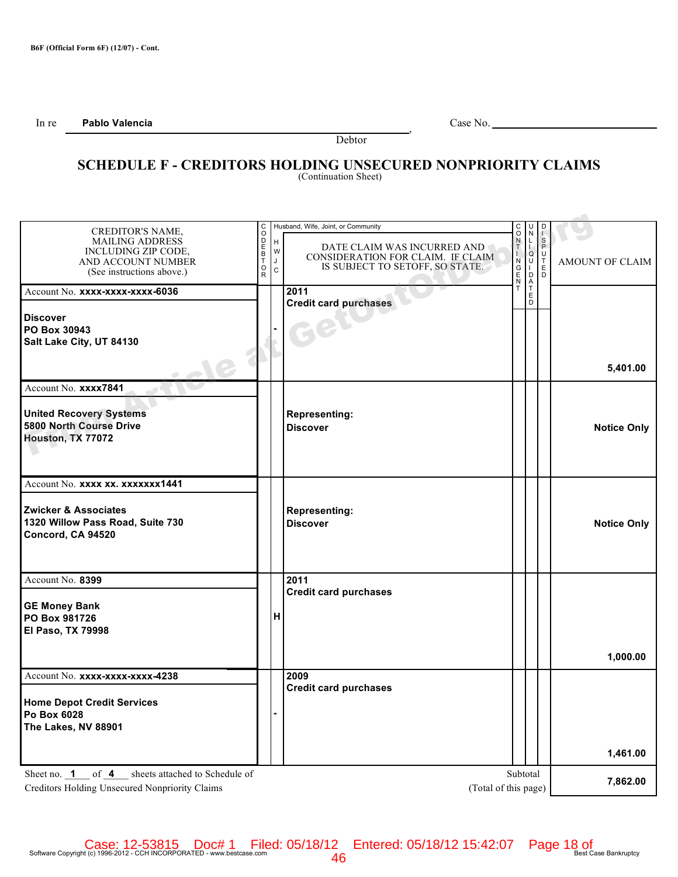B6F (Official Form 6F) (12/07) - Cont.

In re **Pablo Valencia**, Debtor

Case No. ______________________

# SCHEDULE F - CREDITORS HOLDING UNSECURED NONPRIORITY CLAIMS
(Continuation Sheet)

| CREDITOR'S NAME, MAILING ADDRESS INCLUDING ZIP CODE, AND ACCOUNT NUMBER (See instructions above.) | CODEBTOR | Husband, Wife, Joint, or Community (H W J C) | DATE CLAIM WAS INCURRED AND CONSIDERATION FOR CLAIM. IF CLAIM IS SUBJECT TO SETOFF, SO STATE. | CONTINGENT | UNLIQUIDATED | DISPUTED | AMOUNT OF CLAIM |
|---|---|---|---|---|---|---|---|
| Account No. **xxxx-xxxx-xxxx-6036**<br>**Discover**<br>**PO Box 30943**<br>**Salt Lake City, UT 84130** | | **-** | **2011**<br>**Credit card purchases** | | | | **5,401.00** |
| Account No. **xxxx7841**<br>**United Recovery Systems**<br>**5800 North Course Drive**<br>**Houston, TX 77072** | | | **Representing:**<br>**Discover** | | | | **Notice Only** |
| Account No. **xxxx xx. xxxxxxx1441**<br>**Zwicker & Associates**<br>**1320 Willow Pass Road, Suite 730**<br>**Concord, CA 94520** | | | **Representing:**<br>**Discover** | | | | **Notice Only** |
| Account No. **8399**<br>**GE Money Bank**<br>**PO Box 981726**<br>**El Paso, TX 79998** | | **H** | **2011**<br>**Credit card purchases** | | | | **1,000.00** |
| Account No. **xxxx-xxxx-xxxx-4238**<br>**Home Depot Credit Services**<br>**Po Box 6028**<br>**The Lakes, NV 88901** | | **-** | **2009**<br>**Credit card purchases** | | | | **1,461.00** |

Sheet no. **1** of **4** sheets attached to Schedule of Creditors Holding Unsecured Nonpriority Claims

Subtotal (Total of this page): **7,862.00**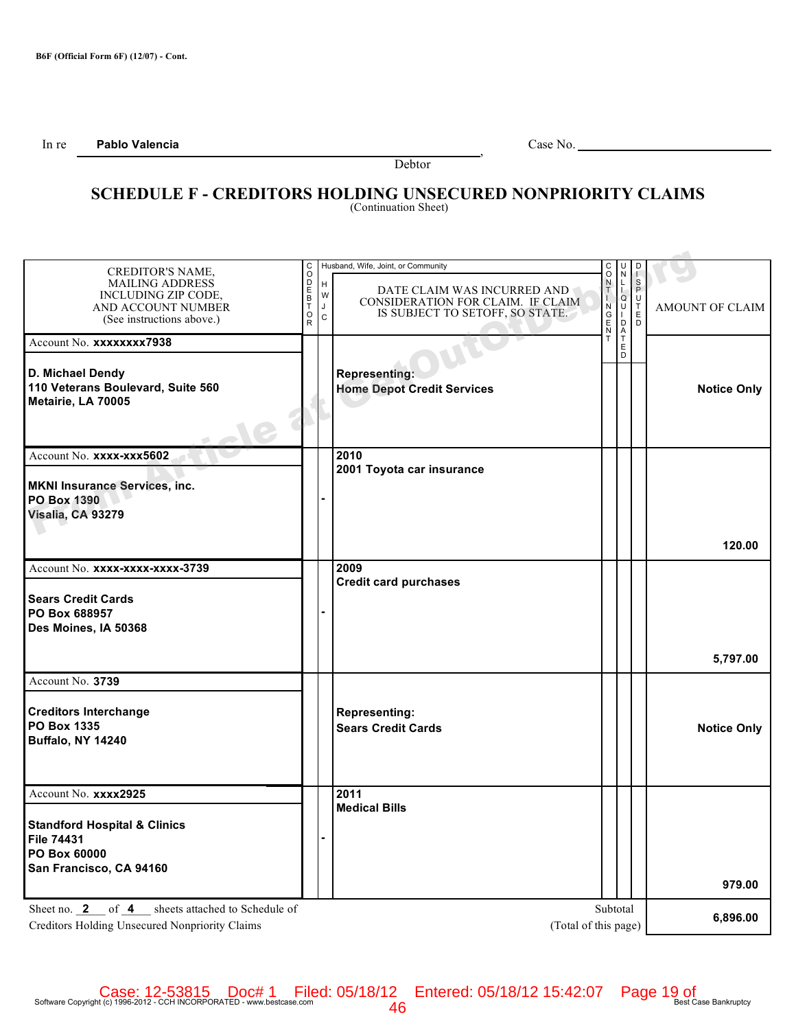B6F (Official Form 6F) (12/07) - Cont.

In re **Pablo Valencia** , Case No. \_\_\_\_\_\_\_\_\_\_\_\_\_\_\_\_\_\_\_\_

Debtor

# SCHEDULE F - CREDITORS HOLDING UNSECURED NONPRIORITY CLAIMS

(Continuation Sheet)

| CREDITOR'S NAME, MAILING ADDRESS INCLUDING ZIP CODE, AND ACCOUNT NUMBER (See instructions above.) | CODEBTOR | Husband, Wife, Joint, or Community (H W J C) | DATE CLAIM WAS INCURRED AND CONSIDERATION FOR CLAIM. IF CLAIM IS SUBJECT TO SETOFF, SO STATE. | CONTINGENT | UNLIQUIDATED | DISPUTED | AMOUNT OF CLAIM |
|---|---|---|---|---|---|---|---|
| Account No. **xxxxxxxx7938**<br>**D. Michael Dendy**<br>**110 Veterans Boulevard, Suite 560**<br>**Metairie, LA 70005** | | | **Representing:**<br>**Home Depot Credit Services** | | | | **Notice Only** |
| Account No. **xxxx-xxx5602**<br>**MKNI Insurance Services, inc.**<br>**PO Box 1390**<br>**Visalia, CA 93279** | | - | **2010**<br>**2001 Toyota car insurance** | | | | **120.00** |
| Account No. **xxxx-xxxx-xxxx-3739**<br>**Sears Credit Cards**<br>**PO Box 688957**<br>**Des Moines, IA 50368** | | - | **2009**<br>**Credit card purchases** | | | | **5,797.00** |
| Account No. **3739**<br>**Creditors Interchange**<br>**PO Box 1335**<br>**Buffalo, NY 14240** | | | **Representing:**<br>**Sears Credit Cards** | | | | **Notice Only** |
| Account No. **xxxx2925**<br>**Standford Hospital & Clinics**<br>**File 74431**<br>**PO Box 60000**<br>**San Francisco, CA 94160** | | - | **2011**<br>**Medical Bills** | | | | **979.00** |

Sheet no. **2** of **4** sheets attached to Schedule of Creditors Holding Unsecured Nonpriority Claims

Subtotal (Total of this page) **6,896.00**

Case: 12-53815 Doc# 1 Filed: 05/18/12 Entered: 05/18/12 15:42:07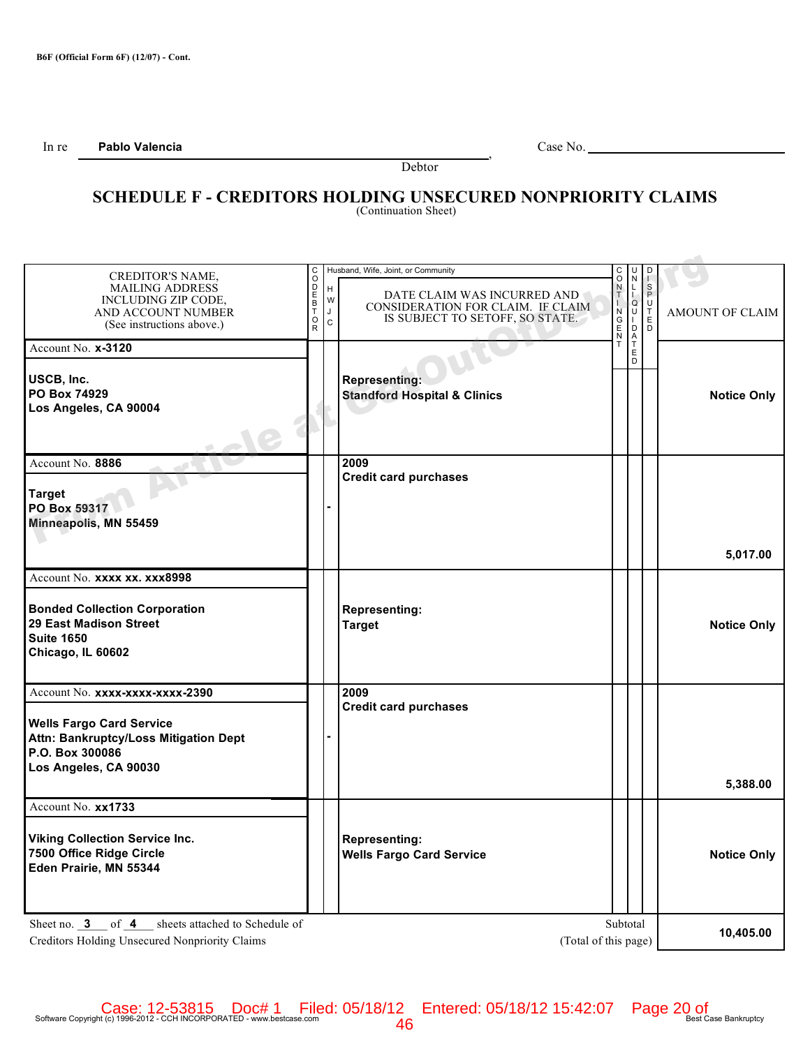B6F (Official Form 6F) (12/07) - Cont.

In re **Pablo Valencia**, Debtor — Case No. ______

# SCHEDULE F - CREDITORS HOLDING UNSECURED NONPRIORITY CLAIMS

(Continuation Sheet)

| CREDITOR'S NAME, MAILING ADDRESS INCLUDING ZIP CODE, AND ACCOUNT NUMBER (See instructions above.) | CODEBTOR | Husband, Wife, Joint, or Community (H W J C) | DATE CLAIM WAS INCURRED AND CONSIDERATION FOR CLAIM. IF CLAIM IS SUBJECT TO SETOFF, SO STATE. | CONTINGENT | UNLIQUIDATED | DISPUTED | AMOUNT OF CLAIM |
|---|---|---|---|---|---|---|---|
| Account No. **x-3120**<br>**USCB, Inc.**<br>**PO Box 74929**<br>**Los Angeles, CA 90004** | | | **Representing:**<br>**Standford Hospital & Clinics** | | | | **Notice Only** |
| Account No. **8886**<br>**Target**<br>**PO Box 59317**<br>**Minneapolis, MN 55459** | | - | **2009**<br>**Credit card purchases** | | | | **5,017.00** |
| Account No. **xxxx xx. xxx8998**<br>**Bonded Collection Corporation**<br>**29 East Madison Street**<br>**Suite 1650**<br>**Chicago, IL 60602** | | | **Representing:**<br>**Target** | | | | **Notice Only** |
| Account No. **xxxx-xxxx-xxxx-2390**<br>**Wells Fargo Card Service**<br>**Attn: Bankruptcy/Loss Mitigation Dept**<br>**P.O. Box 300086**<br>**Los Angeles, CA 90030** | | - | **2009**<br>**Credit card purchases** | | | | **5,388.00** |
| Account No. **xx1733**<br>**Viking Collection Service Inc.**<br>**7500 Office Ridge Circle**<br>**Eden Prairie, MN 55344** | | | **Representing:**<br>**Wells Fargo Card Service** | | | | **Notice Only** |

Sheet no. **3** of **4** sheets attached to Schedule of Creditors Holding Unsecured Nonpriority Claims

Subtotal (Total of this page): **10,405.00**

Case: 12-53815 Doc# 1 Filed: 05/18/12 Entered: 05/18/12 15:42:07

Software Copyright (c) 1996-2012 - CCH INCORPORATED - www.bestcase.com — Best Case Bankruptcy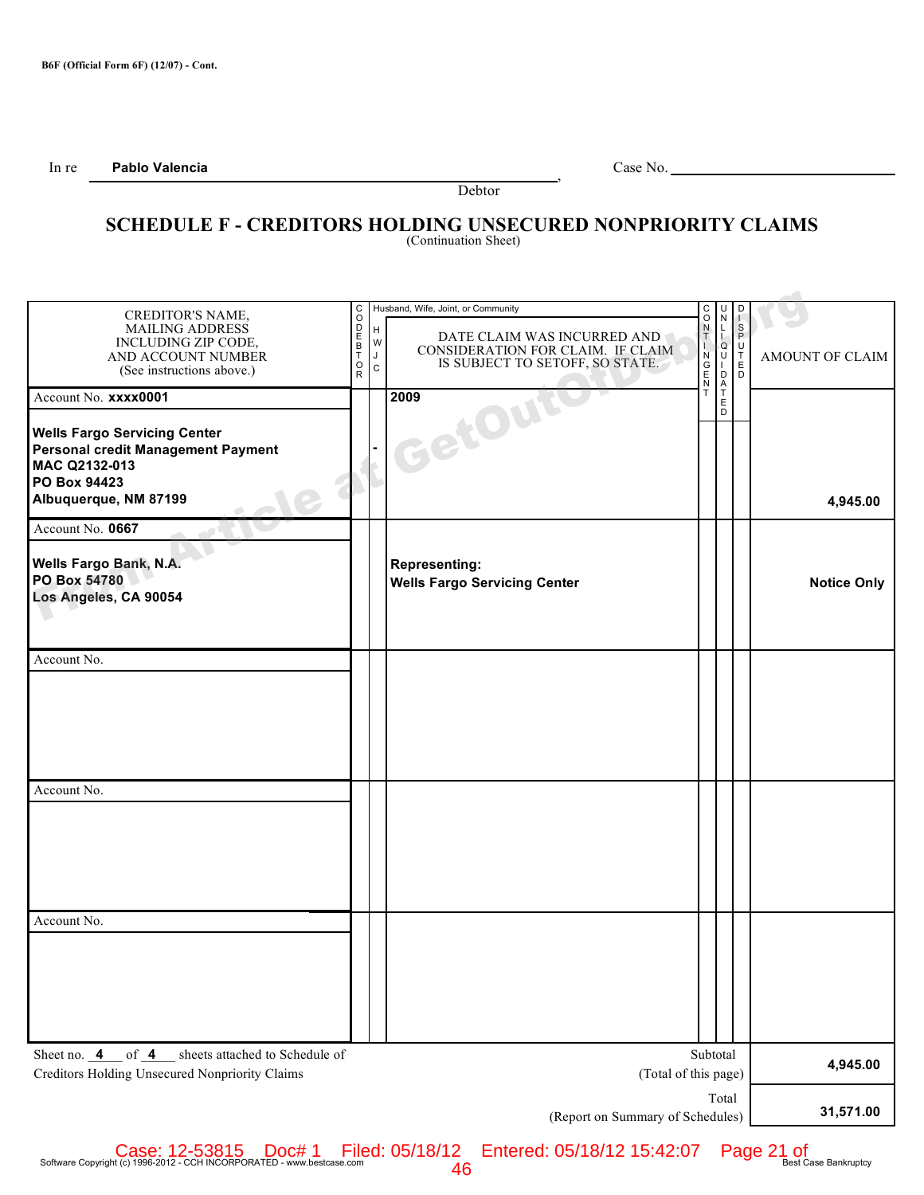B6F (Official Form 6F) (12/07) - Cont.

In re **Pablo Valencia** , Case No. ______________

Debtor

# SCHEDULE F - CREDITORS HOLDING UNSECURED NONPRIORITY CLAIMS

(Continuation Sheet)

| CREDITOR'S NAME, MAILING ADDRESS INCLUDING ZIP CODE, AND ACCOUNT NUMBER (See instructions above.) | CODEBTOR | Husband, Wife, Joint, or Community (H W J C) | DATE CLAIM WAS INCURRED AND CONSIDERATION FOR CLAIM. IF CLAIM IS SUBJECT TO SETOFF, SO STATE. | CONTINGENT | UNLIQUIDATED | DISPUTED | AMOUNT OF CLAIM |
|---|---|---|---|---|---|---|---|
| Account No. **xxxx0001**<br>**Wells Fargo Servicing Center**<br>**Personal credit Management Payment**<br>**MAC Q2132-013**<br>**PO Box 94423**<br>**Albuquerque, NM 87199** | | - | **2009** | | | | **4,945.00** |
| Account No. **0667**<br>**Wells Fargo Bank, N.A.**<br>**PO Box 54780**<br>**Los Angeles, CA 90054** | | | **Representing:**<br>**Wells Fargo Servicing Center** | | | | **Notice Only** |
| Account No. | | | | | | | |
| Account No. | | | | | | | |
| Account No. | | | | | | | |

Sheet no. **4** of **4** sheets attached to Schedule of Creditors Holding Unsecured Nonpriority Claims

Subtotal (Total of this page): **4,945.00**

Total (Report on Summary of Schedules): **31,571.00**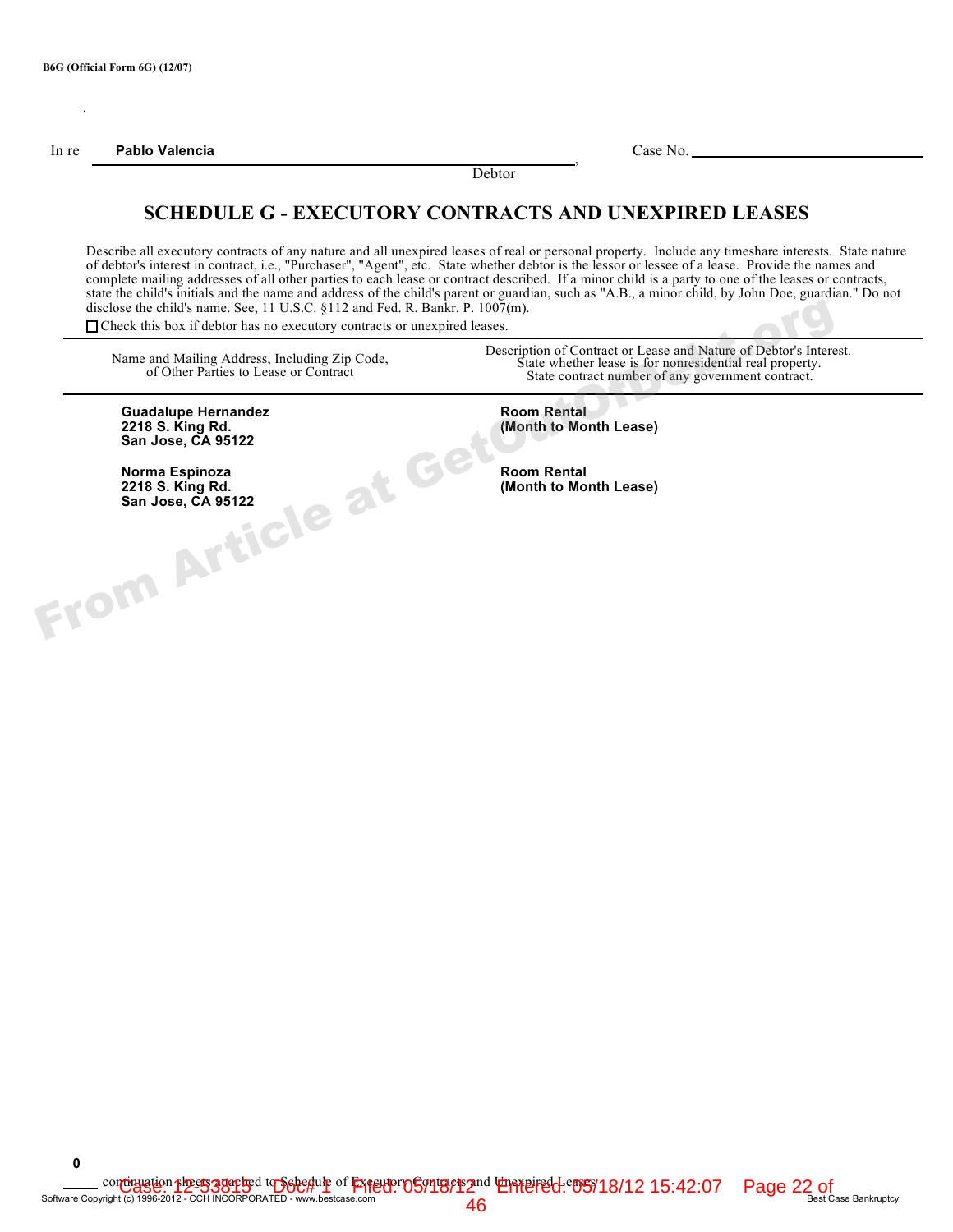B6G (Official Form 6G) (12/07)

In re **Pablo Valencia**, Debtor

Case No. \_\_\_\_\_\_\_\_\_\_\_\_\_\_\_\_\_\_\_\_

# SCHEDULE G - EXECUTORY CONTRACTS AND UNEXPIRED LEASES

Describe all executory contracts of any nature and all unexpired leases of real or personal property. Include any timeshare interests. State nature of debtor's interest in contract, i.e., "Purchaser", "Agent", etc. State whether debtor is the lessor or lessee of a lease. Provide the names and complete mailing addresses of all other parties to each lease or contract described. If a minor child is a party to one of the leases or contracts, state the child's initials and the name and address of the child's parent or guardian, such as "A.B., a minor child, by John Doe, guardian." Do not disclose the child's name. See, 11 U.S.C. §112 and Fed. R. Bankr. P. 1007(m).

☐ Check this box if debtor has no executory contracts or unexpired leases.

| Name and Mailing Address, Including Zip Code, of Other Parties to Lease or Contract | Description of Contract or Lease and Nature of Debtor's Interest. State whether lease is for nonresidential real property. State contract number of any government contract. |
|---|---|
| **Guadalupe Hernandez**<br>**2218 S. King Rd.**<br>**San Jose, CA 95122** | **Room Rental**<br>**(Month to Month Lease)** |
| **Norma Espinoza**<br>**2218 S. King Rd.**<br>**San Jose, CA 95122** | **Room Rental**<br>**(Month to Month Lease)** |

**0** continuation sheets attached to Schedule of Executory Contracts and Unexpired Leases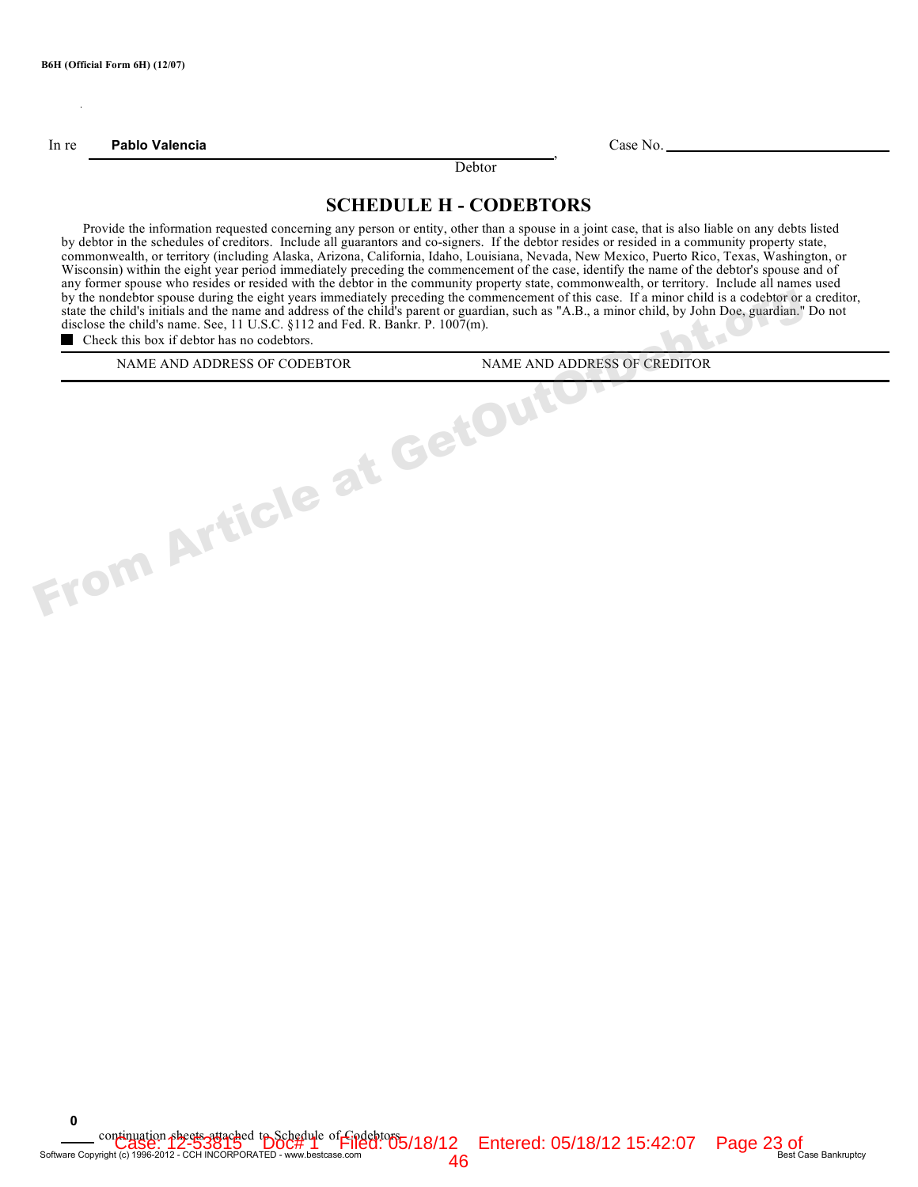B6H (Official Form 6H) (12/07)

In re **Pablo Valencia**, Debtor

Case No. ____________

# SCHEDULE H - CODEBTORS

Provide the information requested concerning any person or entity, other than a spouse in a joint case, that is also liable on any debts listed by debtor in the schedules of creditors. Include all guarantors and co-signers. If the debtor resides or resided in a community property state, commonwealth, or territory (including Alaska, Arizona, California, Idaho, Louisiana, Nevada, New Mexico, Puerto Rico, Texas, Washington, or Wisconsin) within the eight year period immediately preceding the commencement of the case, identify the name of the debtor's spouse and of any former spouse who resides or resided with the debtor in the community property state, commonwealth, or territory. Include all names used by the nondebtor spouse during the eight years immediately preceding the commencement of this case. If a minor child is a codebtor or a creditor, state the child's initials and the name and address of the child's parent or guardian, such as "A.B., a minor child, by John Doe, guardian." Do not disclose the child's name. See, 11 U.S.C. §112 and Fed. R. Bankr. P. 1007(m).

■ Check this box if debtor has no codebtors.

| NAME AND ADDRESS OF CODEBTOR | NAME AND ADDRESS OF CREDITOR |
|---|---|

**0** continuation sheets attached to Schedule of Codebtors

Software Copyright (c) 1996-2012 - CCH INCORPORATED - www.bestcase.com | Best Case Bankruptcy

Case: 12-53815 Doc# 1 Filed: 05/18/12 Entered: 05/18/12 15:42:07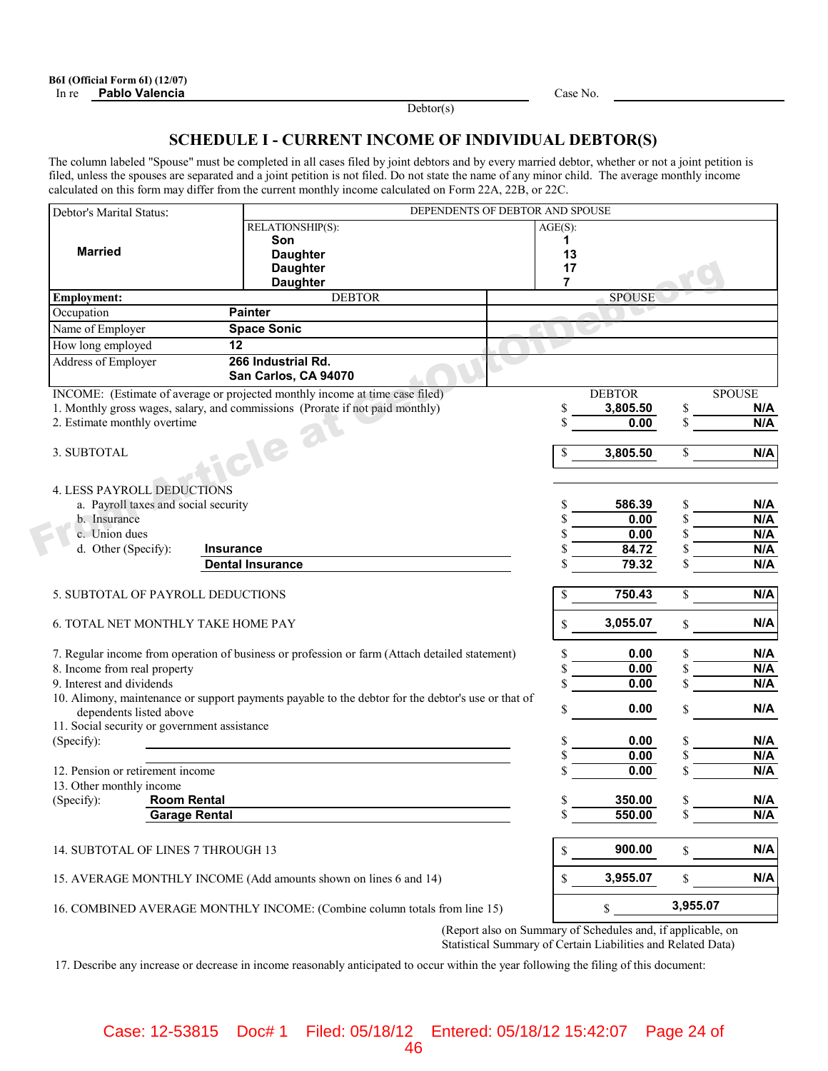B6I (Official Form 6I) (12/07)

In re **Pablo Valencia** Case No. ____________

Debtor(s)

## SCHEDULE I - CURRENT INCOME OF INDIVIDUAL DEBTOR(S)

The column labeled "Spouse" must be completed in all cases filed by joint debtors and by every married debtor, whether or not a joint petition is filed, unless the spouses are separated and a joint petition is not filed. Do not state the name of any minor child. The average monthly income calculated on this form may differ from the current monthly income calculated on Form 22A, 22B, or 22C.

| Debtor's Marital Status: | DEPENDENTS OF DEBTOR AND SPOUSE | |
|---|---|---|
| | RELATIONSHIP(S): | AGE(S): |
| **Married** | **Son** | **1** |
| | **Daughter** | **13** |
| | **Daughter** | **17** |
| | **Daughter** | **7** |

| Employment: | DEBTOR | SPOUSE |
|---|---|---|
| Occupation | **Painter** | |
| Name of Employer | **Space Sonic** | |
| How long employed | **12** | |
| Address of Employer | **266 Industrial Rd.**<br>**San Carlos, CA 94070** | |

| INCOME: (Estimate of average or projected monthly income at time case filed) | DEBTOR | SPOUSE |
|---|---|---|
| 1. Monthly gross wages, salary, and commissions (Prorate if not paid monthly) | $ **3,805.50** | $ **N/A** |
| 2. Estimate monthly overtime | $ **0.00** | $ **N/A** |
| 3. SUBTOTAL | $ **3,805.50** | $ **N/A** |
| 4. LESS PAYROLL DEDUCTIONS | | |
| a. Payroll taxes and social security | $ **586.39** | $ **N/A** |
| b. Insurance | $ **0.00** | $ **N/A** |
| c. Union dues | $ **0.00** | $ **N/A** |
| d. Other (Specify): **Insurance** | $ **84.72** | $ **N/A** |
| **Dental Insurance** | $ **79.32** | $ **N/A** |
| 5. SUBTOTAL OF PAYROLL DEDUCTIONS | $ **750.43** | $ **N/A** |
| 6. TOTAL NET MONTHLY TAKE HOME PAY | $ **3,055.07** | $ **N/A** |
| 7. Regular income from operation of business or profession or farm (Attach detailed statement) | $ **0.00** | $ **N/A** |
| 8. Income from real property | $ **0.00** | $ **N/A** |
| 9. Interest and dividends | $ **0.00** | $ **N/A** |
| 10. Alimony, maintenance or support payments payable to the debtor for the debtor's use or that of dependents listed above | $ **0.00** | $ **N/A** |
| 11. Social security or government assistance | | |
| (Specify): | $ **0.00** | $ **N/A** |
| | $ **0.00** | $ **N/A** |
| 12. Pension or retirement income | $ **0.00** | $ **N/A** |
| 13. Other monthly income | | |
| (Specify): **Room Rental** | $ **350.00** | $ **N/A** |
| **Garage Rental** | $ **550.00** | $ **N/A** |
| 14. SUBTOTAL OF LINES 7 THROUGH 13 | $ **900.00** | $ **N/A** |
| 15. AVERAGE MONTHLY INCOME (Add amounts shown on lines 6 and 14) | $ **3,955.07** | $ **N/A** |
| 16. COMBINED AVERAGE MONTHLY INCOME: (Combine column totals from line 15) | $ **3,955.07** | |

(Report also on Summary of Schedules and, if applicable, on Statistical Summary of Certain Liabilities and Related Data)

17. Describe any increase or decrease in income reasonably anticipated to occur within the year following the filing of this document:

Case: 12-53815 Doc# 1 Filed: 05/18/12 Entered: 05/18/12 15:42:07 Page 24 of 46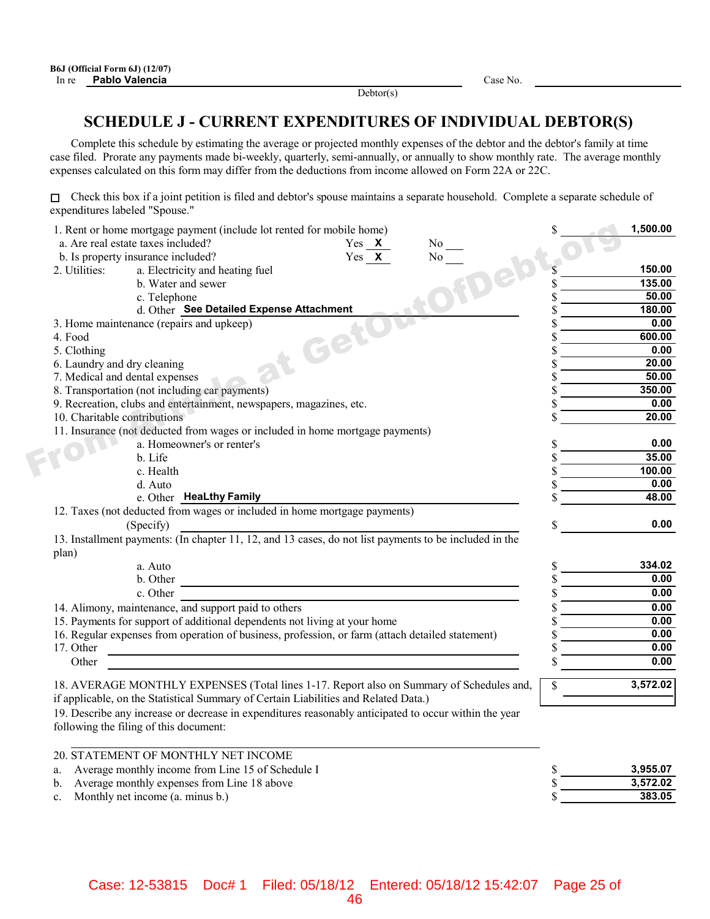B6J (Official Form 6J) (12/07)

In re **Pablo Valencia** Debtor(s) Case No. ______

# SCHEDULE J - CURRENT EXPENDITURES OF INDIVIDUAL DEBTOR(S)

Complete this schedule by estimating the average or projected monthly expenses of the debtor and the debtor's family at time case filed. Prorate any payments made bi-weekly, quarterly, semi-annually, or annually to show monthly rate. The average monthly expenses calculated on this form may differ from the deductions from income allowed on Form 22A or 22C.

☐ Check this box if a joint petition is filed and debtor's spouse maintains a separate household. Complete a separate schedule of expenditures labeled "Spouse."

| Item | Amount |
|---|---|
| 1. Rent or home mortgage payment (include lot rented for mobile home) | $ 1,500.00 |
| a. Are real estate taxes included? Yes **X** No ___ | |
| b. Is property insurance included? Yes **X** No ___ | |
| 2. Utilities: a. Electricity and heating fuel | $ 150.00 |
| b. Water and sewer | $ 135.00 |
| c. Telephone | $ 50.00 |
| d. Other **See Detailed Expense Attachment** | $ 180.00 |
| 3. Home maintenance (repairs and upkeep) | $ 0.00 |
| 4. Food | $ 600.00 |
| 5. Clothing | $ 0.00 |
| 6. Laundry and dry cleaning | $ 20.00 |
| 7. Medical and dental expenses | $ 50.00 |
| 8. Transportation (not including car payments) | $ 350.00 |
| 9. Recreation, clubs and entertainment, newspapers, magazines, etc. | $ 0.00 |
| 10. Charitable contributions | $ 20.00 |
| 11. Insurance (not deducted from wages or included in home mortgage payments) | |
| a. Homeowner's or renter's | $ 0.00 |
| b. Life | $ 35.00 |
| c. Health | $ 100.00 |
| d. Auto | $ 0.00 |
| e. Other **HeaLthy Family** | $ 48.00 |
| 12. Taxes (not deducted from wages or included in home mortgage payments) (Specify) | $ 0.00 |
| 13. Installment payments: (In chapter 11, 12, and 13 cases, do not list payments to be included in the plan) | |
| a. Auto | $ 334.02 |
| b. Other | $ 0.00 |
| c. Other | $ 0.00 |
| 14. Alimony, maintenance, and support paid to others | $ 0.00 |
| 15. Payments for support of additional dependents not living at your home | $ 0.00 |
| 16. Regular expenses from operation of business, profession, or farm (attach detailed statement) | $ 0.00 |
| 17. Other | $ 0.00 |
| Other | $ 0.00 |
| 18. AVERAGE MONTHLY EXPENSES (Total lines 1-17. Report also on Summary of Schedules and, if applicable, on the Statistical Summary of Certain Liabilities and Related Data.) | $ 3,572.02 |

19. Describe any increase or decrease in expenditures reasonably anticipated to occur within the year following the filing of this document:

| 20. STATEMENT OF MONTHLY NET INCOME | |
|---|---|
| a. Average monthly income from Line 15 of Schedule I | $ 3,955.07 |
| b. Average monthly expenses from Line 18 above | $ 3,572.02 |
| c. Monthly net income (a. minus b.) | $ 383.05 |

Case: 12-53815 Doc# 1 Filed: 05/18/12 Entered: 05/18/12 15:42:07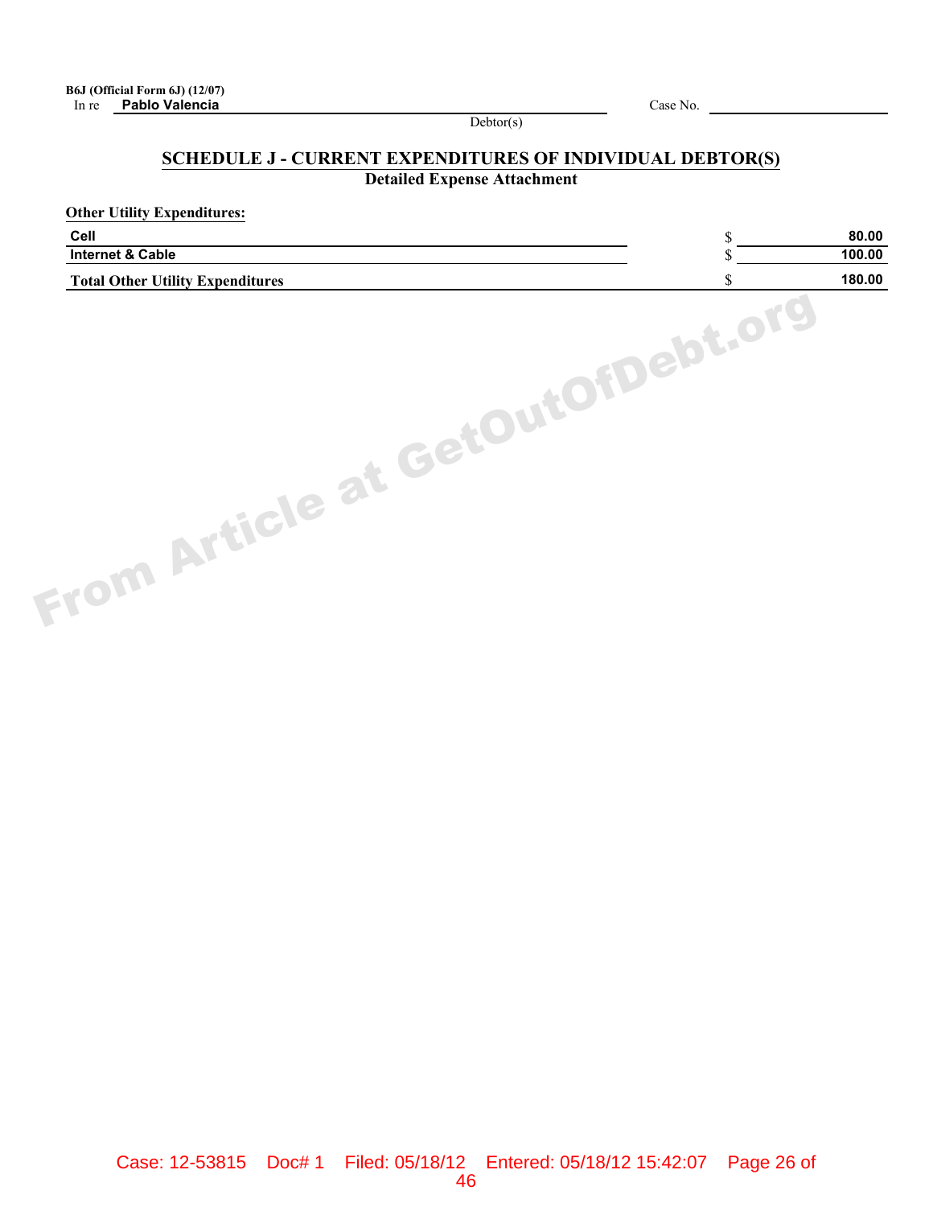B6J (Official Form 6J) (12/07)

In re **Pablo Valencia** Case No. ____________

Debtor(s)

## SCHEDULE J - CURRENT EXPENDITURES OF INDIVIDUAL DEBTOR(S)

### Detailed Expense Attachment

**Other Utility Expenditures:**

| | |
|---|---|
| Cell | $ 80.00 |
| Internet & Cable | $ 100.00 |
| **Total Other Utility Expenditures** | $ 180.00 |

Case: 12-53815 Doc# 1 Filed: 05/18/12 Entered: 05/18/12 15:42:07 Page 26 of 46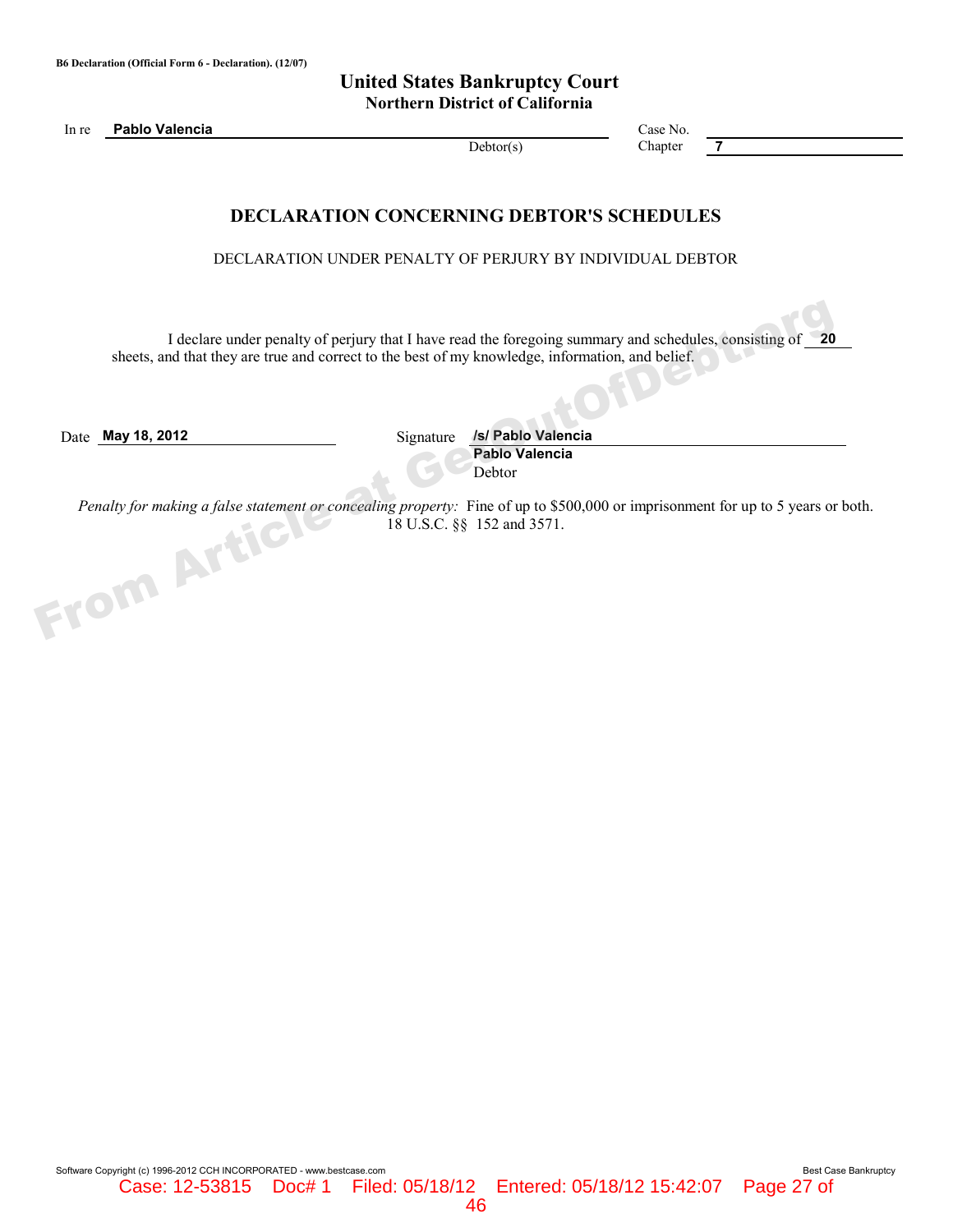B6 Declaration (Official Form 6 - Declaration). (12/07)

# United States Bankruptcy Court
## Northern District of California

In re **Pablo Valencia**, Debtor(s)

Case No.

Chapter **7**

## DECLARATION CONCERNING DEBTOR'S SCHEDULES

DECLARATION UNDER PENALTY OF PERJURY BY INDIVIDUAL DEBTOR

I declare under penalty of perjury that I have read the foregoing summary and schedules, consisting of **20** sheets, and that they are true and correct to the best of my knowledge, information, and belief.

Date **May 18, 2012**

Signature **/s/ Pablo Valencia**
**Pablo Valencia**
Debtor

*Penalty for making a false statement or concealing property:* Fine of up to $500,000 or imprisonment for up to 5 years or both. 18 U.S.C. §§ 152 and 3571.

Software Copyright (c) 1996-2012 CCH INCORPORATED - www.bestcase.com — Best Case Bankruptcy

Case: 12-53815 Doc# 1 Filed: 05/18/12 Entered: 05/18/12 15:42:07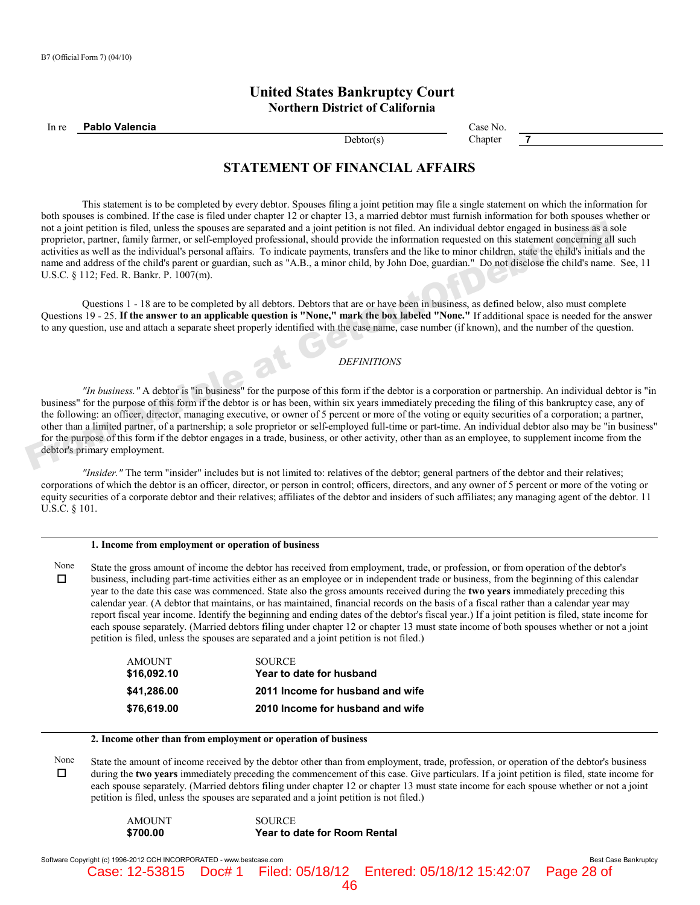B7 (Official Form 7) (04/10)

# United States Bankruptcy Court
## Northern District of California

In re **Pablo Valencia** Debtor(s)

Case No.

Chapter **7**

## STATEMENT OF FINANCIAL AFFAIRS

This statement is to be completed by every debtor. Spouses filing a joint petition may file a single statement on which the information for both spouses is combined. If the case is filed under chapter 12 or chapter 13, a married debtor must furnish information for both spouses whether or not a joint petition is filed, unless the spouses are separated and a joint petition is not filed. An individual debtor engaged in business as a sole proprietor, partner, family farmer, or self-employed professional, should provide the information requested on this statement concerning all such activities as well as the individual's personal affairs. To indicate payments, transfers and the like to minor children, state the child's initials and the name and address of the child's parent or guardian, such as "A.B., a minor child, by John Doe, guardian." Do not disclose the child's name. See, 11 U.S.C. § 112; Fed. R. Bankr. P. 1007(m).

Questions 1 - 18 are to be completed by all debtors. Debtors that are or have been in business, as defined below, also must complete Questions 19 - 25. **If the answer to an applicable question is "None," mark the box labeled "None."** If additional space is needed for the answer to any question, use and attach a separate sheet properly identified with the case name, case number (if known), and the number of the question.

*DEFINITIONS*

*"In business."* A debtor is "in business" for the purpose of this form if the debtor is a corporation or partnership. An individual debtor is "in business" for the purpose of this form if the debtor is or has been, within six years immediately preceding the filing of this bankruptcy case, any of the following: an officer, director, managing executive, or owner of 5 percent or more of the voting or equity securities of a corporation; a partner, other than a limited partner, of a partnership; a sole proprietor or self-employed full-time or part-time. An individual debtor also may be "in business" for the purpose of this form if the debtor engages in a trade, business, or other activity, other than as an employee, to supplement income from the debtor's primary employment.

*"Insider."* The term "insider" includes but is not limited to: relatives of the debtor; general partners of the debtor and their relatives; corporations of which the debtor is an officer, director, or person in control; officers, directors, and any owner of 5 percent or more of the voting or equity securities of a corporate debtor and their relatives; affiliates of the debtor and insiders of such affiliates; any managing agent of the debtor. 11 U.S.C. § 101.

### 1. Income from employment or operation of business

None ☐

State the gross amount of income the debtor has received from employment, trade, or profession, or from operation of the debtor's business, including part-time activities either as an employee or in independent trade or business, from the beginning of this calendar year to the date this case was commenced. State also the gross amounts received during the **two years** immediately preceding this calendar year. (A debtor that maintains, or has maintained, financial records on the basis of a fiscal rather than a calendar year may report fiscal year income. Identify the beginning and ending dates of the debtor's fiscal year.) If a joint petition is filed, state income for each spouse separately. (Married debtors filing under chapter 12 or chapter 13 must state income of both spouses whether or not a joint petition is filed, unless the spouses are separated and a joint petition is not filed.)

| AMOUNT | SOURCE |
|---|---|
| **$16,092.10** | **Year to date for husband** |
| **$41,286.00** | **2011 Income for husband and wife** |
| **$76,619.00** | **2010 Income for husband and wife** |

### 2. Income other than from employment or operation of business

None ☐

State the amount of income received by the debtor other than from employment, trade, profession, or operation of the debtor's business during the **two years** immediately preceding the commencement of this case. Give particulars. If a joint petition is filed, state income for each spouse separately. (Married debtors filing under chapter 12 or chapter 13 must state income for each spouse whether or not a joint petition is filed, unless the spouses are separated and a joint petition is not filed.)

| AMOUNT | SOURCE |
|---|---|
| **$700.00** | **Year to date for Room Rental** |

Software Copyright (c) 1996-2012 CCH INCORPORATED - www.bestcase.com Best Case Bankruptcy

Case: 12-53815 Doc# 1 Filed: 05/18/12 Entered: 05/18/12 15:42:07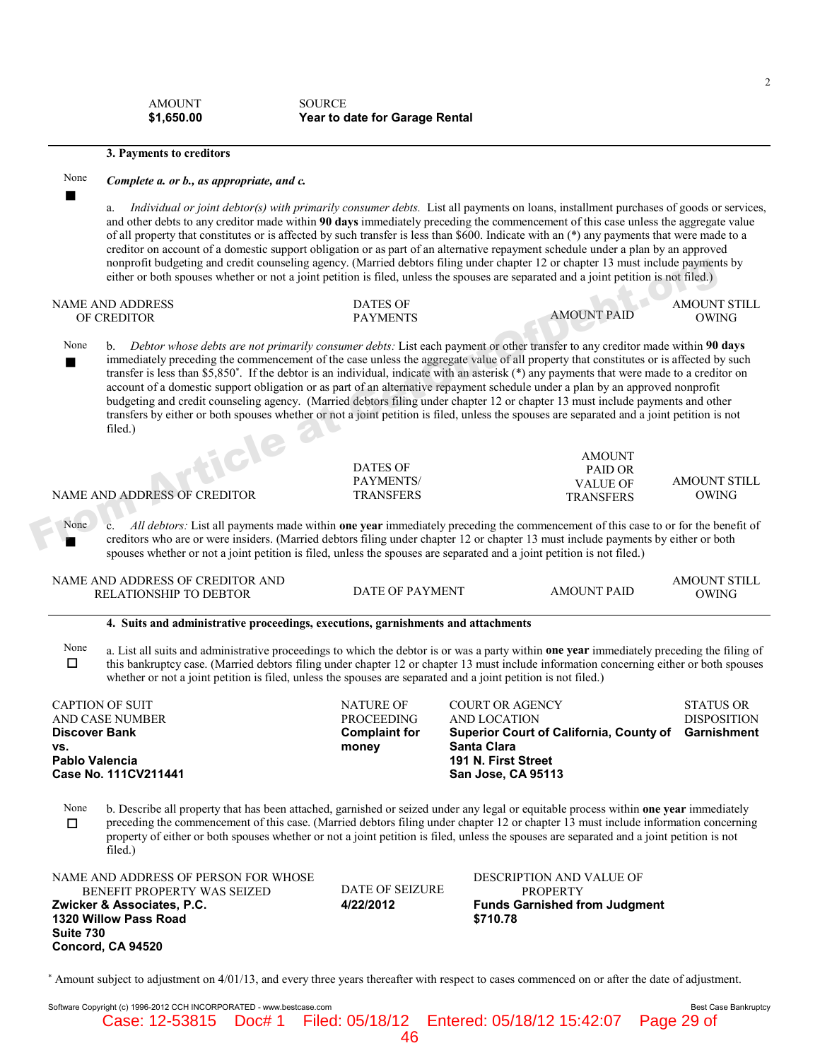| AMOUNT | SOURCE |
| --- | --- |
| **$1,650.00** | **Year to date for Garage Rental** |

### 3. Payments to creditors

None ■ *Complete a. or b., as appropriate, and c.*

a. *Individual or joint debtor(s) with primarily consumer debts.* List all payments on loans, installment purchases of goods or services, and other debts to any creditor made within **90 days** immediately preceding the commencement of this case unless the aggregate value of all property that constitutes or is affected by such transfer is less than $600. Indicate with an (*) any payments that were made to a creditor on account of a domestic support obligation or as part of an alternative repayment schedule under a plan by an approved nonprofit budgeting and credit counseling agency. (Married debtors filing under chapter 12 or chapter 13 must include payments by either or both spouses whether or not a joint petition is filed, unless the spouses are separated and a joint petition is not filed.)

| NAME AND ADDRESS OF CREDITOR | DATES OF PAYMENTS | AMOUNT PAID | AMOUNT STILL OWING |
| --- | --- | --- | --- |

None ■ b. *Debtor whose debts are not primarily consumer debts:* List each payment or other transfer to any creditor made within **90 days** immediately preceding the commencement of the case unless the aggregate value of all property that constitutes or is affected by such transfer is less than $5,850*. If the debtor is an individual, indicate with an asterisk (*) any payments that were made to a creditor on account of a domestic support obligation or as part of an alternative repayment schedule under a plan by an approved nonprofit budgeting and credit counseling agency. (Married debtors filing under chapter 12 or chapter 13 must include payments and other transfers by either or both spouses whether or not a joint petition is filed, unless the spouses are separated and a joint petition is not filed.)

| NAME AND ADDRESS OF CREDITOR | DATES OF PAYMENTS/ TRANSFERS | AMOUNT PAID OR VALUE OF TRANSFERS | AMOUNT STILL OWING |
| --- | --- | --- | --- |

None ■ c. *All debtors:* List all payments made within **one year** immediately preceding the commencement of this case to or for the benefit of creditors who are or were insiders. (Married debtors filing under chapter 12 or chapter 13 must include payments by either or both spouses whether or not a joint petition is filed, unless the spouses are separated and a joint petition is not filed.)

| NAME AND ADDRESS OF CREDITOR AND RELATIONSHIP TO DEBTOR | DATE OF PAYMENT | AMOUNT PAID | AMOUNT STILL OWING |
| --- | --- | --- | --- |

### 4. Suits and administrative proceedings, executions, garnishments and attachments

None ☐ a. List all suits and administrative proceedings to which the debtor is or was a party within **one year** immediately preceding the filing of this bankruptcy case. (Married debtors filing under chapter 12 or chapter 13 must include information concerning either or both spouses whether or not a joint petition is filed, unless the spouses are separated and a joint petition is not filed.)

| CAPTION OF SUIT AND CASE NUMBER | NATURE OF PROCEEDING | COURT OR AGENCY AND LOCATION | STATUS OR DISPOSITION |
| --- | --- | --- | --- |
| **Discover Bank vs. Pablo Valencia Case No. 111CV211441** | **Complaint for money** | **Superior Court of California, County of Santa Clara 191 N. First Street San Jose, CA 95113** | **Garnishment** |

None ☐ b. Describe all property that has been attached, garnished or seized under any legal or equitable process within **one year** immediately preceding the commencement of this case. (Married debtors filing under chapter 12 or chapter 13 must include information concerning property of either or both spouses whether or not a joint petition is filed, unless the spouses are separated and a joint petition is not filed.)

| NAME AND ADDRESS OF PERSON FOR WHOSE BENEFIT PROPERTY WAS SEIZED | DATE OF SEIZURE | DESCRIPTION AND VALUE OF PROPERTY |
| --- | --- | --- |
| **Zwicker & Associates, P.C. 1320 Willow Pass Road Suite 730 Concord, CA 94520** | **4/22/2012** | **Funds Garnished from Judgment $710.78** |

* Amount subject to adjustment on 4/01/13, and every three years thereafter with respect to cases commenced on or after the date of adjustment.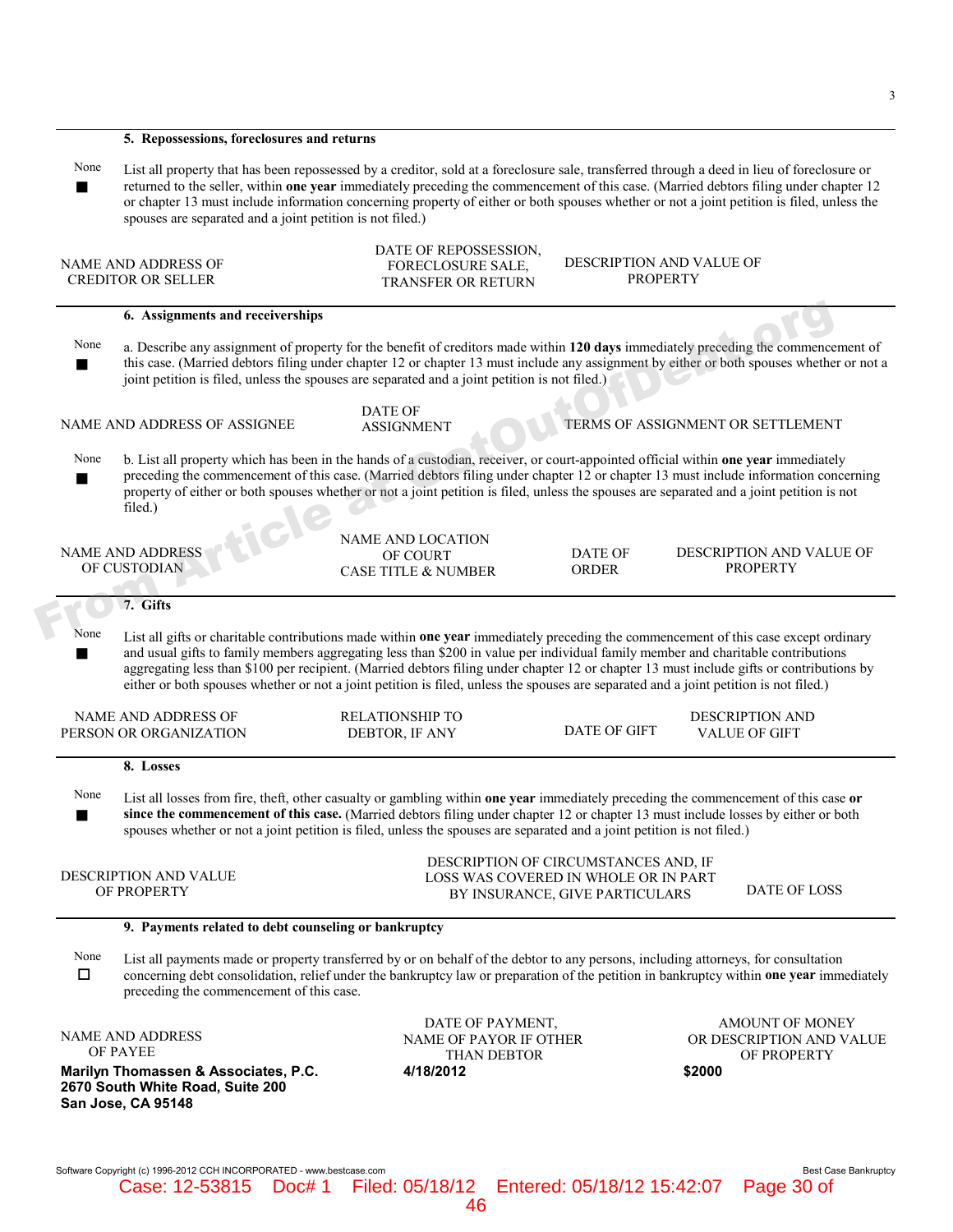**5. Repossessions, foreclosures and returns**

None ■ List all property that has been repossessed by a creditor, sold at a foreclosure sale, transferred through a deed in lieu of foreclosure or returned to the seller, within **one year** immediately preceding the commencement of this case. (Married debtors filing under chapter 12 or chapter 13 must include information concerning property of either or both spouses whether or not a joint petition is filed, unless the spouses are separated and a joint petition is not filed.)

| NAME AND ADDRESS OF CREDITOR OR SELLER | DATE OF REPOSSESSION, FORECLOSURE SALE, TRANSFER OR RETURN | DESCRIPTION AND VALUE OF PROPERTY |
|---|---|---|

**6. Assignments and receiverships**

None ■ a. Describe any assignment of property for the benefit of creditors made within **120 days** immediately preceding the commencement of this case. (Married debtors filing under chapter 12 or chapter 13 must include any assignment by either or both spouses whether or not a joint petition is filed, unless the spouses are separated and a joint petition is not filed.)

| NAME AND ADDRESS OF ASSIGNEE | DATE OF ASSIGNMENT | TERMS OF ASSIGNMENT OR SETTLEMENT |
|---|---|---|

None ■ b. List all property which has been in the hands of a custodian, receiver, or court-appointed official within **one year** immediately preceding the commencement of this case. (Married debtors filing under chapter 12 or chapter 13 must include information concerning property of either or both spouses whether or not a joint petition is filed, unless the spouses are separated and a joint petition is not filed.)

| NAME AND ADDRESS OF CUSTODIAN | NAME AND LOCATION OF COURT CASE TITLE & NUMBER | DATE OF ORDER | DESCRIPTION AND VALUE OF PROPERTY |
|---|---|---|---|

**7. Gifts**

None ■ List all gifts or charitable contributions made within **one year** immediately preceding the commencement of this case except ordinary and usual gifts to family members aggregating less than $200 in value per individual family member and charitable contributions aggregating less than $100 per recipient. (Married debtors filing under chapter 12 or chapter 13 must include gifts or contributions by either or both spouses whether or not a joint petition is filed, unless the spouses are separated and a joint petition is not filed.)

| NAME AND ADDRESS OF PERSON OR ORGANIZATION | RELATIONSHIP TO DEBTOR, IF ANY | DATE OF GIFT | DESCRIPTION AND VALUE OF GIFT |
|---|---|---|---|

**8. Losses**

None ■ List all losses from fire, theft, other casualty or gambling within **one year** immediately preceding the commencement of this case **or since the commencement of this case.** (Married debtors filing under chapter 12 or chapter 13 must include losses by either or both spouses whether or not a joint petition is filed, unless the spouses are separated and a joint petition is not filed.)

| DESCRIPTION AND VALUE OF PROPERTY | DESCRIPTION OF CIRCUMSTANCES AND, IF LOSS WAS COVERED IN WHOLE OR IN PART BY INSURANCE, GIVE PARTICULARS | DATE OF LOSS |
|---|---|---|

**9. Payments related to debt counseling or bankruptcy**

None ☐ List all payments made or property transferred by or on behalf of the debtor to any persons, including attorneys, for consultation concerning debt consolidation, relief under the bankruptcy law or preparation of the petition in bankruptcy within **one year** immediately preceding the commencement of this case.

| NAME AND ADDRESS OF PAYEE | DATE OF PAYMENT, NAME OF PAYOR IF OTHER THAN DEBTOR | AMOUNT OF MONEY OR DESCRIPTION AND VALUE OF PROPERTY |
|---|---|---|
| **Marilyn Thomassen & Associates, P.C.**<br>**2670 South White Road, Suite 200**<br>**San Jose, CA 95148** | **4/18/2012** | **$2000** |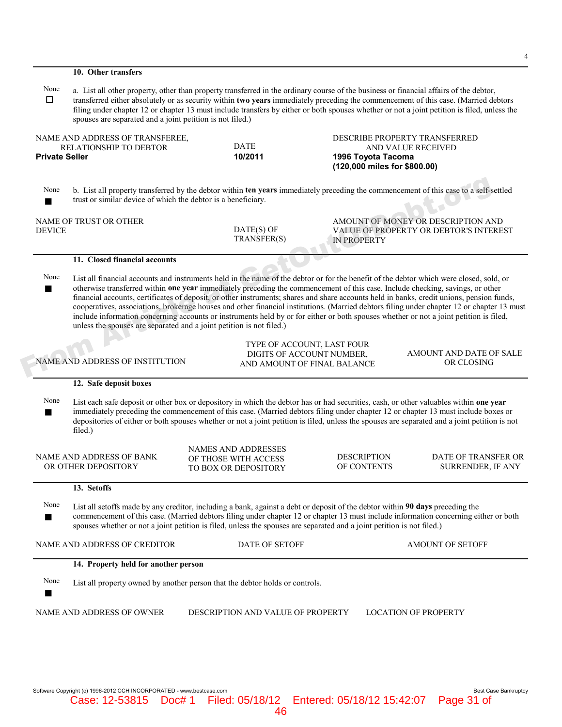### 10. Other transfers

None ☐ a. List all other property, other than property transferred in the ordinary course of the business or financial affairs of the debtor, transferred either absolutely or as security within **two years** immediately preceding the commencement of this case. (Married debtors filing under chapter 12 or chapter 13 must include transfers by either or both spouses whether or not a joint petition is filed, unless the spouses are separated and a joint petition is not filed.)

| NAME AND ADDRESS OF TRANSFEREE, RELATIONSHIP TO DEBTOR | DATE | DESCRIBE PROPERTY TRANSFERRED AND VALUE RECEIVED |
|---|---|---|
| **Private Seller** | **10/2011** | **1996 Toyota Tacoma (120,000 miles for $800.00)** |

None ■ b. List all property transferred by the debtor within **ten years** immediately preceding the commencement of this case to a self-settled trust or similar device of which the debtor is a beneficiary.

| NAME OF TRUST OR OTHER DEVICE | DATE(S) OF TRANSFER(S) | AMOUNT OF MONEY OR DESCRIPTION AND VALUE OF PROPERTY OR DEBTOR'S INTEREST IN PROPERTY |
|---|---|---|

### 11. Closed financial accounts

None ■ List all financial accounts and instruments held in the name of the debtor or for the benefit of the debtor which were closed, sold, or otherwise transferred within **one year** immediately preceding the commencement of this case. Include checking, savings, or other financial accounts, certificates of deposit, or other instruments; shares and share accounts held in banks, credit unions, pension funds, cooperatives, associations, brokerage houses and other financial institutions. (Married debtors filing under chapter 12 or chapter 13 must include information concerning accounts or instruments held by or for either or both spouses whether or not a joint petition is filed, unless the spouses are separated and a joint petition is not filed.)

| NAME AND ADDRESS OF INSTITUTION | TYPE OF ACCOUNT, LAST FOUR DIGITS OF ACCOUNT NUMBER, AND AMOUNT OF FINAL BALANCE | AMOUNT AND DATE OF SALE OR CLOSING |
|---|---|---|

### 12. Safe deposit boxes

None ■ List each safe deposit or other box or depository in which the debtor has or had securities, cash, or other valuables within **one year** immediately preceding the commencement of this case. (Married debtors filing under chapter 12 or chapter 13 must include boxes or depositories of either or both spouses whether or not a joint petition is filed, unless the spouses are separated and a joint petition is not filed.)

| NAME AND ADDRESS OF BANK OR OTHER DEPOSITORY | NAMES AND ADDRESSES OF THOSE WITH ACCESS TO BOX OR DEPOSITORY | DESCRIPTION OF CONTENTS | DATE OF TRANSFER OR SURRENDER, IF ANY |
|---|---|---|---|

### 13. Setoffs

None ■ List all setoffs made by any creditor, including a bank, against a debt or deposit of the debtor within **90 days** preceding the commencement of this case. (Married debtors filing under chapter 12 or chapter 13 must include information concerning either or both spouses whether or not a joint petition is filed, unless the spouses are separated and a joint petition is not filed.)

| NAME AND ADDRESS OF CREDITOR | DATE OF SETOFF | AMOUNT OF SETOFF |
|---|---|---|

### 14. Property held for another person

None ■ List all property owned by another person that the debtor holds or controls.

| NAME AND ADDRESS OF OWNER | DESCRIPTION AND VALUE OF PROPERTY | LOCATION OF PROPERTY |
|---|---|---|

Software Copyright (c) 1996-2012 CCH INCORPORATED - www.bestcase.com Best Case Bankruptcy

Case: 12-53815 Doc# 1 Filed: 05/18/12 Entered: 05/18/12 15:42:07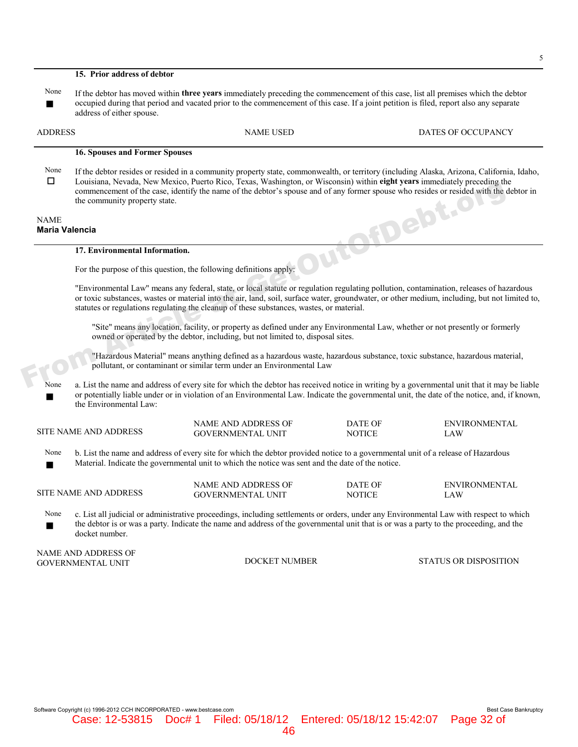### 15. Prior address of debtor

None
■

If the debtor has moved within **three years** immediately preceding the commencement of this case, list all premises which the debtor occupied during that period and vacated prior to the commencement of this case. If a joint petition is filed, report also any separate address of either spouse.

| ADDRESS | NAME USED | DATES OF OCCUPANCY |
|---|---|---|

### 16. Spouses and Former Spouses

None
☐

If the debtor resides or resided in a community property state, commonwealth, or territory (including Alaska, Arizona, California, Idaho, Louisiana, Nevada, New Mexico, Puerto Rico, Texas, Washington, or Wisconsin) within **eight years** immediately preceding the commencement of the case, identify the name of the debtor's spouse and of any former spouse who resides or resided with the debtor in the community property state.

NAME
**Maria Valencia**

### 17. Environmental Information.

For the purpose of this question, the following definitions apply:

"Environmental Law" means any federal, state, or local statute or regulation regulating pollution, contamination, releases of hazardous or toxic substances, wastes or material into the air, land, soil, surface water, groundwater, or other medium, including, but not limited to, statutes or regulations regulating the cleanup of these substances, wastes, or material.

"Site" means any location, facility, or property as defined under any Environmental Law, whether or not presently or formerly owned or operated by the debtor, including, but not limited to, disposal sites.

"Hazardous Material" means anything defined as a hazardous waste, hazardous substance, toxic substance, hazardous material, pollutant, or contaminant or similar term under an Environmental Law

None
■

a. List the name and address of every site for which the debtor has received notice in writing by a governmental unit that it may be liable or potentially liable under or in violation of an Environmental Law. Indicate the governmental unit, the date of the notice, and, if known, the Environmental Law:

| SITE NAME AND ADDRESS | NAME AND ADDRESS OF GOVERNMENTAL UNIT | DATE OF NOTICE | ENVIRONMENTAL LAW |
|---|---|---|---|

None
■

b. List the name and address of every site for which the debtor provided notice to a governmental unit of a release of Hazardous Material. Indicate the governmental unit to which the notice was sent and the date of the notice.

| SITE NAME AND ADDRESS | NAME AND ADDRESS OF GOVERNMENTAL UNIT | DATE OF NOTICE | ENVIRONMENTAL LAW |
|---|---|---|---|

None
■

c. List all judicial or administrative proceedings, including settlements or orders, under any Environmental Law with respect to which the debtor is or was a party. Indicate the name and address of the governmental unit that is or was a party to the proceeding, and the docket number.

| NAME AND ADDRESS OF GOVERNMENTAL UNIT | DOCKET NUMBER | STATUS OR DISPOSITION |
|---|---|---|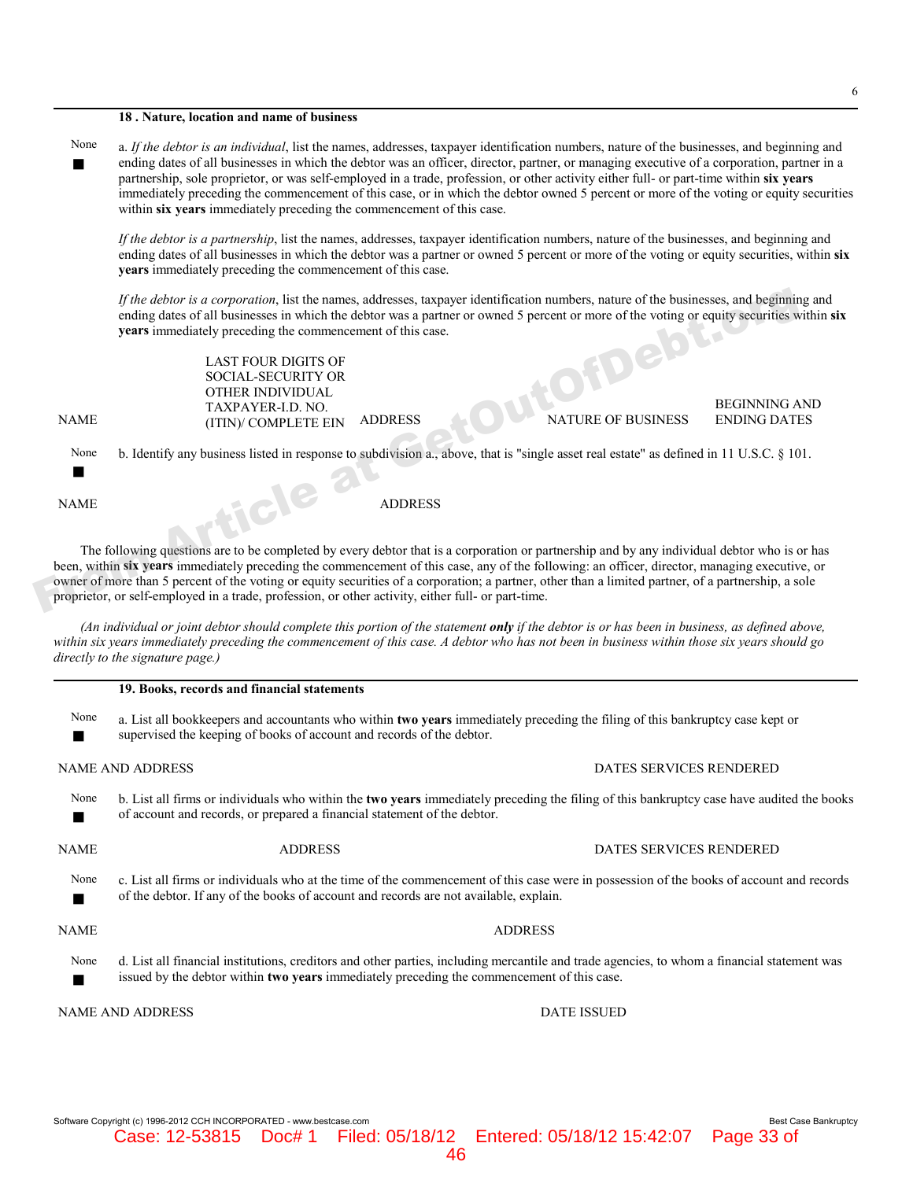**18 . Nature, location and name of business**

None ■ a. *If the debtor is an individual*, list the names, addresses, taxpayer identification numbers, nature of the businesses, and beginning and ending dates of all businesses in which the debtor was an officer, director, partner, or managing executive of a corporation, partner in a partnership, sole proprietor, or was self-employed in a trade, profession, or other activity either full- or part-time within **six years** immediately preceding the commencement of this case, or in which the debtor owned 5 percent or more of the voting or equity securities within **six years** immediately preceding the commencement of this case.

*If the debtor is a partnership*, list the names, addresses, taxpayer identification numbers, nature of the businesses, and beginning and ending dates of all businesses in which the debtor was a partner or owned 5 percent or more of the voting or equity securities, within **six years** immediately preceding the commencement of this case.

*If the debtor is a corporation*, list the names, addresses, taxpayer identification numbers, nature of the businesses, and beginning and ending dates of all businesses in which the debtor was a partner or owned 5 percent or more of the voting or equity securities within **six years** immediately preceding the commencement of this case.

| NAME | LAST FOUR DIGITS OF SOCIAL-SECURITY OR OTHER INDIVIDUAL TAXPAYER-I.D. NO. (ITIN)/ COMPLETE EIN | ADDRESS | NATURE OF BUSINESS | BEGINNING AND ENDING DATES |
|---|---|---|---|---|

None ■ b. Identify any business listed in response to subdivision a., above, that is "single asset real estate" as defined in 11 U.S.C. § 101.

| NAME | ADDRESS |
|---|---|

The following questions are to be completed by every debtor that is a corporation or partnership and by any individual debtor who is or has been, within **six years** immediately preceding the commencement of this case, any of the following: an officer, director, managing executive, or owner of more than 5 percent of the voting or equity securities of a corporation; a partner, other than a limited partner, of a partnership, a sole proprietor, or self-employed in a trade, profession, or other activity, either full- or part-time.

*(An individual or joint debtor should complete this portion of the statement **only** if the debtor is or has been in business, as defined above, within six years immediately preceding the commencement of this case. A debtor who has not been in business within those six years should go directly to the signature page.)*

**19. Books, records and financial statements**

None ■ a. List all bookkeepers and accountants who within **two years** immediately preceding the filing of this bankruptcy case kept or supervised the keeping of books of account and records of the debtor.

| NAME AND ADDRESS | DATES SERVICES RENDERED |
|---|---|

None ■ b. List all firms or individuals who within the **two years** immediately preceding the filing of this bankruptcy case have audited the books of account and records, or prepared a financial statement of the debtor.

| NAME | ADDRESS | DATES SERVICES RENDERED |
|---|---|---|

None ■ c. List all firms or individuals who at the time of the commencement of this case were in possession of the books of account and records of the debtor. If any of the books of account and records are not available, explain.

| NAME | ADDRESS |
|---|---|

None ■ d. List all financial institutions, creditors and other parties, including mercantile and trade agencies, to whom a financial statement was issued by the debtor within **two years** immediately preceding the commencement of this case.

| NAME AND ADDRESS | DATE ISSUED |
|---|---|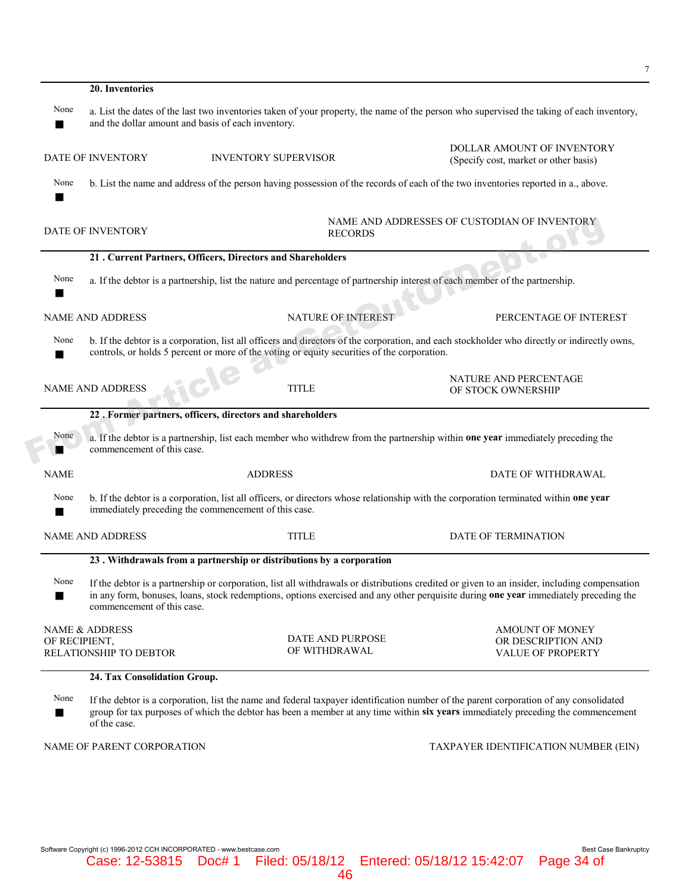**20. Inventories**

None ■ a. List the dates of the last two inventories taken of your property, the name of the person who supervised the taking of each inventory, and the dollar amount and basis of each inventory.

| DATE OF INVENTORY | INVENTORY SUPERVISOR | DOLLAR AMOUNT OF INVENTORY (Specify cost, market or other basis) |
|---|---|---|

None ■ b. List the name and address of the person having possession of the records of each of the two inventories reported in a., above.

| DATE OF INVENTORY | NAME AND ADDRESSES OF CUSTODIAN OF INVENTORY RECORDS |
|---|---|

**21 . Current Partners, Officers, Directors and Shareholders**

None ■ a. If the debtor is a partnership, list the nature and percentage of partnership interest of each member of the partnership.

| NAME AND ADDRESS | NATURE OF INTEREST | PERCENTAGE OF INTEREST |
|---|---|---|

None ■ b. If the debtor is a corporation, list all officers and directors of the corporation, and each stockholder who directly or indirectly owns, controls, or holds 5 percent or more of the voting or equity securities of the corporation.

| NAME AND ADDRESS | TITLE | NATURE AND PERCENTAGE OF STOCK OWNERSHIP |
|---|---|---|

**22 . Former partners, officers, directors and shareholders**

None ■ a. If the debtor is a partnership, list each member who withdrew from the partnership within **one year** immediately preceding the commencement of this case.

| NAME | ADDRESS | DATE OF WITHDRAWAL |
|---|---|---|

None ■ b. If the debtor is a corporation, list all officers, or directors whose relationship with the corporation terminated within **one year** immediately preceding the commencement of this case.

| NAME AND ADDRESS | TITLE | DATE OF TERMINATION |
|---|---|---|

**23 . Withdrawals from a partnership or distributions by a corporation**

None ■ If the debtor is a partnership or corporation, list all withdrawals or distributions credited or given to an insider, including compensation in any form, bonuses, loans, stock redemptions, options exercised and any other perquisite during **one year** immediately preceding the commencement of this case.

| NAME & ADDRESS OF RECIPIENT, RELATIONSHIP TO DEBTOR | DATE AND PURPOSE OF WITHDRAWAL | AMOUNT OF MONEY OR DESCRIPTION AND VALUE OF PROPERTY |
|---|---|---|

**24. Tax Consolidation Group.**

None ■ If the debtor is a corporation, list the name and federal taxpayer identification number of the parent corporation of any consolidated group for tax purposes of which the debtor has been a member at any time within **six years** immediately preceding the commencement of the case.

| NAME OF PARENT CORPORATION | TAXPAYER IDENTIFICATION NUMBER (EIN) |
|---|---|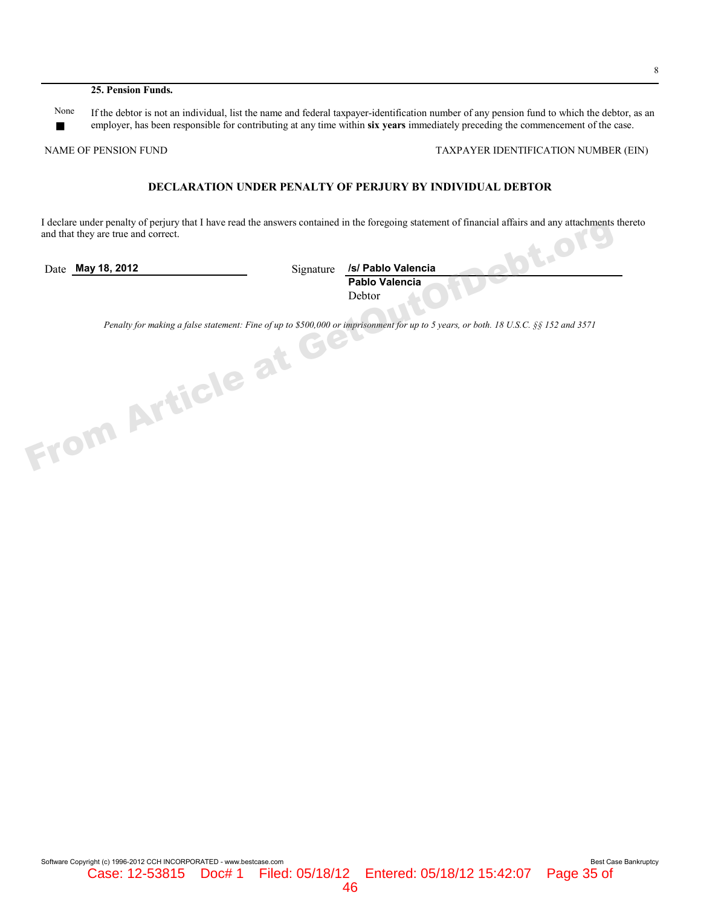**25. Pension Funds.**

None ■ If the debtor is not an individual, list the name and federal taxpayer-identification number of any pension fund to which the debtor, as an employer, has been responsible for contributing at any time within **six years** immediately preceding the commencement of the case.

| NAME OF PENSION FUND | TAXPAYER IDENTIFICATION NUMBER (EIN) |
| --- | --- |

## DECLARATION UNDER PENALTY OF PERJURY BY INDIVIDUAL DEBTOR

I declare under penalty of perjury that I have read the answers contained in the foregoing statement of financial affairs and any attachments thereto and that they are true and correct.

Date **May 18, 2012** Signature **/s/ Pablo Valencia**
**Pablo Valencia**
Debtor

*Penalty for making a false statement: Fine of up to $500,000 or imprisonment for up to 5 years, or both. 18 U.S.C. §§ 152 and 3571*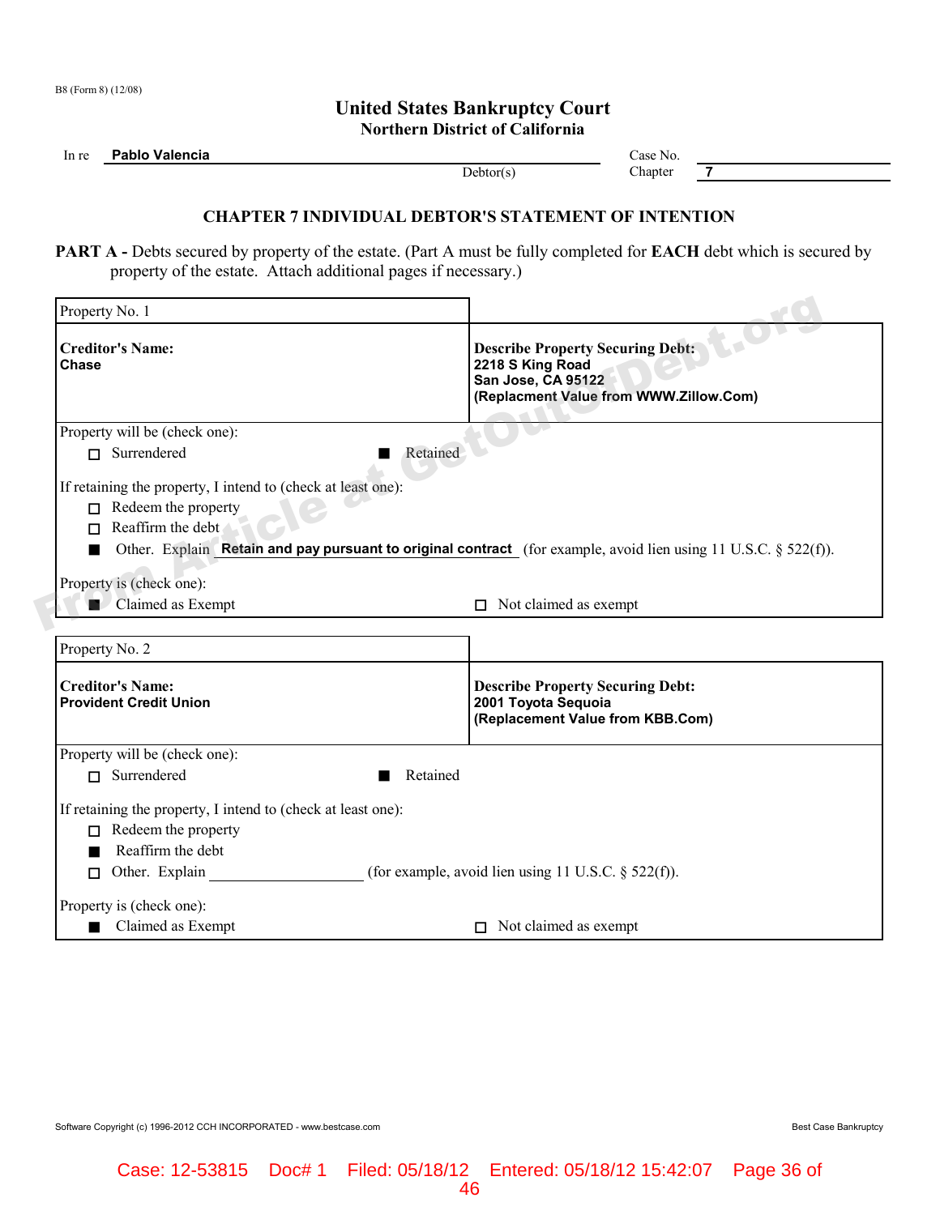B8 (Form 8) (12/08)

# United States Bankruptcy Court
## Northern District of California

In re **Pablo Valencia** Debtor(s)

Case No.
Chapter **7**

### CHAPTER 7 INDIVIDUAL DEBTOR'S STATEMENT OF INTENTION

**PART A -** Debts secured by property of the estate. (Part A must be fully completed for **EACH** debt which is secured by property of the estate. Attach additional pages if necessary.)

| Property No. 1 | |
|---|---|
| **Creditor's Name:**<br>**Chase** | **Describe Property Securing Debt:**<br>**2218 S King Road**<br>**San Jose, CA 95122**<br>**(Replacment Value from WWW.Zillow.Com)** |

Property will be (check one):
- ☐ Surrendered
- ■ Retained

If retaining the property, I intend to (check at least one):
- ☐ Redeem the property
- ☐ Reaffirm the debt
- ■ Other. Explain **Retain and pay pursuant to original contract** (for example, avoid lien using 11 U.S.C. § 522(f)).

Property is (check one):
- ■ Claimed as Exempt
- ☐ Not claimed as exempt

| Property No. 2 | |
|---|---|
| **Creditor's Name:**<br>**Provident Credit Union** | **Describe Property Securing Debt:**<br>**2001 Toyota Sequoia**<br>**(Replacement Value from KBB.Com)** |

Property will be (check one):
- ☐ Surrendered
- ■ Retained

If retaining the property, I intend to (check at least one):
- ☐ Redeem the property
- ■ Reaffirm the debt
- ☐ Other. Explain ____________________ (for example, avoid lien using 11 U.S.C. § 522(f)).

Property is (check one):
- ■ Claimed as Exempt
- ☐ Not claimed as exempt

Software Copyright (c) 1996-2012 CCH INCORPORATED - www.bestcase.com Best Case Bankruptcy

Case: 12-53815 Doc# 1 Filed: 05/18/12 Entered: 05/18/12 15:42:07 Page 36 of 46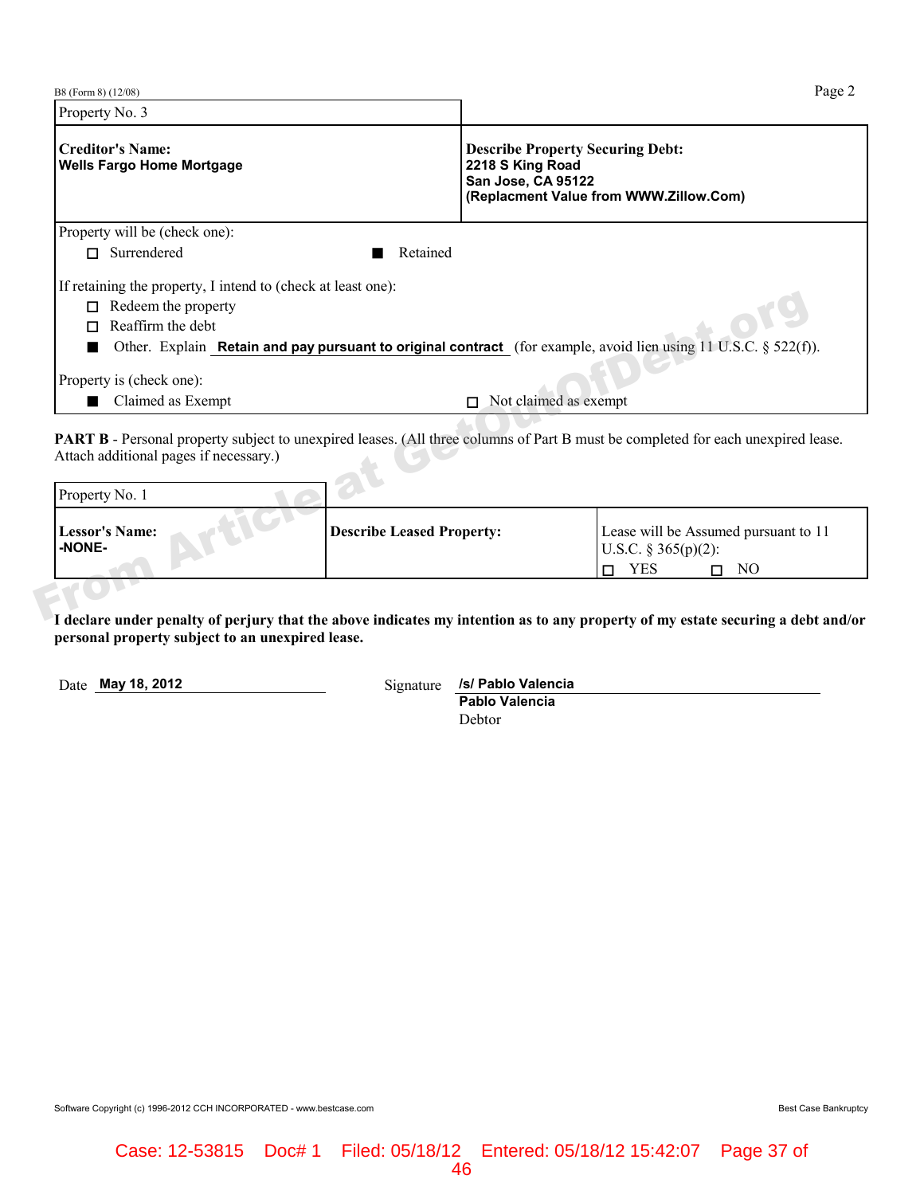B8 (Form 8) (12/08)

| Property No. 3 | |
|---|---|
| **Creditor's Name:**<br>**Wells Fargo Home Mortgage** | **Describe Property Securing Debt:**<br>**2218 S King Road**<br>**San Jose, CA 95122**<br>**(Replacment Value from WWW.Zillow.Com)** |

Property will be (check one):

☐ Surrendered ■ Retained

If retaining the property, I intend to (check at least one):

☐ Redeem the property

☐ Reaffirm the debt

■ Other. Explain **Retain and pay pursuant to original contract** (for example, avoid lien using 11 U.S.C. § 522(f)).

Property is (check one):

■ Claimed as Exempt ☐ Not claimed as exempt

**PART B** - Personal property subject to unexpired leases. (All three columns of Part B must be completed for each unexpired lease. Attach additional pages if necessary.)

| Property No. 1 | | |
|---|---|---|
| **Lessor's Name:**<br>**-NONE-** | **Describe Leased Property:** | Lease will be Assumed pursuant to 11 U.S.C. § 365(p)(2):<br>☐ YES ☐ NO |

**I declare under penalty of perjury that the above indicates my intention as to any property of my estate securing a debt and/or personal property subject to an unexpired lease.**

Date **May 18, 2012** Signature **/s/ Pablo Valencia**
**Pablo Valencia**
Debtor

Software Copyright (c) 1996-2012 CCH INCORPORATED - www.bestcase.com Best Case Bankruptcy

Case: 12-53815 Doc# 1 Filed: 05/18/12 Entered: 05/18/12 15:42:07 Page 37 of 46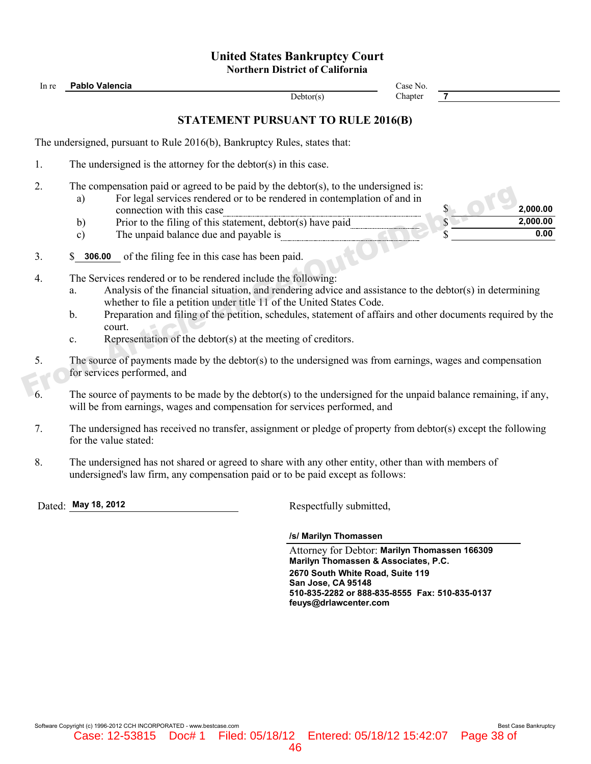# United States Bankruptcy Court
## Northern District of California

In re **Pablo Valencia**, Debtor(s)

Case No.

Chapter **7**

## STATEMENT PURSUANT TO RULE 2016(B)

The undersigned, pursuant to Rule 2016(b), Bankruptcy Rules, states that:

1. The undersigned is the attorney for the debtor(s) in this case.

2. The compensation paid or agreed to be paid by the debtor(s), to the undersigned is:
   a) For legal services rendered or to be rendered in contemplation of and in connection with this case ............ $ **2,000.00**
   b) Prior to the filing of this statement, debtor(s) have paid ............ $ **2,000.00**
   c) The unpaid balance due and payable is ............ $ **0.00**

3. $ **306.00** of the filing fee in this case has been paid.

4. The Services rendered or to be rendered include the following:
   a. Analysis of the financial situation, and rendering advice and assistance to the debtor(s) in determining whether to file a petition under title 11 of the United States Code.
   b. Preparation and filing of the petition, schedules, statement of affairs and other documents required by the court.
   c. Representation of the debtor(s) at the meeting of creditors.

5. The source of payments made by the debtor(s) to the undersigned was from earnings, wages and compensation for services performed, and

6. The source of payments to be made by the debtor(s) to the undersigned for the unpaid balance remaining, if any, will be from earnings, wages and compensation for services performed, and

7. The undersigned has received no transfer, assignment or pledge of property from debtor(s) except the following for the value stated:

8. The undersigned has not shared or agreed to share with any other entity, other than with members of undersigned's law firm, any compensation paid or to be paid except as follows:

Dated: **May 18, 2012**

Respectfully submitted,

**/s/ Marilyn Thomassen**

Attorney for Debtor: **Marilyn Thomassen 166309**
**Marilyn Thomassen & Associates, P.C.**
**2670 South White Road, Suite 119**
**San Jose, CA 95148**
**510-835-2282 or 888-835-8555 Fax: 510-835-0137**
**feuys@drlawcenter.com**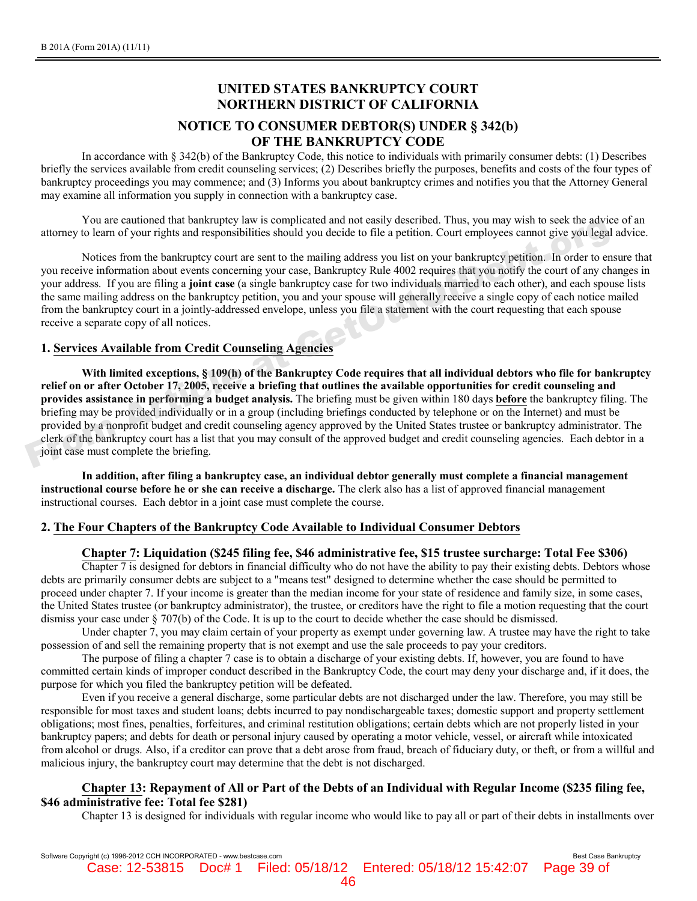B 201A (Form 201A) (11/11)

# UNITED STATES BANKRUPTCY COURT
# NORTHERN DISTRICT OF CALIFORNIA

## NOTICE TO CONSUMER DEBTOR(S) UNDER § 342(b) OF THE BANKRUPTCY CODE

In accordance with § 342(b) of the Bankruptcy Code, this notice to individuals with primarily consumer debts: (1) Describes briefly the services available from credit counseling services; (2) Describes briefly the purposes, benefits and costs of the four types of bankruptcy proceedings you may commence; and (3) Informs you about bankruptcy crimes and notifies you that the Attorney General may examine all information you supply in connection with a bankruptcy case.

You are cautioned that bankruptcy law is complicated and not easily described. Thus, you may wish to seek the advice of an attorney to learn of your rights and responsibilities should you decide to file a petition. Court employees cannot give you legal advice.

Notices from the bankruptcy court are sent to the mailing address you list on your bankruptcy petition. In order to ensure that you receive information about events concerning your case, Bankruptcy Rule 4002 requires that you notify the court of any changes in your address. If you are filing a **joint case** (a single bankruptcy case for two individuals married to each other), and each spouse lists the same mailing address on the bankruptcy petition, you and your spouse will generally receive a single copy of each notice mailed from the bankruptcy court in a jointly-addressed envelope, unless you file a statement with the court requesting that each spouse receive a separate copy of all notices.

### 1. Services Available from Credit Counseling Agencies

**With limited exceptions, § 109(h) of the Bankruptcy Code requires that all individual debtors who file for bankruptcy relief on or after October 17, 2005, receive a briefing that outlines the available opportunities for credit counseling and provides assistance in performing a budget analysis.** The briefing must be given within 180 days **before** the bankruptcy filing. The briefing may be provided individually or in a group (including briefings conducted by telephone or on the Internet) and must be provided by a nonprofit budget and credit counseling agency approved by the United States trustee or bankruptcy administrator. The clerk of the bankruptcy court has a list that you may consult of the approved budget and credit counseling agencies. Each debtor in a joint case must complete the briefing.

**In addition, after filing a bankruptcy case, an individual debtor generally must complete a financial management instructional course before he or she can receive a discharge.** The clerk also has a list of approved financial management instructional courses. Each debtor in a joint case must complete the course.

### 2. The Four Chapters of the Bankruptcy Code Available to Individual Consumer Debtors

**Chapter 7: Liquidation ($245 filing fee, $46 administrative fee, $15 trustee surcharge: Total Fee $306)**

Chapter 7 is designed for debtors in financial difficulty who do not have the ability to pay their existing debts. Debtors whose debts are primarily consumer debts are subject to a "means test" designed to determine whether the case should be permitted to proceed under chapter 7. If your income is greater than the median income for your state of residence and family size, in some cases, the United States trustee (or bankruptcy administrator), the trustee, or creditors have the right to file a motion requesting that the court dismiss your case under § 707(b) of the Code. It is up to the court to decide whether the case should be dismissed.

Under chapter 7, you may claim certain of your property as exempt under governing law. A trustee may have the right to take possession of and sell the remaining property that is not exempt and use the sale proceeds to pay your creditors.

The purpose of filing a chapter 7 case is to obtain a discharge of your existing debts. If, however, you are found to have committed certain kinds of improper conduct described in the Bankruptcy Code, the court may deny your discharge and, if it does, the purpose for which you filed the bankruptcy petition will be defeated.

Even if you receive a general discharge, some particular debts are not discharged under the law. Therefore, you may still be responsible for most taxes and student loans; debts incurred to pay nondischargeable taxes; domestic support and property settlement obligations; most fines, penalties, forfeitures, and criminal restitution obligations; certain debts which are not properly listed in your bankruptcy papers; and debts for death or personal injury caused by operating a motor vehicle, vessel, or aircraft while intoxicated from alcohol or drugs. Also, if a creditor can prove that a debt arose from fraud, breach of fiduciary duty, or theft, or from a willful and malicious injury, the bankruptcy court may determine that the debt is not discharged.

**Chapter 13: Repayment of All or Part of the Debts of an Individual with Regular Income ($235 filing fee, $46 administrative fee: Total fee $281)**

Chapter 13 is designed for individuals with regular income who would like to pay all or part of their debts in installments over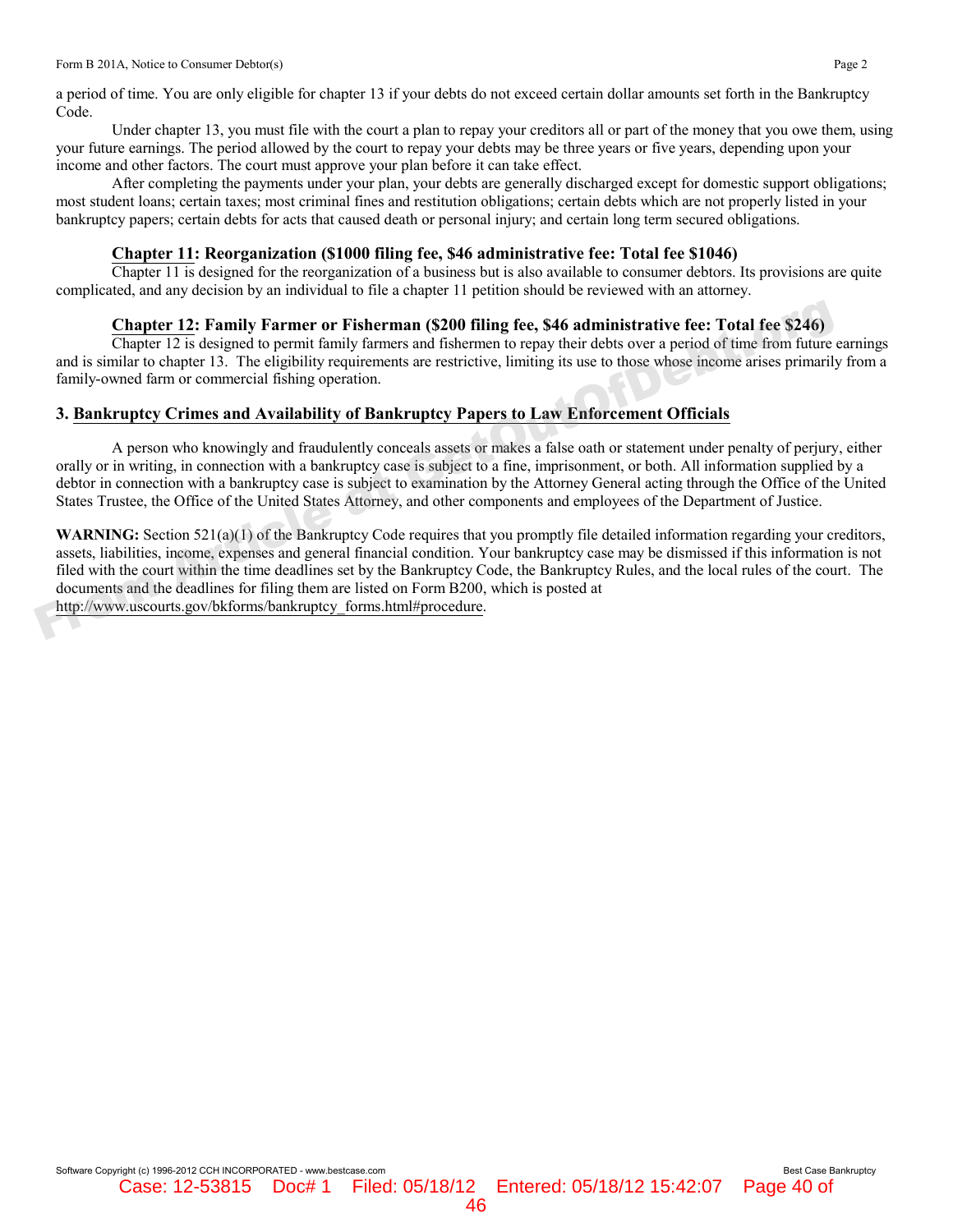a period of time. You are only eligible for chapter 13 if your debts do not exceed certain dollar amounts set forth in the Bankruptcy Code.

Under chapter 13, you must file with the court a plan to repay your creditors all or part of the money that you owe them, using your future earnings. The period allowed by the court to repay your debts may be three years or five years, depending upon your income and other factors. The court must approve your plan before it can take effect.

After completing the payments under your plan, your debts are generally discharged except for domestic support obligations; most student loans; certain taxes; most criminal fines and restitution obligations; certain debts which are not properly listed in your bankruptcy papers; certain debts for acts that caused death or personal injury; and certain long term secured obligations.

**Chapter 11: Reorganization ($1000 filing fee, $46 administrative fee: Total fee $1046)**

Chapter 11 is designed for the reorganization of a business but is also available to consumer debtors. Its provisions are quite complicated, and any decision by an individual to file a chapter 11 petition should be reviewed with an attorney.

**Chapter 12: Family Farmer or Fisherman ($200 filing fee, $46 administrative fee: Total fee $246)**

Chapter 12 is designed to permit family farmers and fishermen to repay their debts over a period of time from future earnings and is similar to chapter 13. The eligibility requirements are restrictive, limiting its use to those whose income arises primarily from a family-owned farm or commercial fishing operation.

## 3. Bankruptcy Crimes and Availability of Bankruptcy Papers to Law Enforcement Officials

A person who knowingly and fraudulently conceals assets or makes a false oath or statement under penalty of perjury, either orally or in writing, in connection with a bankruptcy case is subject to a fine, imprisonment, or both. All information supplied by a debtor in connection with a bankruptcy case is subject to examination by the Attorney General acting through the Office of the United States Trustee, the Office of the United States Attorney, and other components and employees of the Department of Justice.

**WARNING:** Section 521(a)(1) of the Bankruptcy Code requires that you promptly file detailed information regarding your creditors, assets, liabilities, income, expenses and general financial condition. Your bankruptcy case may be dismissed if this information is not filed with the court within the time deadlines set by the Bankruptcy Code, the Bankruptcy Rules, and the local rules of the court. The documents and the deadlines for filing them are listed on Form B200, which is posted at http://www.uscourts.gov/bkforms/bankruptcy_forms.html#procedure.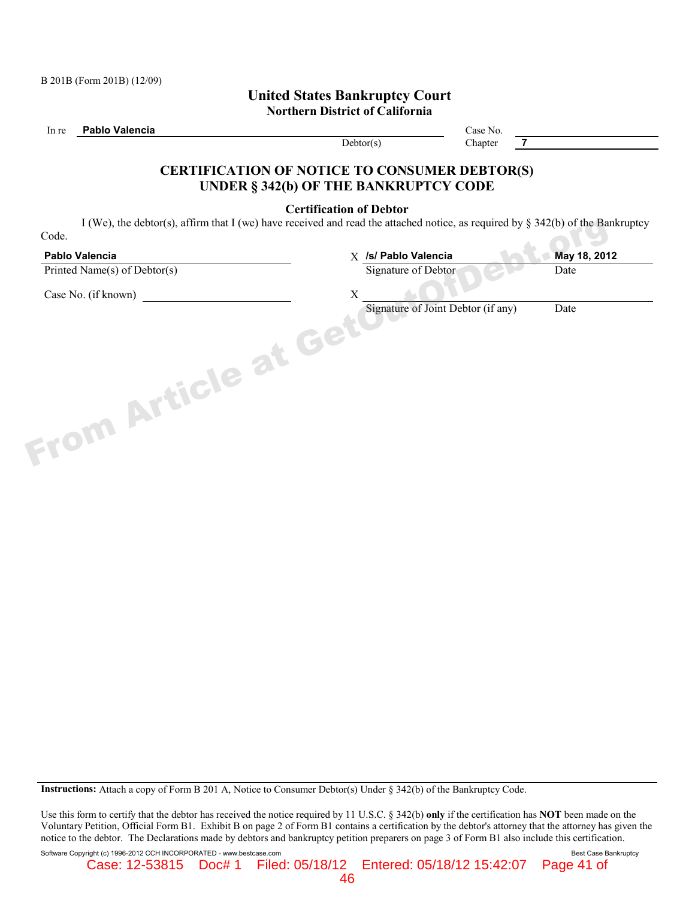B 201B (Form 201B) (12/09)

# United States Bankruptcy Court
## Northern District of California

In re **Pablo Valencia** Debtor(s)

Case No. ________

Chapter **7**

## CERTIFICATION OF NOTICE TO CONSUMER DEBTOR(S) UNDER § 342(b) OF THE BANKRUPTCY CODE

### Certification of Debtor

I (We), the debtor(s), affirm that I (we) have received and read the attached notice, as required by § 342(b) of the Bankruptcy Code.

| | | |
|---|---|---|
| **Pablo Valencia** | X **/s/ Pablo Valencia** | **May 18, 2012** |
| Printed Name(s) of Debtor(s) | Signature of Debtor | Date |
| Case No. (if known) ________ | X ________ | |
| | Signature of Joint Debtor (if any) | Date |

**Instructions:** Attach a copy of Form B 201 A, Notice to Consumer Debtor(s) Under § 342(b) of the Bankruptcy Code.

Use this form to certify that the debtor has received the notice required by 11 U.S.C. § 342(b) **only** if the certification has **NOT** been made on the Voluntary Petition, Official Form B1. Exhibit B on page 2 of Form B1 contains a certification by the debtor's attorney that the attorney has given the notice to the debtor. The Declarations made by debtors and bankruptcy petition preparers on page 3 of Form B1 also include this certification.

Software Copyright (c) 1996-2012 CCH INCORPORATED - www.bestcase.com Best Case Bankruptcy

Case: 12-53815 Doc# 1 Filed: 05/18/12 Entered: 05/18/12 15:42:07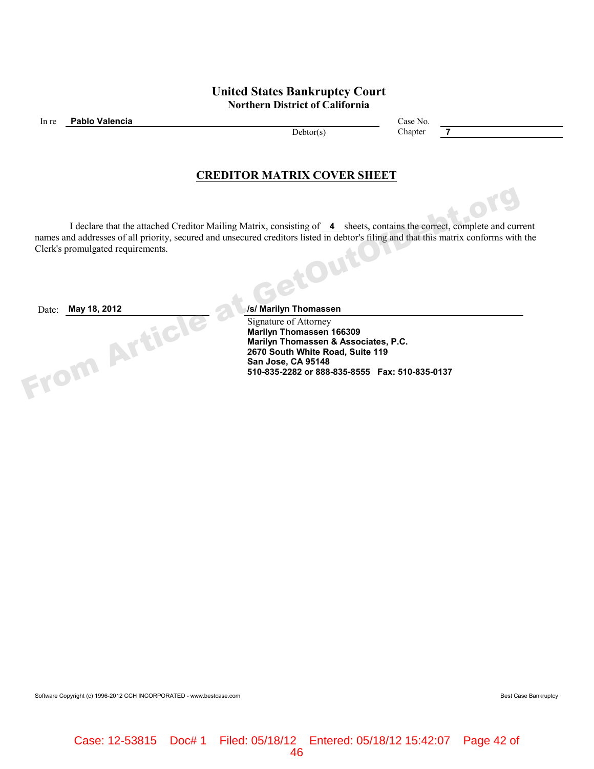# United States Bankruptcy Court
## Northern District of California

In re **Pablo Valencia**, Debtor(s)

Case No.
Chapter **7**

## CREDITOR MATRIX COVER SHEET

I declare that the attached Creditor Mailing Matrix, consisting of **4** sheets, contains the correct, complete and current names and addresses of all priority, secured and unsecured creditors listed in debtor's filing and that this matrix conforms with the Clerk's promulgated requirements.

Date: **May 18, 2012**

**/s/ Marilyn Thomassen**
Signature of Attorney
**Marilyn Thomassen 166309**
**Marilyn Thomassen & Associates, P.C.**
**2670 South White Road, Suite 119**
**San Jose, CA 95148**
**510-835-2282 or 888-835-8555 Fax: 510-835-0137**

Software Copyright (c) 1996-2012 CCH INCORPORATED - www.bestcase.com

Best Case Bankruptcy

Case: 12-53815 Doc# 1 Filed: 05/18/12 Entered: 05/18/12 15:42:07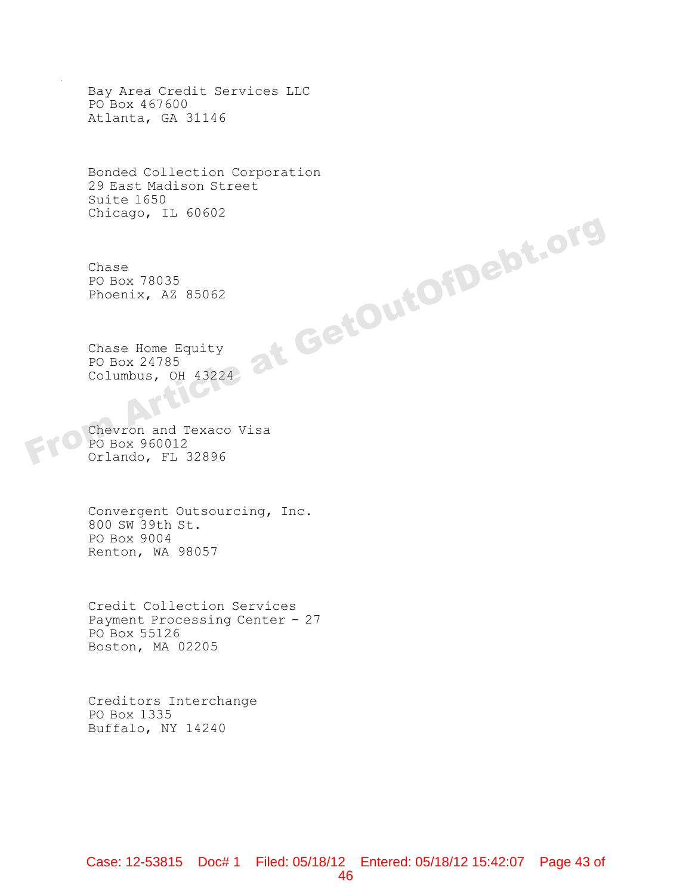Bay Area Credit Services LLC
PO Box 467600
Atlanta, GA 31146

Bonded Collection Corporation
29 East Madison Street
Suite 1650
Chicago, IL 60602

Chase
PO Box 78035
Phoenix, AZ 85062

Chase Home Equity
PO Box 24785
Columbus, OH 43224

Chevron and Texaco Visa
PO Box 960012
Orlando, FL 32896

Convergent Outsourcing, Inc.
800 SW 39th St.
PO Box 9004
Renton, WA 98057

Credit Collection Services
Payment Processing Center - 27
PO Box 55126
Boston, MA 02205

Creditors Interchange
PO Box 1335
Buffalo, NY 14240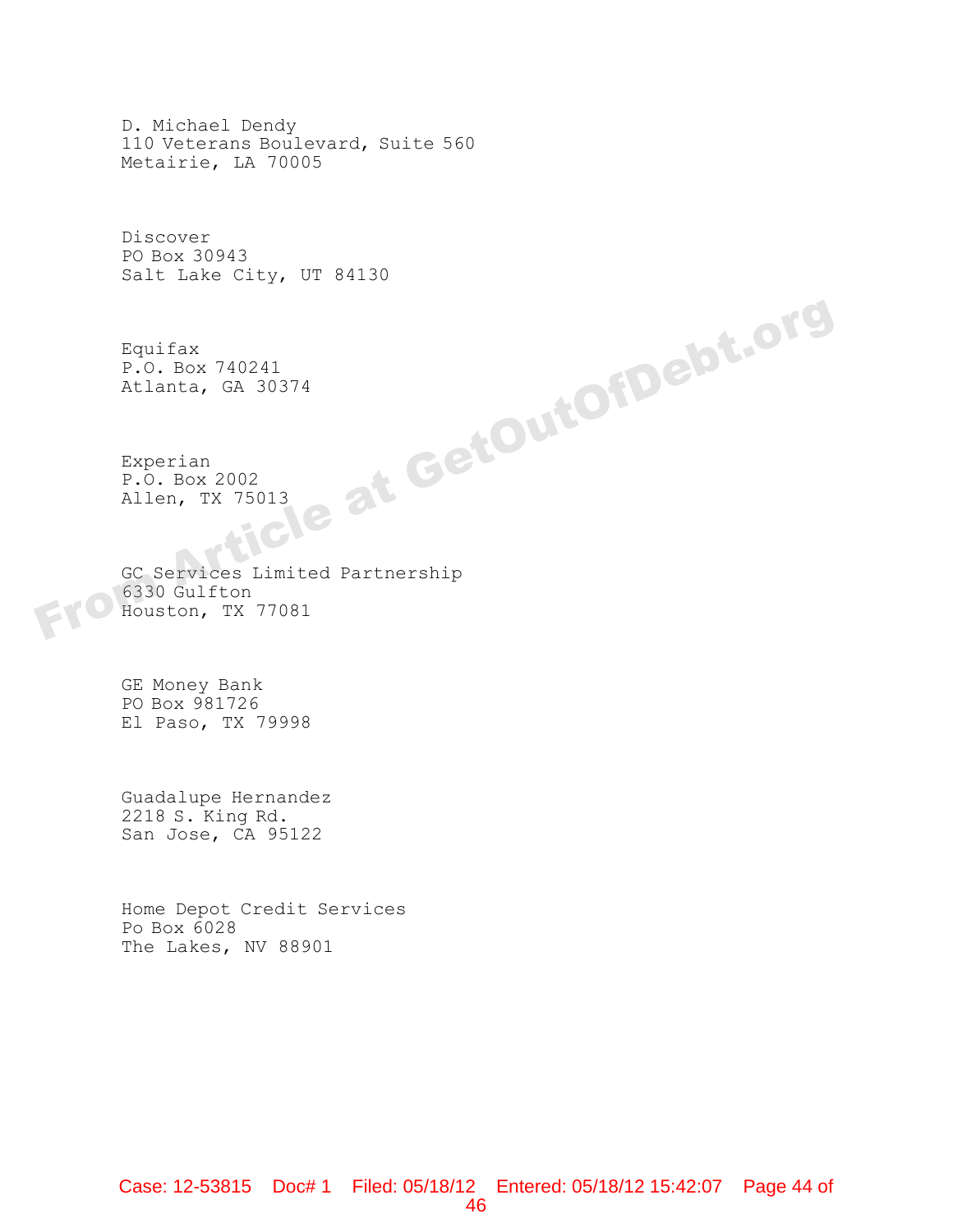D. Michael Dendy
110 Veterans Boulevard, Suite 560
Metairie, LA 70005

Discover
PO Box 30943
Salt Lake City, UT 84130

Equifax
P.O. Box 740241
Atlanta, GA 30374

Experian
P.O. Box 2002
Allen, TX 75013

GC Services Limited Partnership
6330 Gulfton
Houston, TX 77081

GE Money Bank
PO Box 981726
El Paso, TX 79998

Guadalupe Hernandez
2218 S. King Rd.
San Jose, CA 95122

Home Depot Credit Services
Po Box 6028
The Lakes, NV 88901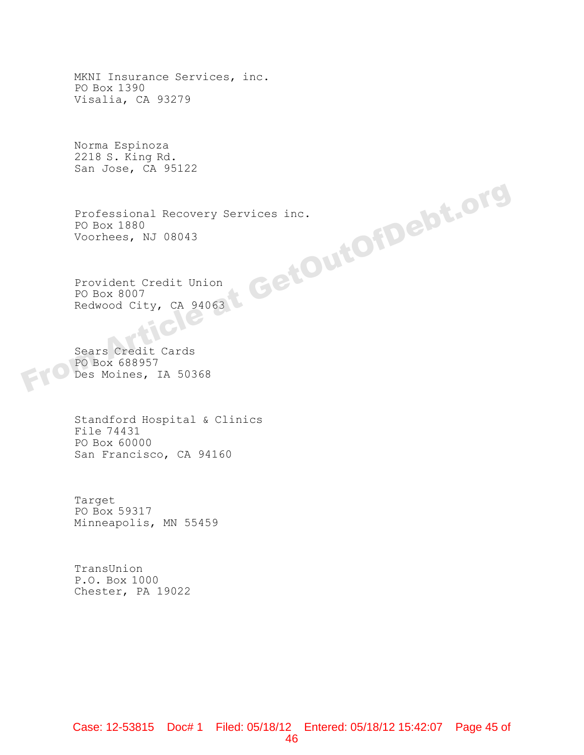MKNI Insurance Services, inc.
PO Box 1390
Visalia, CA 93279

Norma Espinoza
2218 S. King Rd.
San Jose, CA 95122

Professional Recovery Services inc.
PO Box 1880
Voorhees, NJ 08043

Provident Credit Union
PO Box 8007
Redwood City, CA 94063

Sears Credit Cards
PO Box 688957
Des Moines, IA 50368

Standford Hospital & Clinics
File 74431
PO Box 60000
San Francisco, CA 94160

Target
PO Box 59317
Minneapolis, MN 55459

TransUnion
P.O. Box 1000
Chester, PA 19022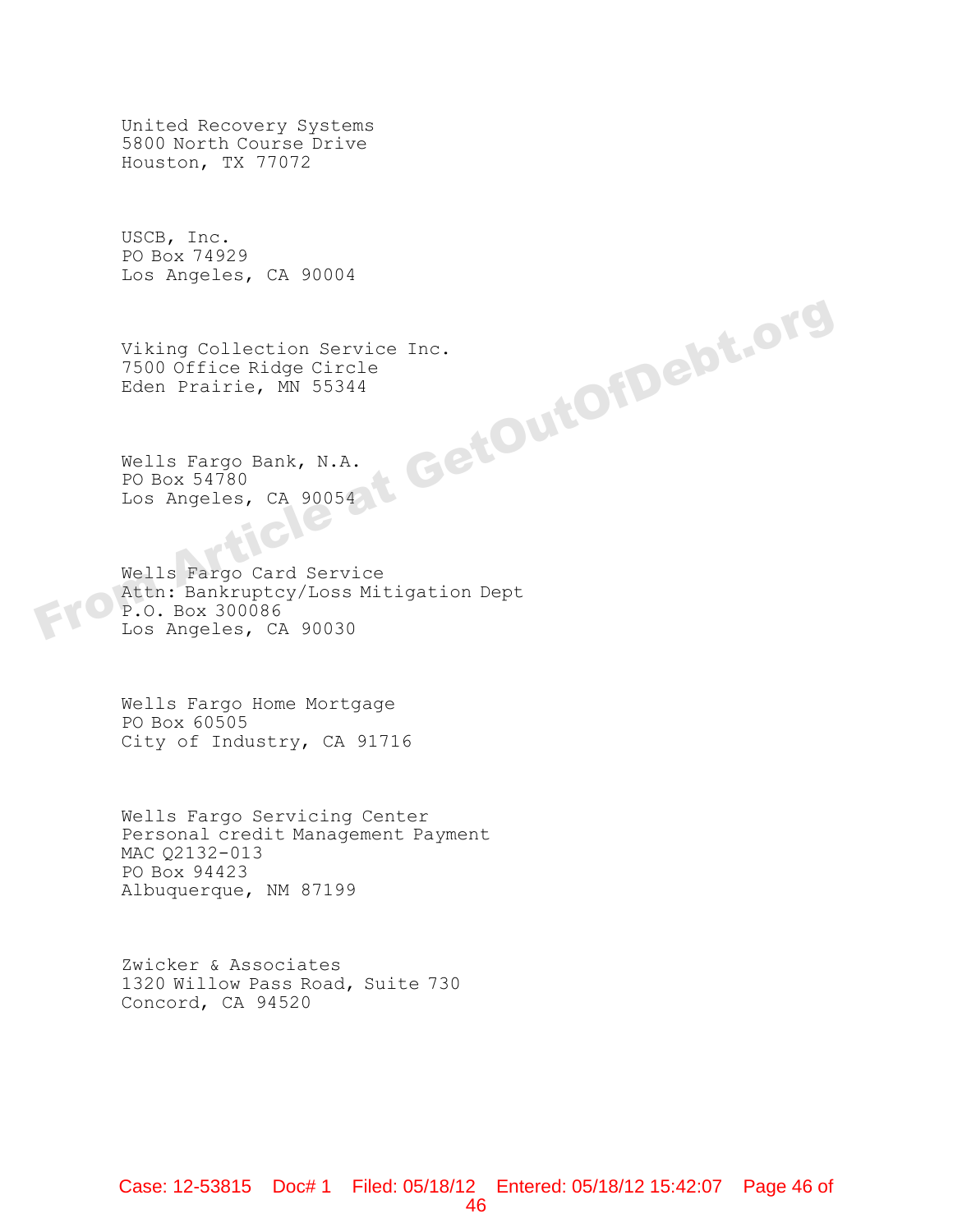United Recovery Systems
5800 North Course Drive
Houston, TX 77072

USCB, Inc.
PO Box 74929
Los Angeles, CA 90004

Viking Collection Service Inc.
7500 Office Ridge Circle
Eden Prairie, MN 55344

Wells Fargo Bank, N.A.
PO Box 54780
Los Angeles, CA 90054

Wells Fargo Card Service
Attn: Bankruptcy/Loss Mitigation Dept
P.O. Box 300086
Los Angeles, CA 90030

Wells Fargo Home Mortgage
PO Box 60505
City of Industry, CA 91716

Wells Fargo Servicing Center
Personal credit Management Payment
MAC Q2132-013
PO Box 94423
Albuquerque, NM 87199

Zwicker & Associates
1320 Willow Pass Road, Suite 730
Concord, CA 94520